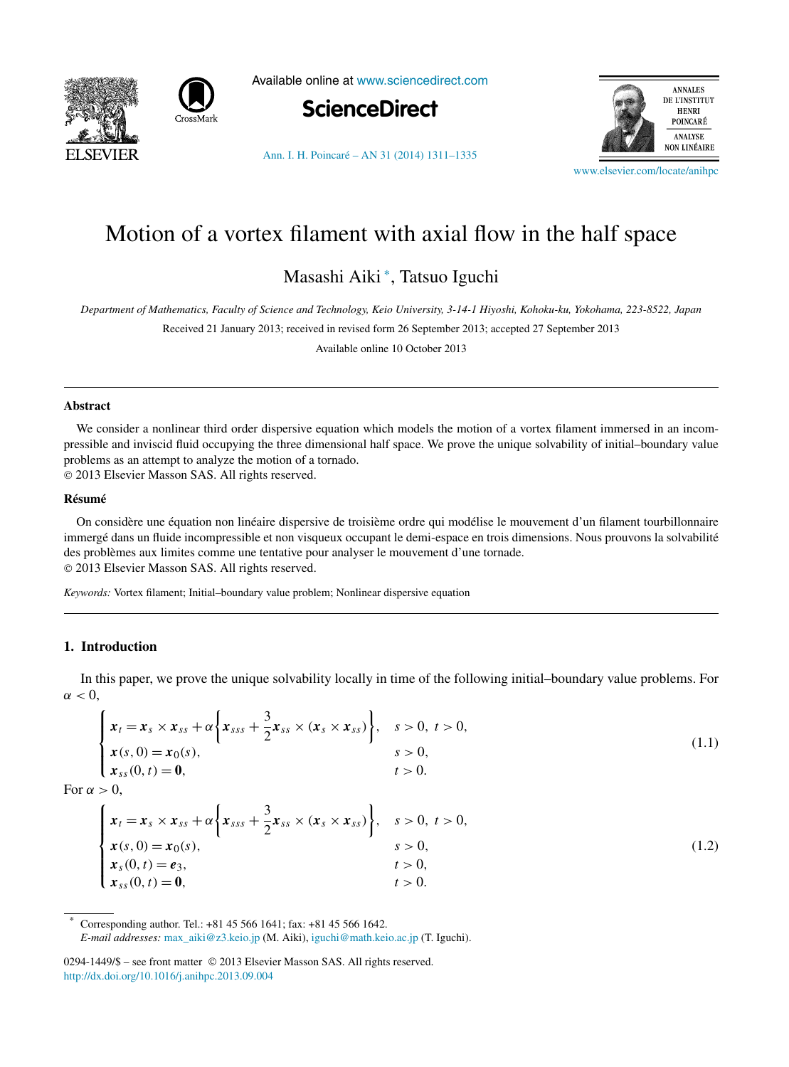# Motion of a vortex filament with axial flow in the half space

Masashi Aiki [*], Tatsuo Iguchi

*Department of Mathematics, Faculty of Science and Technology, Keio University, 3-14-1 Hiyoshi, Kohoku-ku, Yokohama, 223-8522, Japan*

Received 21 January 2013; received in revised form 26 September 2013; accepted 27 September 2013

Available online 10 October 2013

## Abstract

We consider a nonlinear third order dispersive equation which models the motion of a vortex filament immersed in an incompressible and inviscid fluid occupying the three dimensional half space. We prove the unique solvability of initial–boundary value problems as an attempt to analyze the motion of a tornado.

© 2013 Elsevier Masson SAS. All rights reserved.

## Résumé

On considère une équation non linéaire dispersive de troisième ordre qui modélise le mouvement d'un filament tourbillonnaire immergé dans un fluide incompressible et non visqueux occupant le demi-espace en trois dimensions. Nous prouvons la solvabilité des problèmes aux limites comme une tentative pour analyser le mouvement d'une tornade.

© 2013 Elsevier Masson SAS. All rights reserved.

*Keywords:* Vortex filament; Initial–boundary value problem; Nonlinear dispersive equation

## 1. Introduction

In this paper, we prove the unique solvability locally in time of the following initial–boundary value problems. For $\alpha < 0$,

$$
\begin{cases}
\boldsymbol{x}_t = \boldsymbol{x}_s \times \boldsymbol{x}_{ss} + \alpha\left\{\boldsymbol{x}_{sss} + \dfrac{3}{2}\boldsymbol{x}_{ss} \times (\boldsymbol{x}_s \times \boldsymbol{x}_{ss})\right\}, & s > 0,\ t > 0, \\
\boldsymbol{x}(s,0) = \boldsymbol{x}_0(s), & s > 0, \\
\boldsymbol{x}_{ss}(0,t) = \boldsymbol{0}, & t > 0.
\end{cases}
\tag{1.1}
$$

For $\alpha > 0$,

$$
\begin{cases}
\boldsymbol{x}_t = \boldsymbol{x}_s \times \boldsymbol{x}_{ss} + \alpha\left\{\boldsymbol{x}_{sss} + \dfrac{3}{2}\boldsymbol{x}_{ss} \times (\boldsymbol{x}_s \times \boldsymbol{x}_{ss})\right\}, & s > 0,\ t > 0, \\
\boldsymbol{x}(s,0) = \boldsymbol{x}_0(s), & s > 0, \\
\boldsymbol{x}_s(0,t) = \boldsymbol{e}_3, & t > 0, \\
\boldsymbol{x}_{ss}(0,t) = \boldsymbol{0}, & t > 0.
\end{cases}
\tag{1.2}
$$

[*] Corresponding author. Tel.: +81 45 566 1641; fax: +81 45 566 1642.
*E-mail addresses:* max_aiki@z3.keio.jp (M. Aiki), iguchi@math.keio.ac.jp (T. Iguchi).

0294-1449/$ – see front matter © 2013 Elsevier Masson SAS. All rights reserved.
http://dx.doi.org/10.1016/j.anihpc.2013.09.004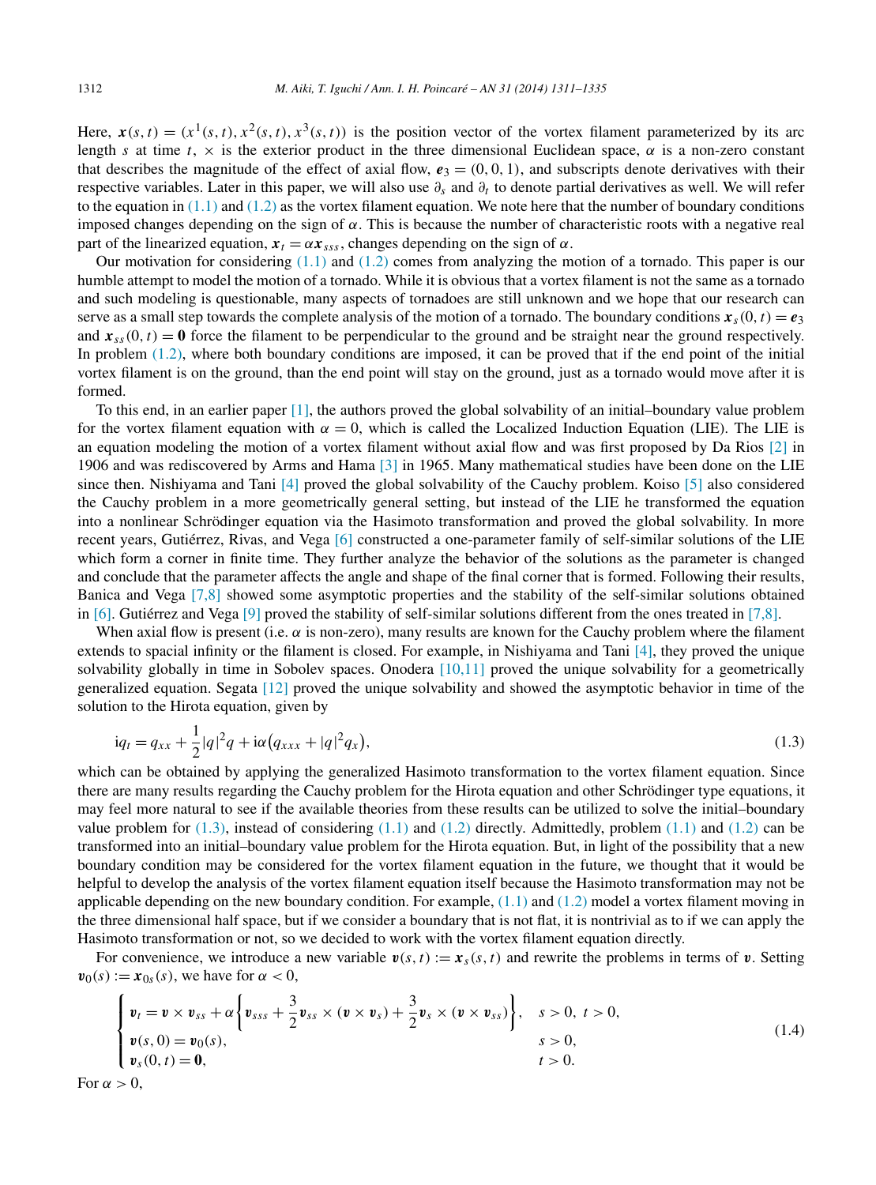Here, $\boldsymbol{x}(s,t) = (x^1(s,t), x^2(s,t), x^3(s,t))$ is the position vector of the vortex filament parameterized by its arc length $s$ at time $t$, $\times$ is the exterior product in the three dimensional Euclidean space, $\alpha$ is a non-zero constant that describes the magnitude of the effect of axial flow, $\boldsymbol{e}_3 = (0,0,1)$, and subscripts denote derivatives with their respective variables. Later in this paper, we will also use $\partial_s$ and $\partial_t$ to denote partial derivatives as well. We will refer to the equation in (1.1) and (1.2) as the vortex filament equation. We note here that the number of boundary conditions imposed changes depending on the sign of $\alpha$. This is because the number of characteristic roots with a negative real part of the linearized equation, $\boldsymbol{x}_t = \alpha \boldsymbol{x}_{sss}$, changes depending on the sign of $\alpha$.

Our motivation for considering (1.1) and (1.2) comes from analyzing the motion of a tornado. This paper is our humble attempt to model the motion of a tornado. While it is obvious that a vortex filament is not the same as a tornado and such modeling is questionable, many aspects of tornadoes are still unknown and we hope that our research can serve as a small step towards the complete analysis of the motion of a tornado. The boundary conditions $\boldsymbol{x}_s(0,t) = \boldsymbol{e}_3$ and $\boldsymbol{x}_{ss}(0,t) = \boldsymbol{0}$ force the filament to be perpendicular to the ground and be straight near the ground respectively. In problem (1.2), where both boundary conditions are imposed, it can be proved that if the end point of the initial vortex filament is on the ground, than the end point will stay on the ground, just as a tornado would move after it is formed.

To this end, in an earlier paper [1], the authors proved the global solvability of an initial–boundary value problem for the vortex filament equation with $\alpha = 0$, which is called the Localized Induction Equation (LIE). The LIE is an equation modeling the motion of a vortex filament without axial flow and was first proposed by Da Rios [2] in 1906 and was rediscovered by Arms and Hama [3] in 1965. Many mathematical studies have been done on the LIE since then. Nishiyama and Tani [4] proved the global solvability of the Cauchy problem. Koiso [5] also considered the Cauchy problem in a more geometrically general setting, but instead of the LIE he transformed the equation into a nonlinear Schrödinger equation via the Hasimoto transformation and proved the global solvability. In more recent years, Gutiérrez, Rivas, and Vega [6] constructed a one-parameter family of self-similar solutions of the LIE which form a corner in finite time. They further analyze the behavior of the solutions as the parameter is changed and conclude that the parameter affects the angle and shape of the final corner that is formed. Following their results, Banica and Vega [7,8] showed some asymptotic properties and the stability of the self-similar solutions obtained in [6]. Gutiérrez and Vega [9] proved the stability of self-similar solutions different from the ones treated in [7,8].

When axial flow is present (i.e. $\alpha$ is non-zero), many results are known for the Cauchy problem where the filament extends to spacial infinity or the filament is closed. For example, in Nishiyama and Tani [4], they proved the unique solvability globally in time in Sobolev spaces. Onodera [10,11] proved the unique solvability for a geometrically generalized equation. Segata [12] proved the unique solvability and showed the asymptotic behavior in time of the solution to the Hirota equation, given by

$$\mathrm{i}q_t = q_{xx} + \frac{1}{2}|q|^2 q + \mathrm{i}\alpha\big(q_{xxx} + |q|^2 q_x\big), \tag{1.3}$$

which can be obtained by applying the generalized Hasimoto transformation to the vortex filament equation. Since there are many results regarding the Cauchy problem for the Hirota equation and other Schrödinger type equations, it may feel more natural to see if the available theories from these results can be utilized to solve the initial–boundary value problem for (1.3), instead of considering (1.1) and (1.2) directly. Admittedly, problem (1.1) and (1.2) can be transformed into an initial–boundary value problem for the Hirota equation. But, in light of the possibility that a new boundary condition may be considered for the vortex filament equation in the future, we thought that it would be helpful to develop the analysis of the vortex filament equation itself because the Hasimoto transformation may not be applicable depending on the new boundary condition. For example, (1.1) and (1.2) model a vortex filament moving in the three dimensional half space, but if we consider a boundary that is not flat, it is nontrivial as to if we can apply the Hasimoto transformation or not, so we decided to work with the vortex filament equation directly.

For convenience, we introduce a new variable $\boldsymbol{v}(s,t) := \boldsymbol{x}_s(s,t)$ and rewrite the problems in terms of $\boldsymbol{v}$. Setting $\boldsymbol{v}_0(s) := \boldsymbol{x}_{0s}(s)$, we have for $\alpha < 0$,

$$\begin{cases} \boldsymbol{v}_t = \boldsymbol{v} \times \boldsymbol{v}_{ss} + \alpha\left\{\boldsymbol{v}_{sss} + \dfrac{3}{2}\boldsymbol{v}_{ss} \times (\boldsymbol{v} \times \boldsymbol{v}_s) + \dfrac{3}{2}\boldsymbol{v}_s \times (\boldsymbol{v} \times \boldsymbol{v}_{ss})\right\}, & s > 0,\ t > 0, \\ \boldsymbol{v}(s,0) = \boldsymbol{v}_0(s), & s > 0, \\ \boldsymbol{v}_s(0,t) = \boldsymbol{0}, & t > 0. \end{cases} \tag{1.4}$$

For $\alpha > 0$,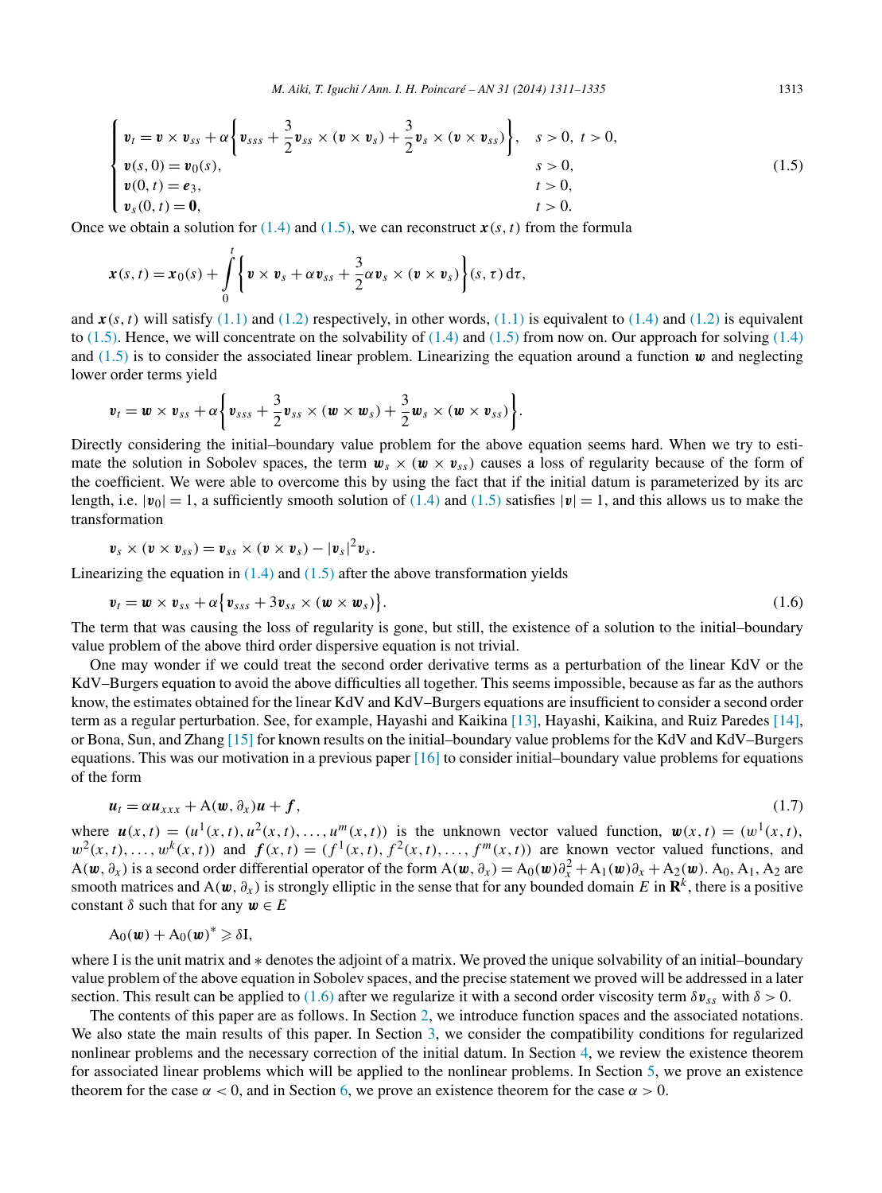$$
\begin{cases}
\boldsymbol{v}_t = \boldsymbol{v} \times \boldsymbol{v}_{ss} + \alpha \left\{ \boldsymbol{v}_{sss} + \dfrac{3}{2} \boldsymbol{v}_{ss} \times (\boldsymbol{v} \times \boldsymbol{v}_s) + \dfrac{3}{2} \boldsymbol{v}_s \times (\boldsymbol{v} \times \boldsymbol{v}_{ss}) \right\}, & s > 0,\ t > 0, \\
\boldsymbol{v}(s, 0) = \boldsymbol{v}_0(s), & s > 0, \\
\boldsymbol{v}(0, t) = \boldsymbol{e}_3, & t > 0, \\
\boldsymbol{v}_s(0, t) = \boldsymbol{0}, & t > 0.
\end{cases}
\tag{1.5}
$$

Once we obtain a solution for (1.4) and (1.5), we can reconstruct $\boldsymbol{x}(s,t)$ from the formula

$$
\boldsymbol{x}(s, t) = \boldsymbol{x}_0(s) + \int_0^t \left\{ \boldsymbol{v} \times \boldsymbol{v}_s + \alpha \boldsymbol{v}_{ss} + \frac{3}{2} \alpha \boldsymbol{v}_s \times (\boldsymbol{v} \times \boldsymbol{v}_s) \right\} (s, \tau)\, \mathrm{d}\tau,
$$

and $\boldsymbol{x}(s,t)$ will satisfy (1.1) and (1.2) respectively, in other words, (1.1) is equivalent to (1.4) and (1.2) is equivalent to (1.5). Hence, we will concentrate on the solvability of (1.4) and (1.5) from now on. Our approach for solving (1.4) and (1.5) is to consider the associated linear problem. Linearizing the equation around a function $\boldsymbol{w}$ and neglecting lower order terms yield

$$
\boldsymbol{v}_t = \boldsymbol{w} \times \boldsymbol{v}_{ss} + \alpha \left\{ \boldsymbol{v}_{sss} + \frac{3}{2} \boldsymbol{v}_{ss} \times (\boldsymbol{w} \times \boldsymbol{w}_s) + \frac{3}{2} \boldsymbol{w}_s \times (\boldsymbol{w} \times \boldsymbol{v}_{ss}) \right\}.
$$

Directly considering the initial–boundary value problem for the above equation seems hard. When we try to estimate the solution in Sobolev spaces, the term $\boldsymbol{w}_s \times (\boldsymbol{w} \times \boldsymbol{v}_{ss})$ causes a loss of regularity because of the form of the coefficient. We were able to overcome this by using the fact that if the initial datum is parameterized by its arc length, i.e. $|\boldsymbol{v}_0| = 1$, a sufficiently smooth solution of (1.4) and (1.5) satisfies $|\boldsymbol{v}| = 1$, and this allows us to make the transformation

$$
\boldsymbol{v}_s \times (\boldsymbol{v} \times \boldsymbol{v}_{ss}) = \boldsymbol{v}_{ss} \times (\boldsymbol{v} \times \boldsymbol{v}_s) - |\boldsymbol{v}_s|^2 \boldsymbol{v}_s.
$$

Linearizing the equation in (1.4) and (1.5) after the above transformation yields

$$
\boldsymbol{v}_t = \boldsymbol{w} \times \boldsymbol{v}_{ss} + \alpha \left\{ \boldsymbol{v}_{sss} + 3 \boldsymbol{v}_{ss} \times (\boldsymbol{w} \times \boldsymbol{w}_s) \right\}. \tag{1.6}
$$

The term that was causing the loss of regularity is gone, but still, the existence of a solution to the initial–boundary value problem of the above third order dispersive equation is not trivial.

One may wonder if we could treat the second order derivative terms as a perturbation of the linear KdV or the KdV–Burgers equation to avoid the above difficulties all together. This seems impossible, because as far as the authors know, the estimates obtained for the linear KdV and KdV–Burgers equations are insufficient to consider a second order term as a regular perturbation. See, for example, Hayashi and Kaikina [13], Hayashi, Kaikina, and Ruiz Paredes [14], or Bona, Sun, and Zhang [15] for known results on the initial–boundary value problems for the KdV and KdV–Burgers equations. This was our motivation in a previous paper [16] to consider initial–boundary value problems for equations of the form

$$
\boldsymbol{u}_t = \alpha \boldsymbol{u}_{xxx} + \mathrm{A}(\boldsymbol{w}, \partial_x) \boldsymbol{u} + \boldsymbol{f}, \tag{1.7}
$$

where $\boldsymbol{u}(x,t) = (u^1(x,t), u^2(x,t), \dots, u^m(x,t))$ is the unknown vector valued function, $\boldsymbol{w}(x,t) = (w^1(x,t), w^2(x,t), \dots, w^k(x,t))$ and $\boldsymbol{f}(x,t) = (f^1(x,t), f^2(x,t), \dots, f^m(x,t))$ are known vector valued functions, and $\mathrm{A}(\boldsymbol{w}, \partial_x)$ is a second order differential operator of the form $\mathrm{A}(\boldsymbol{w}, \partial_x) = \mathrm{A}_0(\boldsymbol{w})\partial_x^2 + \mathrm{A}_1(\boldsymbol{w})\partial_x + \mathrm{A}_2(\boldsymbol{w})$. $\mathrm{A}_0$, $\mathrm{A}_1$, $\mathrm{A}_2$ are smooth matrices and $\mathrm{A}(\boldsymbol{w}, \partial_x)$ is strongly elliptic in the sense that for any bounded domain $E$ in $\mathbf{R}^k$, there is a positive constant $\delta$ such that for any $\boldsymbol{w} \in E$

$$
\mathrm{A}_0(\boldsymbol{w}) + \mathrm{A}_0(\boldsymbol{w})^* \geqslant \delta \mathrm{I},
$$

where I is the unit matrix and $*$ denotes the adjoint of a matrix. We proved the unique solvability of an initial–boundary value problem of the above equation in Sobolev spaces, and the precise statement we proved will be addressed in a later section. This result can be applied to (1.6) after we regularize it with a second order viscosity term $\delta \boldsymbol{v}_{ss}$ with $\delta > 0$.

The contents of this paper are as follows. In Section 2, we introduce function spaces and the associated notations. We also state the main results of this paper. In Section 3, we consider the compatibility conditions for regularized nonlinear problems and the necessary correction of the initial datum. In Section 4, we review the existence theorem for associated linear problems which will be applied to the nonlinear problems. In Section 5, we prove an existence theorem for the case $\alpha < 0$, and in Section 6, we prove an existence theorem for the case $\alpha > 0$.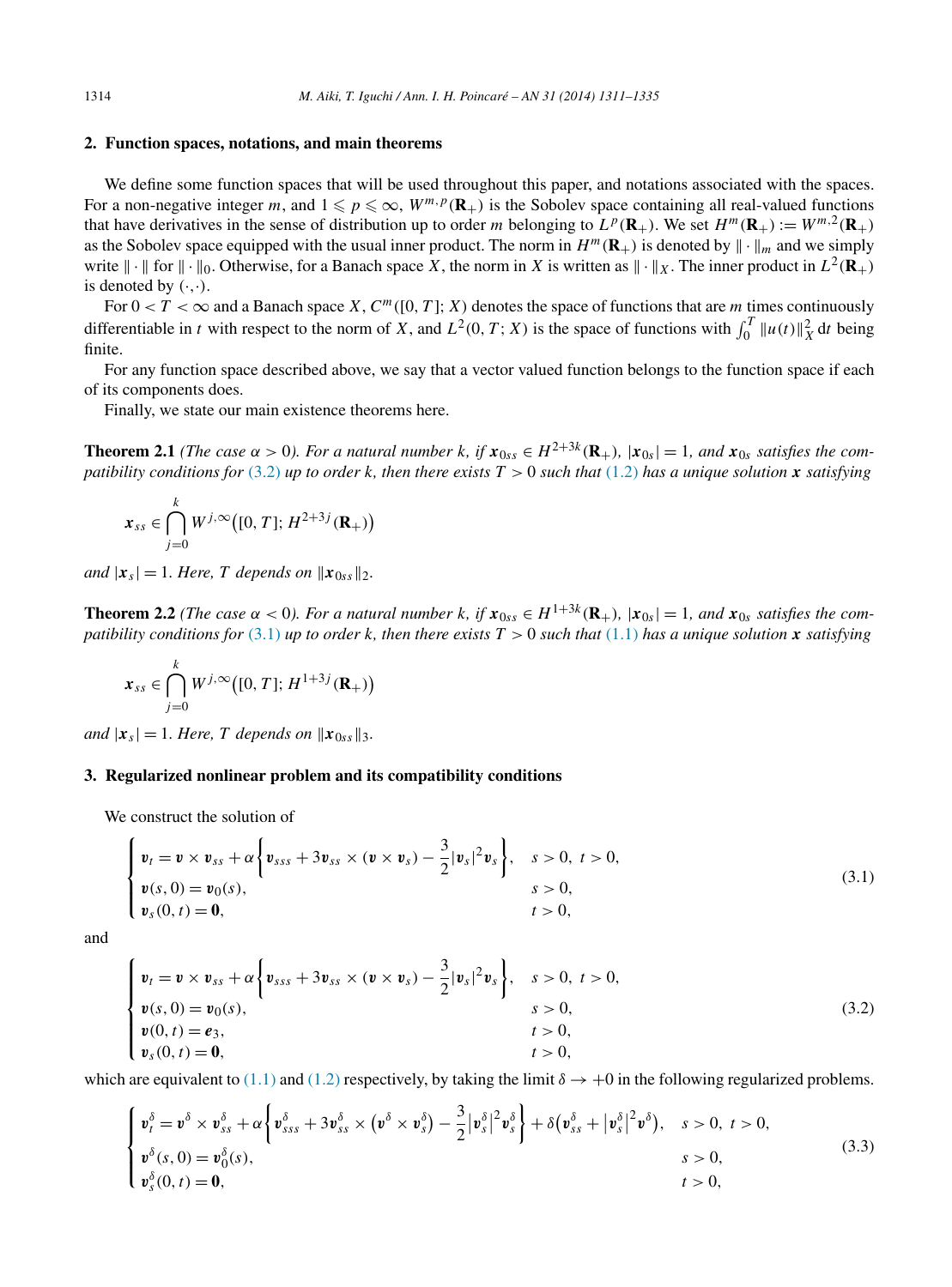## 2. Function spaces, notations, and main theorems

We define some function spaces that will be used throughout this paper, and notations associated with the spaces. For a non-negative integer $m$, and $1 \leqslant p \leqslant \infty$, $W^{m,p}(\mathbf{R}_+)$ is the Sobolev space containing all real-valued functions that have derivatives in the sense of distribution up to order $m$ belonging to $L^p(\mathbf{R}_+)$. We set $H^m(\mathbf{R}_+) := W^{m,2}(\mathbf{R}_+)$ as the Sobolev space equipped with the usual inner product. The norm in $H^m(\mathbf{R}_+)$ is denoted by $\|\cdot\|_m$ and we simply write $\|\cdot\|$ for $\|\cdot\|_0$. Otherwise, for a Banach space $X$, the norm in $X$ is written as $\|\cdot\|_X$. The inner product in $L^2(\mathbf{R}_+)$ is denoted by $(\cdot,\cdot)$.

For $0 < T < \infty$ and a Banach space $X$, $C^m([0,T];X)$ denotes the space of functions that are $m$ times continuously differentiable in $t$ with respect to the norm of $X$, and $L^2(0,T;X)$ is the space of functions with $\int_0^T \|u(t)\|_X^2\,\mathrm{d}t$ being finite.

For any function space described above, we say that a vector valued function belongs to the function space if each of its components does.

Finally, we state our main existence theorems here.

**Theorem 2.1** *(The case $\alpha > 0$). For a natural number $k$, if $\boldsymbol{x}_{0ss} \in H^{2+3k}(\mathbf{R}_+)$, $|\boldsymbol{x}_{0s}| = 1$, and $\boldsymbol{x}_{0s}$ satisfies the compatibility conditions for (3.2) up to order $k$, then there exists $T > 0$ such that (1.2) has a unique solution $\boldsymbol{x}$ satisfying*

$$\boldsymbol{x}_{ss} \in \bigcap_{j=0}^{k} W^{j,\infty}\big([0,T]; H^{2+3j}(\mathbf{R}_+)\big)$$

*and $|\boldsymbol{x}_s| = 1$. Here, $T$ depends on $\|\boldsymbol{x}_{0ss}\|_2$.*

**Theorem 2.2** *(The case $\alpha < 0$). For a natural number $k$, if $\boldsymbol{x}_{0ss} \in H^{1+3k}(\mathbf{R}_+)$, $|\boldsymbol{x}_{0s}| = 1$, and $\boldsymbol{x}_{0s}$ satisfies the compatibility conditions for (3.1) up to order $k$, then there exists $T > 0$ such that (1.1) has a unique solution $\boldsymbol{x}$ satisfying*

$$\boldsymbol{x}_{ss} \in \bigcap_{j=0}^{k} W^{j,\infty}\big([0,T]; H^{1+3j}(\mathbf{R}_+)\big)$$

*and $|\boldsymbol{x}_s| = 1$. Here, $T$ depends on $\|\boldsymbol{x}_{0ss}\|_3$.*

## 3. Regularized nonlinear problem and its compatibility conditions

We construct the solution of

$$\begin{cases} \boldsymbol{v}_t = \boldsymbol{v} \times \boldsymbol{v}_{ss} + \alpha\left\{\boldsymbol{v}_{sss} + 3\boldsymbol{v}_{ss} \times (\boldsymbol{v} \times \boldsymbol{v}_s) - \dfrac{3}{2}|\boldsymbol{v}_s|^2 \boldsymbol{v}_s\right\}, & s > 0,\ t > 0, \\ \boldsymbol{v}(s,0) = \boldsymbol{v}_0(s), & s > 0, \\ \boldsymbol{v}_s(0,t) = \boldsymbol{0}, & t > 0, \end{cases} \tag{3.1}$$

and

$$\begin{cases} \boldsymbol{v}_t = \boldsymbol{v} \times \boldsymbol{v}_{ss} + \alpha\left\{\boldsymbol{v}_{sss} + 3\boldsymbol{v}_{ss} \times (\boldsymbol{v} \times \boldsymbol{v}_s) - \dfrac{3}{2}|\boldsymbol{v}_s|^2 \boldsymbol{v}_s\right\}, & s > 0,\ t > 0, \\ \boldsymbol{v}(s,0) = \boldsymbol{v}_0(s), & s > 0, \\ \boldsymbol{v}(0,t) = \boldsymbol{e}_3, & t > 0, \\ \boldsymbol{v}_s(0,t) = \boldsymbol{0}, & t > 0, \end{cases} \tag{3.2}$$

which are equivalent to (1.1) and (1.2) respectively, by taking the limit $\delta \to +0$ in the following regularized problems.

$$\begin{cases} \boldsymbol{v}^\delta_t = \boldsymbol{v}^\delta \times \boldsymbol{v}^\delta_{ss} + \alpha\left\{\boldsymbol{v}^\delta_{sss} + 3\boldsymbol{v}^\delta_{ss} \times \big(\boldsymbol{v}^\delta \times \boldsymbol{v}^\delta_s\big) - \dfrac{3}{2}\big|\boldsymbol{v}^\delta_s\big|^2 \boldsymbol{v}^\delta_s\right\} + \delta\big(\boldsymbol{v}^\delta_{ss} + \big|\boldsymbol{v}^\delta_s\big|^2 \boldsymbol{v}^\delta\big), & s > 0,\ t > 0, \\ \boldsymbol{v}^\delta(s,0) = \boldsymbol{v}^\delta_0(s), & s > 0, \\ \boldsymbol{v}^\delta_s(0,t) = \boldsymbol{0}, & t > 0, \end{cases} \tag{3.3}$$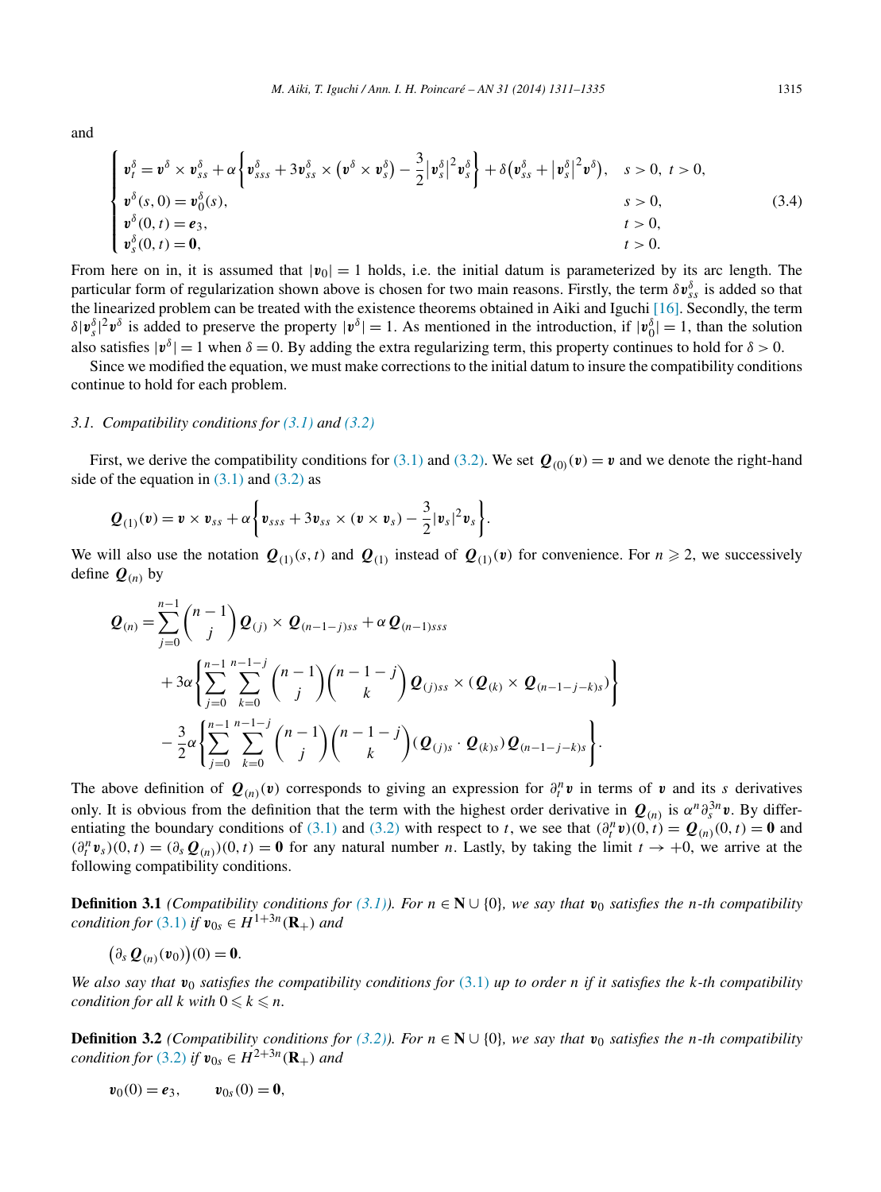and

$$
\begin{cases}
\boldsymbol{v}^\delta_t = \boldsymbol{v}^\delta \times \boldsymbol{v}^\delta_{ss} + \alpha\left\{\boldsymbol{v}^\delta_{sss} + 3\boldsymbol{v}^\delta_{ss} \times \left(\boldsymbol{v}^\delta \times \boldsymbol{v}^\delta_s\right) - \dfrac{3}{2}\left|\boldsymbol{v}^\delta_s\right|^2 \boldsymbol{v}^\delta_s\right\} + \delta\left(\boldsymbol{v}^\delta_{ss} + \left|\boldsymbol{v}^\delta_s\right|^2 \boldsymbol{v}^\delta\right), & s > 0,\ t > 0, \\
\boldsymbol{v}^\delta(s,0) = \boldsymbol{v}^\delta_0(s), & s > 0, \\
\boldsymbol{v}^\delta(0,t) = \boldsymbol{e}_3, & t > 0, \\
\boldsymbol{v}^\delta_s(0,t) = \boldsymbol{0}, & t > 0.
\end{cases}
\tag{3.4}
$$

From here on in, it is assumed that $|\boldsymbol{v}_0| = 1$ holds, i.e. the initial datum is parameterized by its arc length. The particular form of regularization shown above is chosen for two main reasons. Firstly, the term $\delta \boldsymbol{v}^\delta_{ss}$ is added so that the linearized problem can be treated with the existence theorems obtained in Aiki and Iguchi [16]. Secondly, the term $\delta|\boldsymbol{v}^\delta_s|^2\boldsymbol{v}^\delta$ is added to preserve the property $|\boldsymbol{v}^\delta| = 1$. As mentioned in the introduction, if $|\boldsymbol{v}^\delta_0| = 1$, than the solution also satisfies $|\boldsymbol{v}^\delta| = 1$ when $\delta = 0$. By adding the extra regularizing term, this property continues to hold for $\delta > 0$.

Since we modified the equation, we must make corrections to the initial datum to insure the compatibility conditions continue to hold for each problem.

### *3.1. Compatibility conditions for (3.1) and (3.2)*

First, we derive the compatibility conditions for (3.1) and (3.2). We set $\boldsymbol{Q}_{(0)}(\boldsymbol{v}) = \boldsymbol{v}$ and we denote the right-hand side of the equation in (3.1) and (3.2) as

$$
\boldsymbol{Q}_{(1)}(\boldsymbol{v}) = \boldsymbol{v} \times \boldsymbol{v}_{ss} + \alpha\left\{\boldsymbol{v}_{sss} + 3\boldsymbol{v}_{ss} \times (\boldsymbol{v} \times \boldsymbol{v}_s) - \frac{3}{2}|\boldsymbol{v}_s|^2\boldsymbol{v}_s\right\}.
$$

We will also use the notation $\boldsymbol{Q}_{(1)}(s,t)$ and $\boldsymbol{Q}_{(1)}$ instead of $\boldsymbol{Q}_{(1)}(\boldsymbol{v})$ for convenience. For $n \geqslant 2$, we successively define $\boldsymbol{Q}_{(n)}$ by

$$
\begin{aligned}
\boldsymbol{Q}_{(n)} = {} & \sum_{j=0}^{n-1} \binom{n-1}{j} \boldsymbol{Q}_{(j)} \times \boldsymbol{Q}_{(n-1-j)ss} + \alpha \boldsymbol{Q}_{(n-1)sss} \\
& + 3\alpha\left\{\sum_{j=0}^{n-1}\sum_{k=0}^{n-1-j} \binom{n-1}{j}\binom{n-1-j}{k} \boldsymbol{Q}_{(j)ss} \times \left(\boldsymbol{Q}_{(k)} \times \boldsymbol{Q}_{(n-1-j-k)s}\right)\right\} \\
& - \frac{3}{2}\alpha\left\{\sum_{j=0}^{n-1}\sum_{k=0}^{n-1-j} \binom{n-1}{j}\binom{n-1-j}{k} \left(\boldsymbol{Q}_{(j)s} \cdot \boldsymbol{Q}_{(k)s}\right)\boldsymbol{Q}_{(n-1-j-k)s}\right\}.
\end{aligned}
$$

The above definition of $\boldsymbol{Q}_{(n)}(\boldsymbol{v})$ corresponds to giving an expression for $\partial_t^n \boldsymbol{v}$ in terms of $\boldsymbol{v}$ and its $s$ derivatives only. It is obvious from the definition that the term with the highest order derivative in $\boldsymbol{Q}_{(n)}$ is $\alpha^n \partial_s^{3n}\boldsymbol{v}$. By differentiating the boundary conditions of (3.1) and (3.2) with respect to $t$, we see that $(\partial_t^n \boldsymbol{v})(0,t) = \boldsymbol{Q}_{(n)}(0,t) = \boldsymbol{0}$ and $(\partial_t^n \boldsymbol{v}_s)(0,t) = (\partial_s \boldsymbol{Q}_{(n)})(0,t) = \boldsymbol{0}$ for any natural number $n$. Lastly, by taking the limit $t \to +0$, we arrive at the following compatibility conditions.

**Definition 3.1** *(Compatibility conditions for (3.1)). For $n \in \mathbf{N} \cup \{0\}$, we say that $\boldsymbol{v}_0$ satisfies the $n$-th compatibility condition for (3.1) if $\boldsymbol{v}_{0s} \in H^{1+3n}(\mathbf{R}_+)$ and*

$$
\left(\partial_s \boldsymbol{Q}_{(n)}(\boldsymbol{v}_0)\right)(0) = \boldsymbol{0}.
$$

*We also say that $\boldsymbol{v}_0$ satisfies the compatibility conditions for (3.1) up to order $n$ if it satisfies the $k$-th compatibility condition for all $k$ with $0 \leqslant k \leqslant n$.*

**Definition 3.2** *(Compatibility conditions for (3.2)). For $n \in \mathbf{N} \cup \{0\}$, we say that $\boldsymbol{v}_0$ satisfies the $n$-th compatibility condition for (3.2) if $\boldsymbol{v}_{0s} \in H^{2+3n}(\mathbf{R}_+)$ and*

$$
\boldsymbol{v}_0(0) = \boldsymbol{e}_3, \qquad \boldsymbol{v}_{0s}(0) = \boldsymbol{0},
$$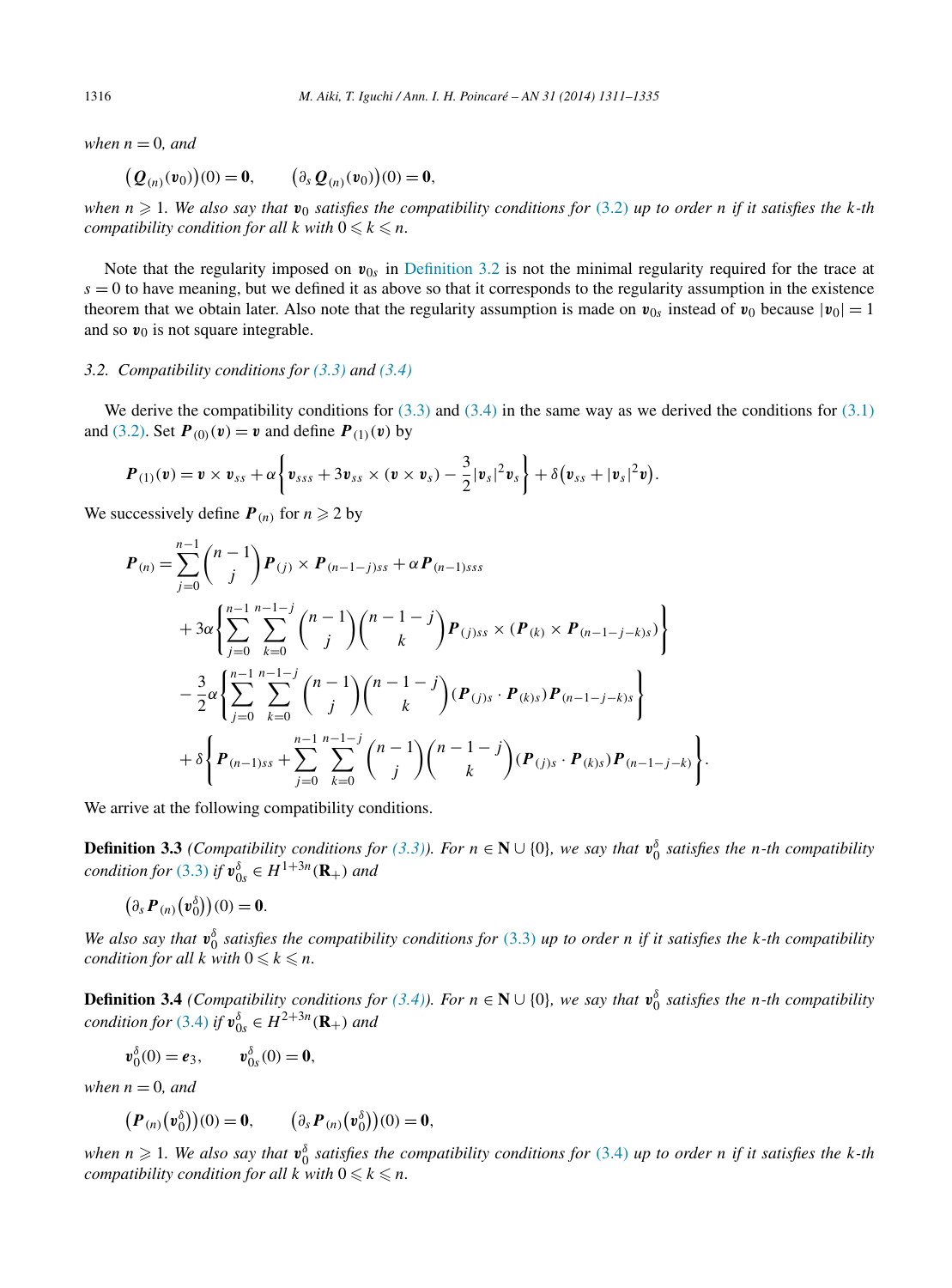*when* $n = 0$*, and*

$$\big(\boldsymbol{Q}_{(n)}(\boldsymbol{v}_0)\big)(0) = \boldsymbol{0}, \qquad \big(\partial_s \boldsymbol{Q}_{(n)}(\boldsymbol{v}_0)\big)(0) = \boldsymbol{0},$$

*when* $n \geqslant 1$*. We also say that* $\boldsymbol{v}_0$ *satisfies the compatibility conditions for* (3.2) *up to order* $n$ *if it satisfies the* $k$*-th compatibility condition for all* $k$ *with* $0 \leqslant k \leqslant n$*.*

Note that the regularity imposed on $\boldsymbol{v}_{0s}$ in Definition 3.2 is not the minimal regularity required for the trace at $s = 0$ to have meaning, but we defined it as above so that it corresponds to the regularity assumption in the existence theorem that we obtain later. Also note that the regularity assumption is made on $\boldsymbol{v}_{0s}$ instead of $\boldsymbol{v}_0$ because $|\boldsymbol{v}_0| = 1$ and so $\boldsymbol{v}_0$ is not square integrable.

### 3.2. Compatibility conditions for (3.3) and (3.4)

We derive the compatibility conditions for (3.3) and (3.4) in the same way as we derived the conditions for (3.1) and (3.2). Set $\boldsymbol{P}_{(0)}(\boldsymbol{v}) = \boldsymbol{v}$ and define $\boldsymbol{P}_{(1)}(\boldsymbol{v})$ by

$$\boldsymbol{P}_{(1)}(\boldsymbol{v}) = \boldsymbol{v} \times \boldsymbol{v}_{ss} + \alpha\left\{\boldsymbol{v}_{sss} + 3\boldsymbol{v}_{ss} \times (\boldsymbol{v} \times \boldsymbol{v}_s) - \frac{3}{2}|\boldsymbol{v}_s|^2 \boldsymbol{v}_s\right\} + \delta\big(\boldsymbol{v}_{ss} + |\boldsymbol{v}_s|^2 \boldsymbol{v}\big).$$

We successively define $\boldsymbol{P}_{(n)}$ for $n \geqslant 2$ by

$$\begin{aligned}
\boldsymbol{P}_{(n)} = {} & \sum_{j=0}^{n-1} \binom{n-1}{j} \boldsymbol{P}_{(j)} \times \boldsymbol{P}_{(n-1-j)ss} + \alpha \boldsymbol{P}_{(n-1)sss} \\
& + 3\alpha\left\{\sum_{j=0}^{n-1}\sum_{k=0}^{n-1-j} \binom{n-1}{j}\binom{n-1-j}{k} \boldsymbol{P}_{(j)ss} \times (\boldsymbol{P}_{(k)} \times \boldsymbol{P}_{(n-1-j-k)s})\right\} \\
& - \frac{3}{2}\alpha\left\{\sum_{j=0}^{n-1}\sum_{k=0}^{n-1-j} \binom{n-1}{j}\binom{n-1-j}{k} (\boldsymbol{P}_{(j)s} \cdot \boldsymbol{P}_{(k)s}) \boldsymbol{P}_{(n-1-j-k)s}\right\} \\
& + \delta\left\{\boldsymbol{P}_{(n-1)ss} + \sum_{j=0}^{n-1}\sum_{k=0}^{n-1-j} \binom{n-1}{j}\binom{n-1-j}{k} (\boldsymbol{P}_{(j)s} \cdot \boldsymbol{P}_{(k)s}) \boldsymbol{P}_{(n-1-j-k)}\right\}.
\end{aligned}$$

We arrive at the following compatibility conditions.

**Definition 3.3** *(Compatibility conditions for (3.3)). For* $n \in \mathbf{N} \cup \{0\}$*, we say that* $\boldsymbol{v}_0^\delta$ *satisfies the* $n$*-th compatibility condition for* (3.3) *if* $\boldsymbol{v}_{0s}^\delta \in H^{1+3n}(\mathbf{R}_+)$ *and*

$$\big(\partial_s \boldsymbol{P}_{(n)}\big(\boldsymbol{v}_0^\delta\big)\big)(0) = \boldsymbol{0}.$$

*We also say that* $\boldsymbol{v}_0^\delta$ *satisfies the compatibility conditions for* (3.3) *up to order* $n$ *if it satisfies the* $k$*-th compatibility condition for all* $k$ *with* $0 \leqslant k \leqslant n$*.*

**Definition 3.4** *(Compatibility conditions for (3.4)). For* $n \in \mathbf{N} \cup \{0\}$*, we say that* $\boldsymbol{v}_0^\delta$ *satisfies the* $n$*-th compatibility condition for* (3.4) *if* $\boldsymbol{v}_{0s}^\delta \in H^{2+3n}(\mathbf{R}_+)$ *and*

$$\boldsymbol{v}_0^\delta(0) = \boldsymbol{e}_3, \qquad \boldsymbol{v}_{0s}^\delta(0) = \boldsymbol{0},$$

*when* $n = 0$*, and*

$$\big(\boldsymbol{P}_{(n)}\big(\boldsymbol{v}_0^\delta\big)\big)(0) = \boldsymbol{0}, \qquad \big(\partial_s \boldsymbol{P}_{(n)}\big(\boldsymbol{v}_0^\delta\big)\big)(0) = \boldsymbol{0},$$

*when* $n \geqslant 1$*. We also say that* $\boldsymbol{v}_0^\delta$ *satisfies the compatibility conditions for* (3.4) *up to order* $n$ *if it satisfies the* $k$*-th compatibility condition for all* $k$ *with* $0 \leqslant k \leqslant n$*.*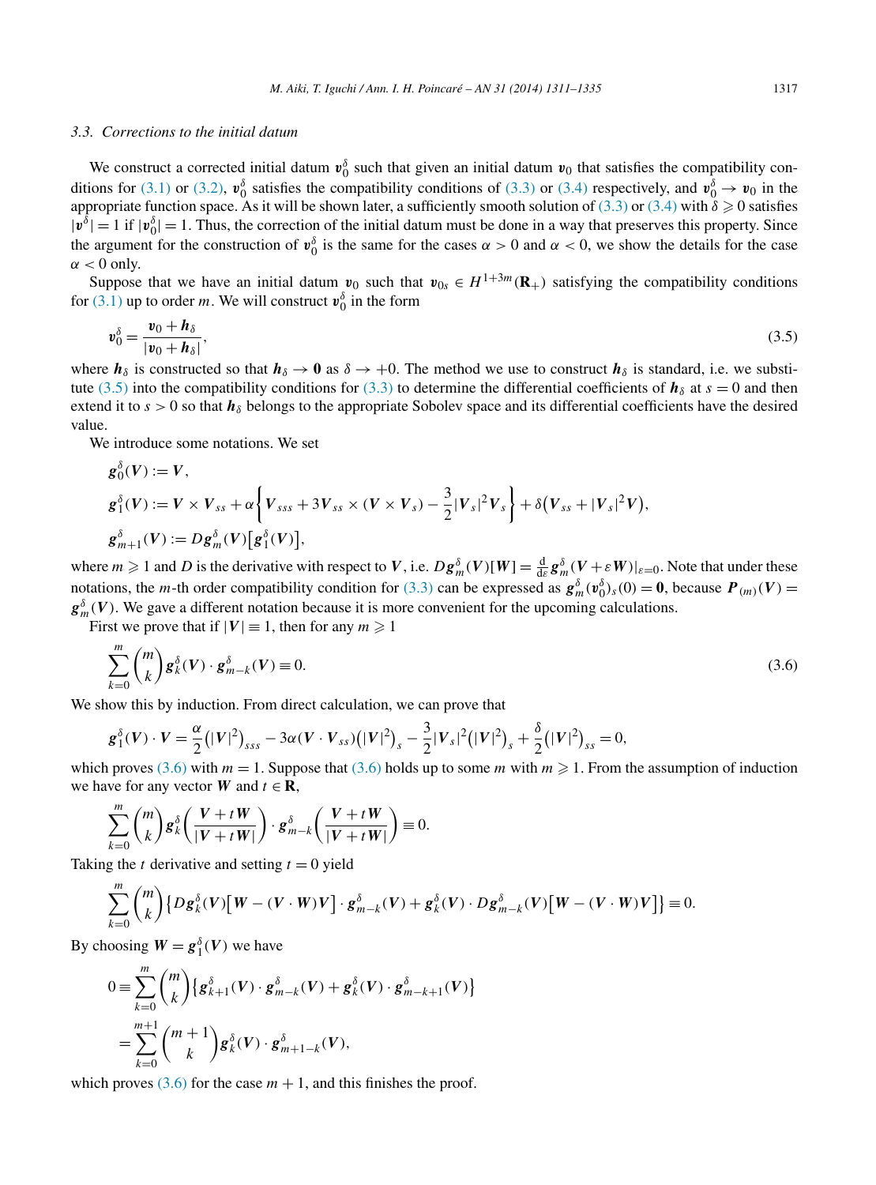### 3.3. Corrections to the initial datum

We construct a corrected initial datum $\boldsymbol{v}_0^\delta$ such that given an initial datum $\boldsymbol{v}_0$ that satisfies the compatibility conditions for (3.1) or (3.2), $\boldsymbol{v}_0^\delta$ satisfies the compatibility conditions of (3.3) or (3.4) respectively, and $\boldsymbol{v}_0^\delta \to \boldsymbol{v}_0$ in the appropriate function space. As it will be shown later, a sufficiently smooth solution of (3.3) or (3.4) with $\delta \geqslant 0$ satisfies $|\boldsymbol{v}^\delta| = 1$ if $|\boldsymbol{v}_0^\delta| = 1$. Thus, the correction of the initial datum must be done in a way that preserves this property. Since the argument for the construction of $\boldsymbol{v}_0^\delta$ is the same for the cases $\alpha > 0$ and $\alpha < 0$, we show the details for the case $\alpha < 0$ only.

Suppose that we have an initial datum $\boldsymbol{v}_0$ such that $\boldsymbol{v}_{0s} \in H^{1+3m}(\mathbf{R}_+)$ satisfying the compatibility conditions for (3.1) up to order $m$. We will construct $\boldsymbol{v}_0^\delta$ in the form

$$\boldsymbol{v}_0^\delta = \frac{\boldsymbol{v}_0 + \boldsymbol{h}_\delta}{|\boldsymbol{v}_0 + \boldsymbol{h}_\delta|}, \tag{3.5}$$

where $\boldsymbol{h}_\delta$ is constructed so that $\boldsymbol{h}_\delta \to \mathbf{0}$ as $\delta \to +0$. The method we use to construct $\boldsymbol{h}_\delta$ is standard, i.e. we substitute (3.5) into the compatibility conditions for (3.3) to determine the differential coefficients of $\boldsymbol{h}_\delta$ at $s = 0$ and then extend it to $s > 0$ so that $\boldsymbol{h}_\delta$ belongs to the appropriate Sobolev space and its differential coefficients have the desired value.

We introduce some notations. We set

$$\begin{aligned}
&\boldsymbol{g}_0^\delta(\boldsymbol{V}) := \boldsymbol{V}, \\
&\boldsymbol{g}_1^\delta(\boldsymbol{V}) := \boldsymbol{V} \times \boldsymbol{V}_{ss} + \alpha\left\{\boldsymbol{V}_{sss} + 3\boldsymbol{V}_{ss} \times (\boldsymbol{V} \times \boldsymbol{V}_s) - \frac{3}{2}|\boldsymbol{V}_s|^2 \boldsymbol{V}_s\right\} + \delta\left(\boldsymbol{V}_{ss} + |\boldsymbol{V}_s|^2 \boldsymbol{V}\right), \\
&\boldsymbol{g}_{m+1}^\delta(\boldsymbol{V}) := D\boldsymbol{g}_m^\delta(\boldsymbol{V})\left[\boldsymbol{g}_1^\delta(\boldsymbol{V})\right],
\end{aligned}$$

where $m \geqslant 1$ and $D$ is the derivative with respect to $\boldsymbol{V}$, i.e. $D\boldsymbol{g}_m^\delta(\boldsymbol{V})[\boldsymbol{W}] = \frac{\mathrm{d}}{\mathrm{d}\varepsilon}\boldsymbol{g}_m^\delta(\boldsymbol{V} + \varepsilon\boldsymbol{W})|_{\varepsilon=0}$. Note that under these notations, the $m$-th order compatibility condition for (3.3) can be expressed as $\boldsymbol{g}_m^\delta(\boldsymbol{v}_0^\delta)_s(0) = \mathbf{0}$, because $\boldsymbol{P}_{(m)}(\boldsymbol{V}) = \boldsymbol{g}_m^\delta(\boldsymbol{V})$. We gave a different notation because it is more convenient for the upcoming calculations.

First we prove that if $|\boldsymbol{V}| \equiv 1$, then for any $m \geqslant 1$

$$\sum_{k=0}^{m} \binom{m}{k} \boldsymbol{g}_k^\delta(\boldsymbol{V}) \cdot \boldsymbol{g}_{m-k}^\delta(\boldsymbol{V}) \equiv 0. \tag{3.6}$$

We show this by induction. From direct calculation, we can prove that

$$\boldsymbol{g}_1^\delta(\boldsymbol{V}) \cdot \boldsymbol{V} = \frac{\alpha}{2}\left(|\boldsymbol{V}|^2\right)_{sss} - 3\alpha(\boldsymbol{V} \cdot \boldsymbol{V}_{ss})\left(|\boldsymbol{V}|^2\right)_s - \frac{3}{2}|\boldsymbol{V}_s|^2\left(|\boldsymbol{V}|^2\right)_s + \frac{\delta}{2}\left(|\boldsymbol{V}|^2\right)_{ss} = 0,$$

which proves (3.6) with $m = 1$. Suppose that (3.6) holds up to some $m$ with $m \geqslant 1$. From the assumption of induction we have for any vector $\boldsymbol{W}$ and $t \in \mathbf{R}$,

$$\sum_{k=0}^{m} \binom{m}{k} \boldsymbol{g}_k^\delta\left(\frac{\boldsymbol{V} + t\boldsymbol{W}}{|\boldsymbol{V} + t\boldsymbol{W}|}\right) \cdot \boldsymbol{g}_{m-k}^\delta\left(\frac{\boldsymbol{V} + t\boldsymbol{W}}{|\boldsymbol{V} + t\boldsymbol{W}|}\right) \equiv 0.$$

Taking the $t$ derivative and setting $t = 0$ yield

$$\sum_{k=0}^{m} \binom{m}{k} \left\{D\boldsymbol{g}_k^\delta(\boldsymbol{V})\left[\boldsymbol{W} - (\boldsymbol{V} \cdot \boldsymbol{W})\boldsymbol{V}\right] \cdot \boldsymbol{g}_{m-k}^\delta(\boldsymbol{V}) + \boldsymbol{g}_k^\delta(\boldsymbol{V}) \cdot D\boldsymbol{g}_{m-k}^\delta(\boldsymbol{V})\left[\boldsymbol{W} - (\boldsymbol{V} \cdot \boldsymbol{W})\boldsymbol{V}\right]\right\} \equiv 0.$$

By choosing $\boldsymbol{W} = \boldsymbol{g}_1^\delta(\boldsymbol{V})$ we have

$$\begin{aligned}
0 &\equiv \sum_{k=0}^{m} \binom{m}{k} \left\{\boldsymbol{g}_{k+1}^\delta(\boldsymbol{V}) \cdot \boldsymbol{g}_{m-k}^\delta(\boldsymbol{V}) + \boldsymbol{g}_k^\delta(\boldsymbol{V}) \cdot \boldsymbol{g}_{m-k+1}^\delta(\boldsymbol{V})\right\} \\
&= \sum_{k=0}^{m+1} \binom{m+1}{k} \boldsymbol{g}_k^\delta(\boldsymbol{V}) \cdot \boldsymbol{g}_{m+1-k}^\delta(\boldsymbol{V}),
\end{aligned}$$

which proves (3.6) for the case $m + 1$, and this finishes the proof.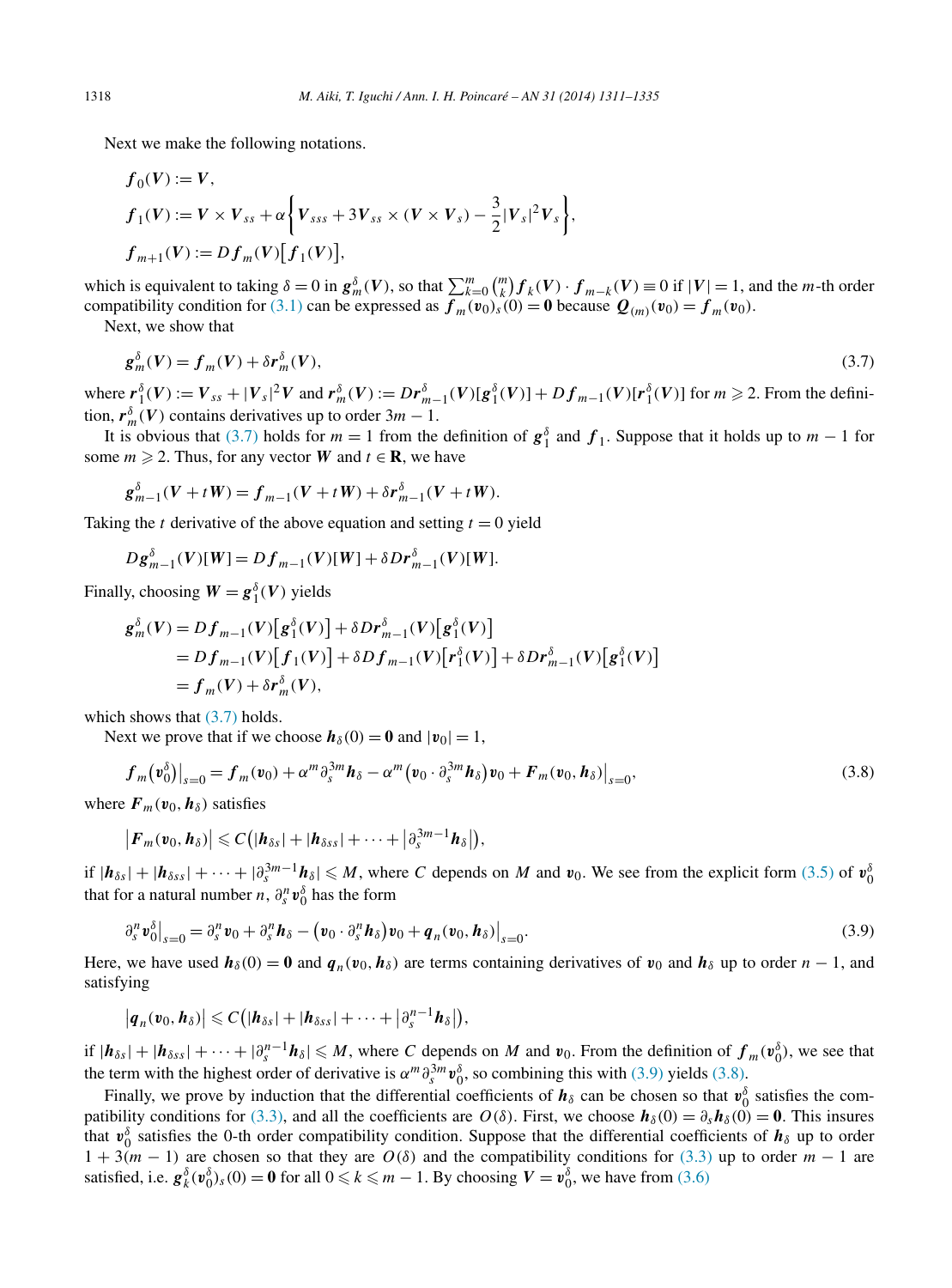Next we make the following notations.

$$
\begin{aligned}
&\boldsymbol{f}_0(\boldsymbol{V}) := \boldsymbol{V}, \\
&\boldsymbol{f}_1(\boldsymbol{V}) := \boldsymbol{V} \times \boldsymbol{V}_{ss} + \alpha\left\{\boldsymbol{V}_{sss} + 3\boldsymbol{V}_{ss} \times (\boldsymbol{V} \times \boldsymbol{V}_s) - \frac{3}{2}|\boldsymbol{V}_s|^2 \boldsymbol{V}_s\right\}, \\
&\boldsymbol{f}_{m+1}(\boldsymbol{V}) := D\boldsymbol{f}_m(\boldsymbol{V})\big[\boldsymbol{f}_1(\boldsymbol{V})\big],
\end{aligned}
$$

which is equivalent to taking $\delta = 0$ in $\boldsymbol{g}_m^\delta(\boldsymbol{V})$, so that $\sum_{k=0}^m \binom{m}{k} \boldsymbol{f}_k(\boldsymbol{V}) \cdot \boldsymbol{f}_{m-k}(\boldsymbol{V}) \equiv 0$ if $|\boldsymbol{V}| = 1$, and the $m$-th order compatibility condition for (3.1) can be expressed as $\boldsymbol{f}_m(\boldsymbol{v}_0)_s(0) = \boldsymbol{0}$ because $\boldsymbol{Q}_{(m)}(\boldsymbol{v}_0) = \boldsymbol{f}_m(\boldsymbol{v}_0)$.

Next, we show that

$$
\boldsymbol{g}_m^\delta(\boldsymbol{V}) = \boldsymbol{f}_m(\boldsymbol{V}) + \delta \boldsymbol{r}_m^\delta(\boldsymbol{V}), \tag{3.7}
$$

where $\boldsymbol{r}_1^\delta(\boldsymbol{V}) := \boldsymbol{V}_{ss} + |\boldsymbol{V}_s|^2 \boldsymbol{V}$ and $\boldsymbol{r}_m^\delta(\boldsymbol{V}) := D\boldsymbol{r}_{m-1}^\delta(\boldsymbol{V})[\boldsymbol{g}_1^\delta(\boldsymbol{V})] + D\boldsymbol{f}_{m-1}(\boldsymbol{V})[\boldsymbol{r}_1^\delta(\boldsymbol{V})]$ for $m \geqslant 2$. From the definition, $\boldsymbol{r}_m^\delta(\boldsymbol{V})$ contains derivatives up to order $3m-1$.

It is obvious that (3.7) holds for $m = 1$ from the definition of $\boldsymbol{g}_1^\delta$ and $\boldsymbol{f}_1$. Suppose that it holds up to $m-1$ for some $m \geqslant 2$. Thus, for any vector $\boldsymbol{W}$ and $t \in \mathbf{R}$, we have

$$
\boldsymbol{g}_{m-1}^\delta(\boldsymbol{V} + t\boldsymbol{W}) = \boldsymbol{f}_{m-1}(\boldsymbol{V} + t\boldsymbol{W}) + \delta \boldsymbol{r}_{m-1}^\delta(\boldsymbol{V} + t\boldsymbol{W}).
$$

Taking the $t$ derivative of the above equation and setting $t = 0$ yield

$$
D\boldsymbol{g}_{m-1}^\delta(\boldsymbol{V})[\boldsymbol{W}] = D\boldsymbol{f}_{m-1}(\boldsymbol{V})[\boldsymbol{W}] + \delta D\boldsymbol{r}_{m-1}^\delta(\boldsymbol{V})[\boldsymbol{W}].
$$

Finally, choosing $\boldsymbol{W} = \boldsymbol{g}_1^\delta(\boldsymbol{V})$ yields

$$
\begin{aligned}
\boldsymbol{g}_m^\delta(\boldsymbol{V}) &= D\boldsymbol{f}_{m-1}(\boldsymbol{V})\big[\boldsymbol{g}_1^\delta(\boldsymbol{V})\big] + \delta D\boldsymbol{r}_{m-1}^\delta(\boldsymbol{V})\big[\boldsymbol{g}_1^\delta(\boldsymbol{V})\big] \\
&= D\boldsymbol{f}_{m-1}(\boldsymbol{V})\big[\boldsymbol{f}_1(\boldsymbol{V})\big] + \delta D\boldsymbol{f}_{m-1}(\boldsymbol{V})\big[\boldsymbol{r}_1^\delta(\boldsymbol{V})\big] + \delta D\boldsymbol{r}_{m-1}^\delta(\boldsymbol{V})\big[\boldsymbol{g}_1^\delta(\boldsymbol{V})\big] \\
&= \boldsymbol{f}_m(\boldsymbol{V}) + \delta \boldsymbol{r}_m^\delta(\boldsymbol{V}),
\end{aligned}
$$

which shows that (3.7) holds.

Next we prove that if we choose $\boldsymbol{h}_\delta(0) = \boldsymbol{0}$ and $|\boldsymbol{v}_0| = 1$,

$$
\boldsymbol{f}_m\big(\boldsymbol{v}_0^\delta\big)\big|_{s=0} = \boldsymbol{f}_m(\boldsymbol{v}_0) + \alpha^m \partial_s^{3m} \boldsymbol{h}_\delta - \alpha^m \big(\boldsymbol{v}_0 \cdot \partial_s^{3m} \boldsymbol{h}_\delta\big)\boldsymbol{v}_0 + \boldsymbol{F}_m(\boldsymbol{v}_0, \boldsymbol{h}_\delta)\big|_{s=0}, \tag{3.8}
$$

where $\boldsymbol{F}_m(\boldsymbol{v}_0, \boldsymbol{h}_\delta)$ satisfies

$$
\big|\boldsymbol{F}_m(\boldsymbol{v}_0, \boldsymbol{h}_\delta)\big| \leqslant C\big(|\boldsymbol{h}_{\delta s}| + |\boldsymbol{h}_{\delta ss}| + \cdots + \big|\partial_s^{3m-1} \boldsymbol{h}_\delta\big|\big),
$$

if $|\boldsymbol{h}_{\delta s}| + |\boldsymbol{h}_{\delta ss}| + \cdots + |\partial_s^{3m-1} \boldsymbol{h}_\delta| \leqslant M$, where $C$ depends on $M$ and $\boldsymbol{v}_0$. We see from the explicit form (3.5) of $\boldsymbol{v}_0^\delta$ that for a natural number $n$, $\partial_s^n \boldsymbol{v}_0^\delta$ has the form

$$
\partial_s^n \boldsymbol{v}_0^\delta\big|_{s=0} = \partial_s^n \boldsymbol{v}_0 + \partial_s^n \boldsymbol{h}_\delta - \big(\boldsymbol{v}_0 \cdot \partial_s^n \boldsymbol{h}_\delta\big)\boldsymbol{v}_0 + \boldsymbol{q}_n(\boldsymbol{v}_0, \boldsymbol{h}_\delta)\big|_{s=0}. \tag{3.9}
$$

Here, we have used $\boldsymbol{h}_\delta(0) = \boldsymbol{0}$ and $\boldsymbol{q}_n(\boldsymbol{v}_0, \boldsymbol{h}_\delta)$ are terms containing derivatives of $\boldsymbol{v}_0$ and $\boldsymbol{h}_\delta$ up to order $n-1$, and satisfying

$$
\big|\boldsymbol{q}_n(\boldsymbol{v}_0, \boldsymbol{h}_\delta)\big| \leqslant C\big(|\boldsymbol{h}_{\delta s}| + |\boldsymbol{h}_{\delta ss}| + \cdots + \big|\partial_s^{n-1} \boldsymbol{h}_\delta\big|\big),
$$

if $|\boldsymbol{h}_{\delta s}| + |\boldsymbol{h}_{\delta ss}| + \cdots + |\partial_s^{n-1} \boldsymbol{h}_\delta| \leqslant M$, where $C$ depends on $M$ and $\boldsymbol{v}_0$. From the definition of $\boldsymbol{f}_m(\boldsymbol{v}_0^\delta)$, we see that the term with the highest order of derivative is $\alpha^m \partial_s^{3m} \boldsymbol{v}_0^\delta$, so combining this with (3.9) yields (3.8).

Finally, we prove by induction that the differential coefficients of $\boldsymbol{h}_\delta$ can be chosen so that $\boldsymbol{v}_0^\delta$ satisfies the compatibility conditions for (3.3), and all the coefficients are $O(\delta)$. First, we choose $\boldsymbol{h}_\delta(0) = \partial_s \boldsymbol{h}_\delta(0) = \boldsymbol{0}$. This insures that $\boldsymbol{v}_0^\delta$ satisfies the 0-th order compatibility condition. Suppose that the differential coefficients of $\boldsymbol{h}_\delta$ up to order $1 + 3(m-1)$ are chosen so that they are $O(\delta)$ and the compatibility conditions for (3.3) up to order $m-1$ are satisfied, i.e. $\boldsymbol{g}_k^\delta(\boldsymbol{v}_0^\delta)_s(0) = \boldsymbol{0}$ for all $0 \leqslant k \leqslant m-1$. By choosing $\boldsymbol{V} = \boldsymbol{v}_0^\delta$, we have from (3.6)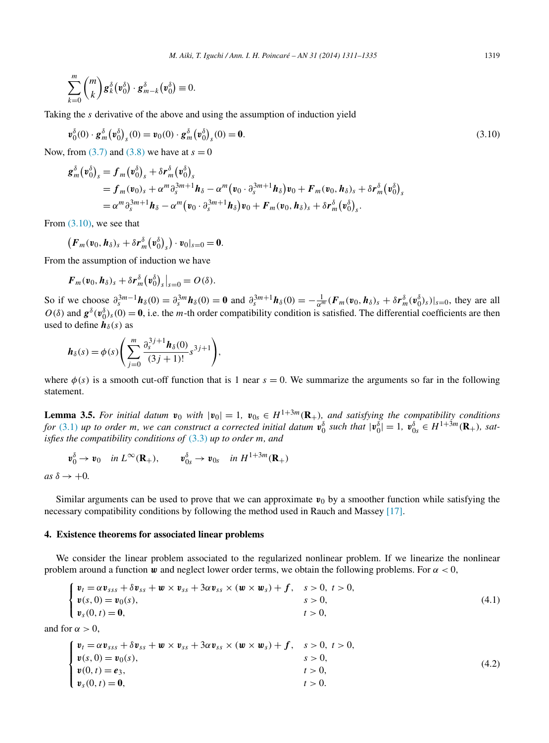$$
\sum_{k=0}^{m} \binom{m}{k} \boldsymbol{g}_k^\delta\big(\boldsymbol{v}_0^\delta\big) \cdot \boldsymbol{g}_{m-k}^\delta\big(\boldsymbol{v}_0^\delta\big) \equiv 0.
$$

Taking the $s$ derivative of the above and using the assumption of induction yield

$$
\boldsymbol{v}_0^\delta(0) \cdot \boldsymbol{g}_m^\delta\big(\boldsymbol{v}_0^\delta\big)_s(0) = \boldsymbol{v}_0(0) \cdot \boldsymbol{g}_m^\delta\big(\boldsymbol{v}_0^\delta\big)_s(0) = \boldsymbol{0}. \tag{3.10}
$$

Now, from (3.7) and (3.8) we have at $s = 0$

$$
\begin{aligned}
\boldsymbol{g}_m^\delta\big(\boldsymbol{v}_0^\delta\big)_s &= \boldsymbol{f}_m\big(\boldsymbol{v}_0^\delta\big)_s + \delta \boldsymbol{r}_m^\delta\big(\boldsymbol{v}_0^\delta\big)_s \\
&= \boldsymbol{f}_m(\boldsymbol{v}_0)_s + \alpha^m \partial_s^{3m+1}\boldsymbol{h}_\delta - \alpha^m\big(\boldsymbol{v}_0 \cdot \partial_s^{3m+1}\boldsymbol{h}_\delta\big)\boldsymbol{v}_0 + \boldsymbol{F}_m(\boldsymbol{v}_0, \boldsymbol{h}_\delta)_s + \delta \boldsymbol{r}_m^\delta\big(\boldsymbol{v}_0^\delta\big)_s \\
&= \alpha^m \partial_s^{3m+1}\boldsymbol{h}_\delta - \alpha^m\big(\boldsymbol{v}_0 \cdot \partial_s^{3m+1}\boldsymbol{h}_\delta\big)\boldsymbol{v}_0 + \boldsymbol{F}_m(\boldsymbol{v}_0, \boldsymbol{h}_\delta)_s + \delta \boldsymbol{r}_m^\delta\big(\boldsymbol{v}_0^\delta\big)_s.
\end{aligned}
$$

From (3.10), we see that

$$
\big(\boldsymbol{F}_m(\boldsymbol{v}_0, \boldsymbol{h}_\delta)_s + \delta \boldsymbol{r}_m^\delta\big(\boldsymbol{v}_0^\delta\big)_s\big) \cdot \boldsymbol{v}_0|_{s=0} = \boldsymbol{0}.
$$

From the assumption of induction we have

$$
\boldsymbol{F}_m(\boldsymbol{v}_0, \boldsymbol{h}_\delta)_s + \delta \boldsymbol{r}_m^\delta\big(\boldsymbol{v}_0^\delta\big)_s\big|_{s=0} = O(\delta).
$$

So if we choose $\partial_s^{3m-1}\boldsymbol{h}_\delta(0) = \partial_s^{3m}\boldsymbol{h}_\delta(0) = \boldsymbol{0}$ and $\partial_s^{3m+1}\boldsymbol{h}_\delta(0) = -\frac{1}{\alpha^m}(\boldsymbol{F}_m(\boldsymbol{v}_0, \boldsymbol{h}_\delta)_s + \delta \boldsymbol{r}_m^\delta(\boldsymbol{v}_0^\delta)_s)|_{s=0}$, they are all $O(\delta)$ and $\boldsymbol{g}^\delta(\boldsymbol{v}_0^\delta)_s(0) = \boldsymbol{0}$, i.e. the $m$-th order compatibility condition is satisfied. The differential coefficients are then used to define $\boldsymbol{h}_\delta(s)$ as

$$
\boldsymbol{h}_\delta(s) = \phi(s)\left(\sum_{j=0}^{m} \frac{\partial_s^{3j+1}\boldsymbol{h}_\delta(0)}{(3j+1)!} s^{3j+1}\right),
$$

where $\phi(s)$ is a smooth cut-off function that is 1 near $s = 0$. We summarize the arguments so far in the following statement.

**Lemma 3.5.** *For initial datum $\boldsymbol{v}_0$ with $|\boldsymbol{v}_0| = 1$, $\boldsymbol{v}_{0s} \in H^{1+3m}(\mathbf{R}_+)$, and satisfying the compatibility conditions for (3.1) up to order $m$, we can construct a corrected initial datum $\boldsymbol{v}_0^\delta$ such that $|\boldsymbol{v}_0^\delta| = 1$, $\boldsymbol{v}_{0s}^\delta \in H^{1+3m}(\mathbf{R}_+)$, satisfies the compatibility conditions of (3.3) up to order $m$, and*

$$
\boldsymbol{v}_0^\delta \to \boldsymbol{v}_0 \quad \text{in } L^\infty(\mathbf{R}_+), \qquad \boldsymbol{v}_{0s}^\delta \to \boldsymbol{v}_{0s} \quad \text{in } H^{1+3m}(\mathbf{R}_+)
$$

*as $\delta \to +0$.*

Similar arguments can be used to prove that we can approximate $\boldsymbol{v}_0$ by a smoother function while satisfying the necessary compatibility conditions by following the method used in Rauch and Massey [17].

## 4. Existence theorems for associated linear problems

We consider the linear problem associated to the regularized nonlinear problem. If we linearize the nonlinear problem around a function $\boldsymbol{w}$ and neglect lower order terms, we obtain the following problems. For $\alpha < 0$,

$$
\begin{cases}
\boldsymbol{v}_t = \alpha \boldsymbol{v}_{sss} + \delta \boldsymbol{v}_{ss} + \boldsymbol{w} \times \boldsymbol{v}_{ss} + 3\alpha \boldsymbol{v}_{ss} \times (\boldsymbol{w} \times \boldsymbol{w}_s) + \boldsymbol{f}, & s > 0,\ t > 0, \\
\boldsymbol{v}(s, 0) = \boldsymbol{v}_0(s), & s > 0, \\
\boldsymbol{v}_s(0, t) = \boldsymbol{0}, & t > 0,
\end{cases} \tag{4.1}
$$

and for $\alpha > 0$,

$$
\begin{cases}
\boldsymbol{v}_t = \alpha \boldsymbol{v}_{sss} + \delta \boldsymbol{v}_{ss} + \boldsymbol{w} \times \boldsymbol{v}_{ss} + 3\alpha \boldsymbol{v}_{ss} \times (\boldsymbol{w} \times \boldsymbol{w}_s) + \boldsymbol{f}, & s > 0,\ t > 0, \\
\boldsymbol{v}(s, 0) = \boldsymbol{v}_0(s), & s > 0, \\
\boldsymbol{v}(0, t) = \boldsymbol{e}_3, & t > 0, \\
\boldsymbol{v}_s(0, t) = \boldsymbol{0}, & t > 0.
\end{cases} \tag{4.2}
$$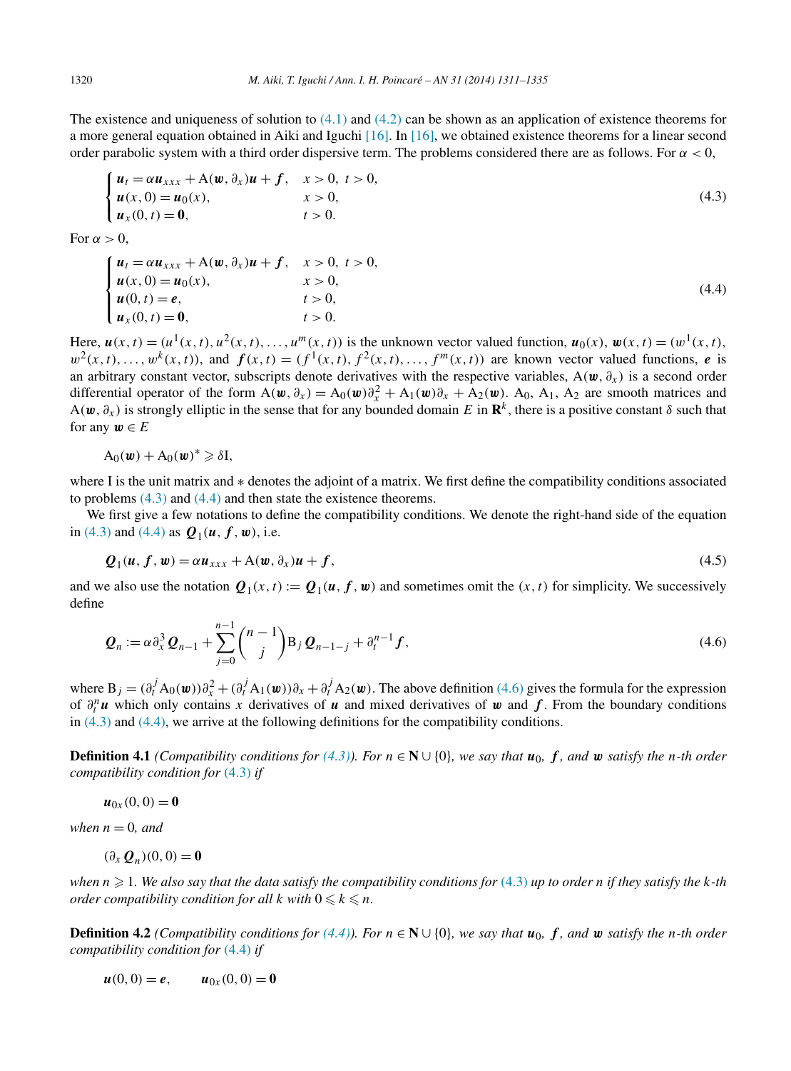The existence and uniqueness of solution to (4.1) and (4.2) can be shown as an application of existence theorems for a more general equation obtained in Aiki and Iguchi [16]. In [16], we obtained existence theorems for a linear second order parabolic system with a third order dispersive term. The problems considered there are as follows. For $\alpha < 0$,

$$
\begin{cases}
\boldsymbol{u}_t = \alpha \boldsymbol{u}_{xxx} + \mathrm{A}(\boldsymbol{w}, \partial_x)\boldsymbol{u} + \boldsymbol{f}, & x > 0,\ t > 0, \\
\boldsymbol{u}(x, 0) = \boldsymbol{u}_0(x), & x > 0, \\
\boldsymbol{u}_x(0, t) = \boldsymbol{0}, & t > 0.
\end{cases}
\tag{4.3}
$$

For $\alpha > 0$,

$$
\begin{cases}
\boldsymbol{u}_t = \alpha \boldsymbol{u}_{xxx} + \mathrm{A}(\boldsymbol{w}, \partial_x)\boldsymbol{u} + \boldsymbol{f}, & x > 0,\ t > 0, \\
\boldsymbol{u}(x, 0) = \boldsymbol{u}_0(x), & x > 0, \\
\boldsymbol{u}(0, t) = \boldsymbol{e}, & t > 0, \\
\boldsymbol{u}_x(0, t) = \boldsymbol{0}, & t > 0.
\end{cases}
\tag{4.4}
$$

Here, $\boldsymbol{u}(x, t) = (u^1(x, t), u^2(x, t), \ldots, u^m(x, t))$ is the unknown vector valued function, $\boldsymbol{u}_0(x)$, $\boldsymbol{w}(x, t) = (w^1(x, t), w^2(x, t), \ldots, w^k(x, t))$, and $\boldsymbol{f}(x, t) = (f^1(x, t), f^2(x, t), \ldots, f^m(x, t))$ are known vector valued functions, $\boldsymbol{e}$ is an arbitrary constant vector, subscripts denote derivatives with the respective variables, $\mathrm{A}(\boldsymbol{w}, \partial_x)$ is a second order differential operator of the form $\mathrm{A}(\boldsymbol{w}, \partial_x) = \mathrm{A}_0(\boldsymbol{w})\partial_x^2 + \mathrm{A}_1(\boldsymbol{w})\partial_x + \mathrm{A}_2(\boldsymbol{w})$. $\mathrm{A}_0$, $\mathrm{A}_1$, $\mathrm{A}_2$ are smooth matrices and $\mathrm{A}(\boldsymbol{w}, \partial_x)$ is strongly elliptic in the sense that for any bounded domain $E$ in $\mathbf{R}^k$, there is a positive constant $\delta$ such that for any $\boldsymbol{w} \in E$

$$
\mathrm{A}_0(\boldsymbol{w}) + \mathrm{A}_0(\boldsymbol{w})^* \geqslant \delta \mathrm{I},
$$

where I is the unit matrix and $*$ denotes the adjoint of a matrix. We first define the compatibility conditions associated to problems (4.3) and (4.4) and then state the existence theorems.

We first give a few notations to define the compatibility conditions. We denote the right-hand side of the equation in (4.3) and (4.4) as $\boldsymbol{Q}_1(\boldsymbol{u}, \boldsymbol{f}, \boldsymbol{w})$, i.e.

$$
\boldsymbol{Q}_1(\boldsymbol{u}, \boldsymbol{f}, \boldsymbol{w}) = \alpha \boldsymbol{u}_{xxx} + \mathrm{A}(\boldsymbol{w}, \partial_x)\boldsymbol{u} + \boldsymbol{f},
\tag{4.5}
$$

and we also use the notation $\boldsymbol{Q}_1(x, t) := \boldsymbol{Q}_1(\boldsymbol{u}, \boldsymbol{f}, \boldsymbol{w})$ and sometimes omit the $(x, t)$ for simplicity. We successively define

$$
\boldsymbol{Q}_n := \alpha \partial_x^3 \boldsymbol{Q}_{n-1} + \sum_{j=0}^{n-1} \binom{n-1}{j} \mathrm{B}_j \boldsymbol{Q}_{n-1-j} + \partial_t^{n-1} \boldsymbol{f},
\tag{4.6}
$$

where $\mathrm{B}_j = (\partial_t^j \mathrm{A}_0(\boldsymbol{w}))\partial_x^2 + (\partial_t^j \mathrm{A}_1(\boldsymbol{w}))\partial_x + \partial_t^j \mathrm{A}_2(\boldsymbol{w})$. The above definition (4.6) gives the formula for the expression of $\partial_t^n \boldsymbol{u}$ which only contains $x$ derivatives of $\boldsymbol{u}$ and mixed derivatives of $\boldsymbol{w}$ and $\boldsymbol{f}$. From the boundary conditions in (4.3) and (4.4), we arrive at the following definitions for the compatibility conditions.

**Definition 4.1** *(Compatibility conditions for (4.3)). For $n \in \mathbf{N} \cup \{0\}$, we say that $\boldsymbol{u}_0$, $\boldsymbol{f}$, and $\boldsymbol{w}$ satisfy the $n$-th order compatibility condition for (4.3) if*

$$
\boldsymbol{u}_{0x}(0, 0) = \boldsymbol{0}
$$

*when $n = 0$, and*

$$
(\partial_x \boldsymbol{Q}_n)(0, 0) = \boldsymbol{0}
$$

*when $n \geqslant 1$. We also say that the data satisfy the compatibility conditions for (4.3) up to order $n$ if they satisfy the $k$-th order compatibility condition for all $k$ with $0 \leqslant k \leqslant n$.*

**Definition 4.2** *(Compatibility conditions for (4.4)). For $n \in \mathbf{N} \cup \{0\}$, we say that $\boldsymbol{u}_0$, $\boldsymbol{f}$, and $\boldsymbol{w}$ satisfy the $n$-th order compatibility condition for (4.4) if*

$$
\boldsymbol{u}(0, 0) = \boldsymbol{e}, \qquad \boldsymbol{u}_{0x}(0, 0) = \boldsymbol{0}
$$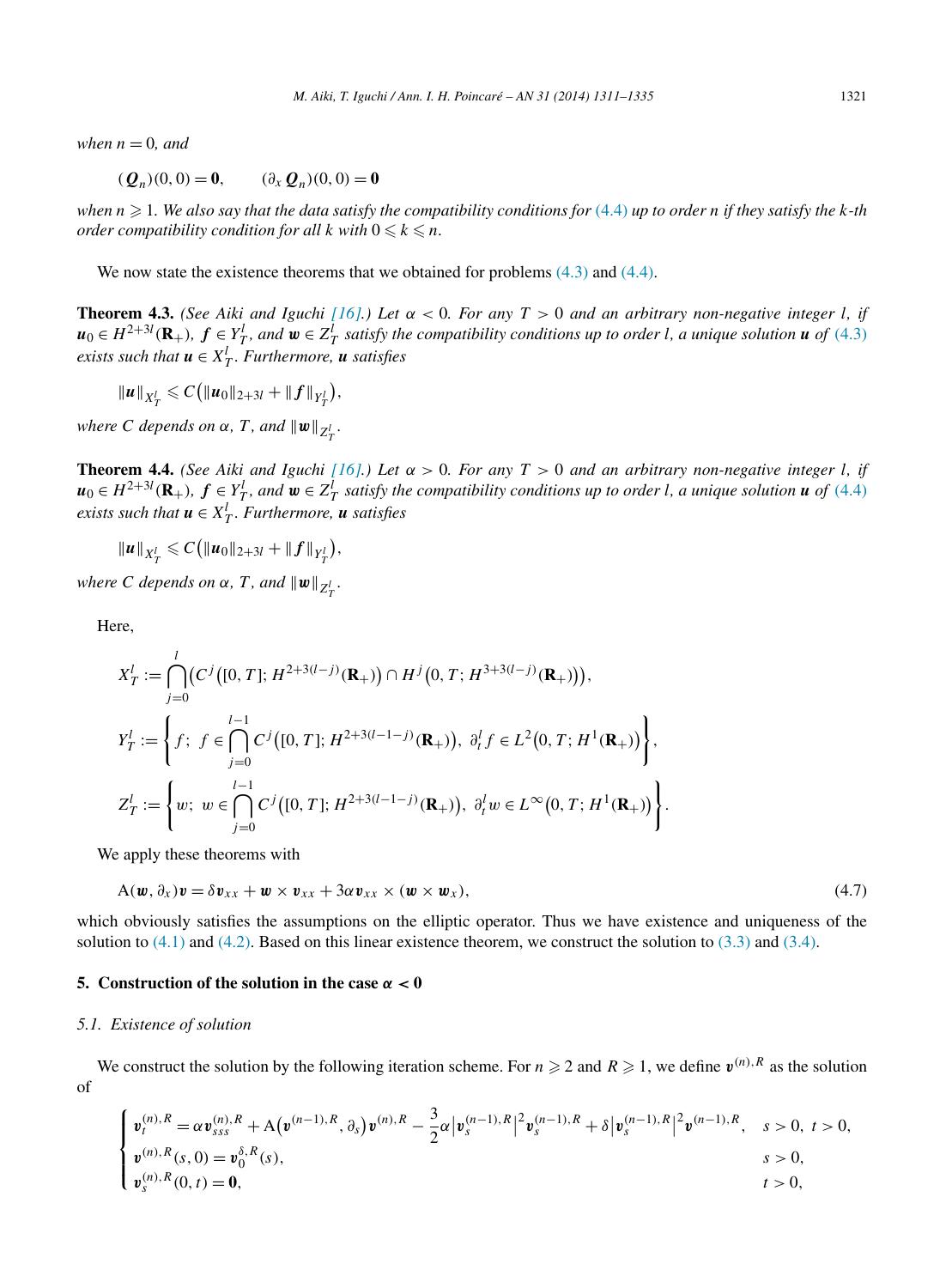*when* $n = 0$*, and*

$$(\boldsymbol{Q}_n)(0,0) = \mathbf{0}, \qquad (\partial_x \boldsymbol{Q}_n)(0,0) = \mathbf{0}$$

*when* $n \geqslant 1$*. We also say that the data satisfy the compatibility conditions for* (4.4) *up to order* $n$ *if they satisfy the* $k$*-th order compatibility condition for all* $k$ *with* $0 \leqslant k \leqslant n$*.*

We now state the existence theorems that we obtained for problems (4.3) and (4.4).

**Theorem 4.3.** *(See Aiki and Iguchi [16].) Let* $\alpha < 0$*. For any* $T > 0$ *and an arbitrary non-negative integer* $l$*, if* $\boldsymbol{u}_0 \in H^{2+3l}(\mathbf{R}_+)$*,* $\boldsymbol{f} \in Y_T^l$*, and* $\boldsymbol{w} \in Z_T^l$ *satisfy the compatibility conditions up to order* $l$*, a unique solution* $\boldsymbol{u}$ *of* (4.3) *exists such that* $\boldsymbol{u} \in X_T^l$*. Furthermore,* $\boldsymbol{u}$ *satisfies*

$$\|\boldsymbol{u}\|_{X_T^l} \leqslant C\big(\|\boldsymbol{u}_0\|_{2+3l} + \|\boldsymbol{f}\|_{Y_T^l}\big),$$

*where* $C$ *depends on* $\alpha$*,* $T$*, and* $\|\boldsymbol{w}\|_{Z_T^l}$*.*

**Theorem 4.4.** *(See Aiki and Iguchi [16].) Let* $\alpha > 0$*. For any* $T > 0$ *and an arbitrary non-negative integer* $l$*, if* $\boldsymbol{u}_0 \in H^{2+3l}(\mathbf{R}_+)$*,* $\boldsymbol{f} \in Y_T^l$*, and* $\boldsymbol{w} \in Z_T^l$ *satisfy the compatibility conditions up to order* $l$*, a unique solution* $\boldsymbol{u}$ *of* (4.4) *exists such that* $\boldsymbol{u} \in X_T^l$*. Furthermore,* $\boldsymbol{u}$ *satisfies*

$$\|\boldsymbol{u}\|_{X_T^l} \leqslant C\big(\|\boldsymbol{u}_0\|_{2+3l} + \|\boldsymbol{f}\|_{Y_T^l}\big),$$

*where* $C$ *depends on* $\alpha$*,* $T$*, and* $\|\boldsymbol{w}\|_{Z_T^l}$*.*

Here,

$$X_T^l := \bigcap_{j=0}^{l} \big(C^j\big([0,T]; H^{2+3(l-j)}(\mathbf{R}_+)\big) \cap H^j\big(0,T; H^{3+3(l-j)}(\mathbf{R}_+)\big)\big),$$

$$Y_T^l := \left\{ f;\ f \in \bigcap_{j=0}^{l-1} C^j\big([0,T]; H^{2+3(l-1-j)}(\mathbf{R}_+)\big),\ \partial_t^l f \in L^2\big(0,T; H^1(\mathbf{R}_+)\big) \right\},$$

$$Z_T^l := \left\{ w;\ w \in \bigcap_{j=0}^{l-1} C^j\big([0,T]; H^{2+3(l-1-j)}(\mathbf{R}_+)\big),\ \partial_t^l w \in L^\infty\big(0,T; H^1(\mathbf{R}_+)\big) \right\}.$$

We apply these theorems with

$$\mathrm{A}(\boldsymbol{w}, \partial_x)\boldsymbol{v} = \delta \boldsymbol{v}_{xx} + \boldsymbol{w} \times \boldsymbol{v}_{xx} + 3\alpha \boldsymbol{v}_{xx} \times (\boldsymbol{w} \times \boldsymbol{w}_x), \tag{4.7}$$

which obviously satisfies the assumptions on the elliptic operator. Thus we have existence and uniqueness of the solution to (4.1) and (4.2). Based on this linear existence theorem, we construct the solution to (3.3) and (3.4).

## 5. Construction of the solution in the case $\alpha < 0$

### 5.1. Existence of solution

We construct the solution by the following iteration scheme. For $n \geqslant 2$ and $R \geqslant 1$, we define $\boldsymbol{v}^{(n),R}$ as the solution of

$$\begin{cases} \boldsymbol{v}_t^{(n),R} = \alpha \boldsymbol{v}_{sss}^{(n),R} + \mathrm{A}\big(\boldsymbol{v}^{(n-1),R}, \partial_s\big)\boldsymbol{v}^{(n),R} - \dfrac{3}{2}\alpha \big|\boldsymbol{v}_s^{(n-1),R}\big|^2 \boldsymbol{v}_s^{(n-1),R} + \delta \big|\boldsymbol{v}_s^{(n-1),R}\big|^2 \boldsymbol{v}^{(n-1),R}, & s > 0,\ t > 0, \\ \boldsymbol{v}^{(n),R}(s,0) = \boldsymbol{v}_0^{\delta,R}(s), & s > 0, \\ \boldsymbol{v}_s^{(n),R}(0,t) = \mathbf{0}, & t > 0, \end{cases}$$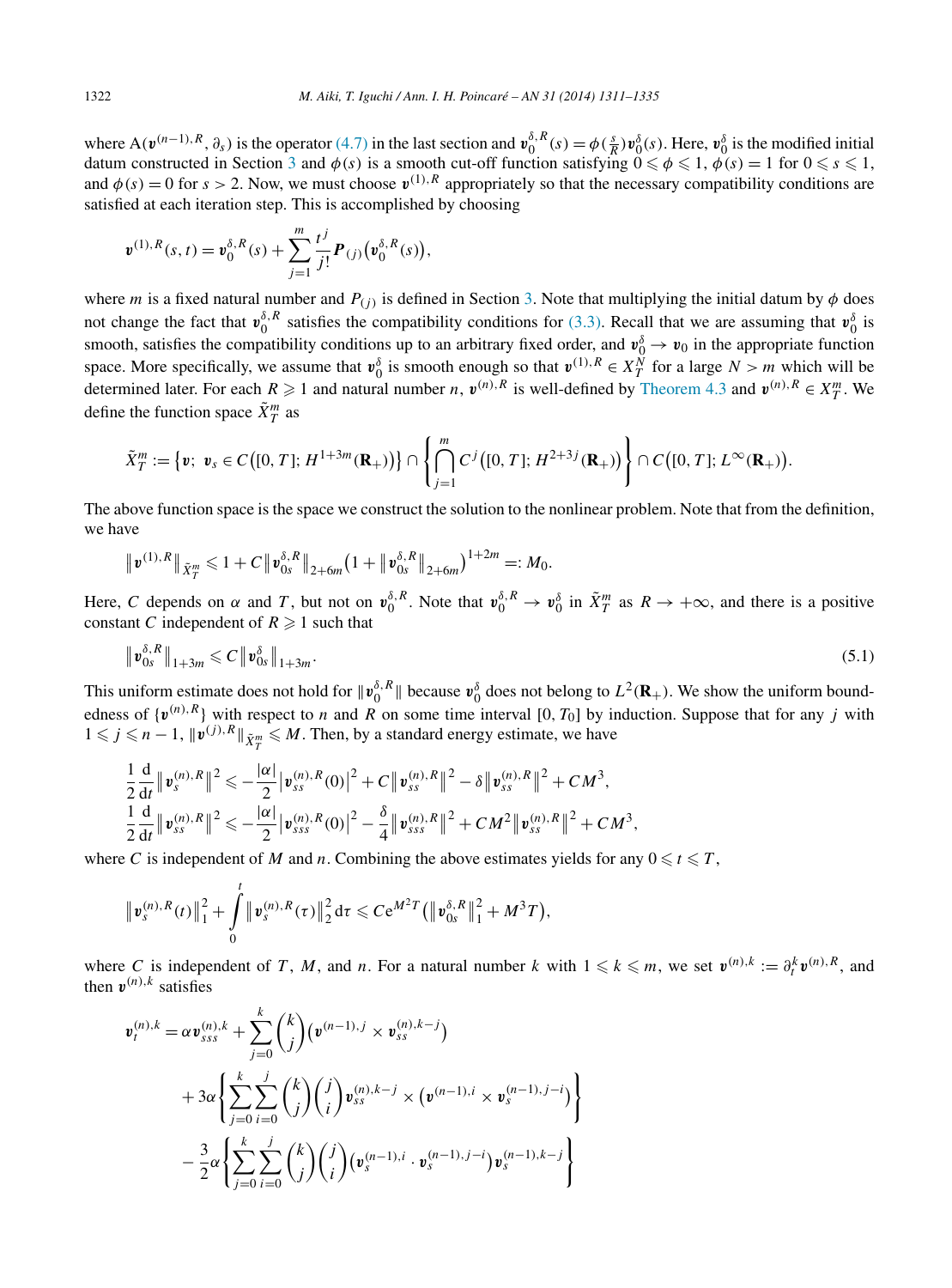where $\mathrm{A}(\boldsymbol{v}^{(n-1),R}, \partial_s)$ is the operator (4.7) in the last section and $\boldsymbol{v}_0^{\delta,R}(s) = \phi(\frac{s}{R})\boldsymbol{v}_0^{\delta}(s)$. Here, $\boldsymbol{v}_0^{\delta}$ is the modified initial datum constructed in Section 3 and $\phi(s)$ is a smooth cut-off function satisfying $0 \leqslant \phi \leqslant 1$, $\phi(s) = 1$ for $0 \leqslant s \leqslant 1$, and $\phi(s) = 0$ for $s > 2$. Now, we must choose $\boldsymbol{v}^{(1),R}$ appropriately so that the necessary compatibility conditions are satisfied at each iteration step. This is accomplished by choosing

$$\boldsymbol{v}^{(1),R}(s,t) = \boldsymbol{v}_0^{\delta,R}(s) + \sum_{j=1}^{m} \frac{t^j}{j!} \boldsymbol{P}_{(j)}\big(\boldsymbol{v}_0^{\delta,R}(s)\big),$$

where $m$ is a fixed natural number and $P_{(j)}$ is defined in Section 3. Note that multiplying the initial datum by $\phi$ does not change the fact that $\boldsymbol{v}_0^{\delta,R}$ satisfies the compatibility conditions for (3.3). Recall that we are assuming that $\boldsymbol{v}_0^{\delta}$ is smooth, satisfies the compatibility conditions up to an arbitrary fixed order, and $\boldsymbol{v}_0^{\delta} \to \boldsymbol{v}_0$ in the appropriate function space. More specifically, we assume that $\boldsymbol{v}_0^{\delta}$ is smooth enough so that $\boldsymbol{v}^{(1),R} \in X_T^N$ for a large $N > m$ which will be determined later. For each $R \geqslant 1$ and natural number $n$, $\boldsymbol{v}^{(n),R}$ is well-defined by Theorem 4.3 and $\boldsymbol{v}^{(n),R} \in X_T^m$. We define the function space $\tilde{X}_T^m$ as

$$\tilde{X}_T^m := \big\{\boldsymbol{v};\ \boldsymbol{v}_s \in C\big([0,T]; H^{1+3m}(\mathbf{R}_+)\big)\big\} \cap \left\{\bigcap_{j=1}^{m} C^j\big([0,T]; H^{2+3j}(\mathbf{R}_+)\big)\right\} \cap C\big([0,T]; L^{\infty}(\mathbf{R}_+)\big).$$

The above function space is the space we construct the solution to the nonlinear problem. Note that from the definition, we have

$$\big\|\boldsymbol{v}^{(1),R}\big\|_{\tilde{X}_T^m} \leqslant 1 + C\big\|\boldsymbol{v}_{0s}^{\delta,R}\big\|_{2+6m}\big(1 + \big\|\boldsymbol{v}_{0s}^{\delta,R}\big\|_{2+6m}\big)^{1+2m} =: M_0.$$

Here, $C$ depends on $\alpha$ and $T$, but not on $\boldsymbol{v}_0^{\delta,R}$. Note that $\boldsymbol{v}_0^{\delta,R} \to \boldsymbol{v}_0^{\delta}$ in $\tilde{X}_T^m$ as $R \to +\infty$, and there is a positive constant $C$ independent of $R \geqslant 1$ such that

$$\big\|\boldsymbol{v}_{0s}^{\delta,R}\big\|_{1+3m} \leqslant C\big\|\boldsymbol{v}_{0s}^{\delta}\big\|_{1+3m}. \tag{5.1}$$

This uniform estimate does not hold for $\|\boldsymbol{v}_0^{\delta,R}\|$ because $\boldsymbol{v}_0^{\delta}$ does not belong to $L^2(\mathbf{R}_+)$. We show the uniform boundedness of $\{\boldsymbol{v}^{(n),R}\}$ with respect to $n$ and $R$ on some time interval $[0,T_0]$ by induction. Suppose that for any $j$ with $1 \leqslant j \leqslant n-1$, $\|\boldsymbol{v}^{(j),R}\|_{\tilde{X}_T^m} \leqslant M$. Then, by a standard energy estimate, we have

$$\begin{aligned}
&\frac{1}{2}\frac{\mathrm{d}}{\mathrm{d}t}\big\|\boldsymbol{v}_s^{(n),R}\big\|^2 \leqslant -\frac{|\alpha|}{2}\big|\boldsymbol{v}_{ss}^{(n),R}(0)\big|^2 + C\big\|\boldsymbol{v}_{ss}^{(n),R}\big\|^2 - \delta\big\|\boldsymbol{v}_{ss}^{(n),R}\big\|^2 + CM^3, \\
&\frac{1}{2}\frac{\mathrm{d}}{\mathrm{d}t}\big\|\boldsymbol{v}_{ss}^{(n),R}\big\|^2 \leqslant -\frac{|\alpha|}{2}\big|\boldsymbol{v}_{sss}^{(n),R}(0)\big|^2 - \frac{\delta}{4}\big\|\boldsymbol{v}_{sss}^{(n),R}\big\|^2 + CM^2\big\|\boldsymbol{v}_{ss}^{(n),R}\big\|^2 + CM^3,
\end{aligned}$$

where $C$ is independent of $M$ and $n$. Combining the above estimates yields for any $0 \leqslant t \leqslant T$,

$$\big\|\boldsymbol{v}_s^{(n),R}(t)\big\|_1^2 + \int_0^t \big\|\boldsymbol{v}_s^{(n),R}(\tau)\big\|_2^2\,\mathrm{d}\tau \leqslant C\mathrm{e}^{M^2T}\big(\big\|\boldsymbol{v}_{0s}^{\delta,R}\big\|_1^2 + M^3T\big),$$

where $C$ is independent of $T$, $M$, and $n$. For a natural number $k$ with $1 \leqslant k \leqslant m$, we set $\boldsymbol{v}^{(n),k} := \partial_t^k \boldsymbol{v}^{(n),R}$, and then $\boldsymbol{v}^{(n),k}$ satisfies

$$\begin{aligned}
\boldsymbol{v}_t^{(n),k} &= \alpha\boldsymbol{v}_{sss}^{(n),k} + \sum_{j=0}^{k}\binom{k}{j}\big(\boldsymbol{v}^{(n-1),j} \times \boldsymbol{v}_{ss}^{(n),k-j}\big) \\
&\quad + 3\alpha\left\{\sum_{j=0}^{k}\sum_{i=0}^{j}\binom{k}{j}\binom{j}{i}\boldsymbol{v}_{ss}^{(n),k-j} \times \big(\boldsymbol{v}^{(n-1),i} \times \boldsymbol{v}_s^{(n-1),j-i}\big)\right\} \\
&\quad - \frac{3}{2}\alpha\left\{\sum_{j=0}^{k}\sum_{i=0}^{j}\binom{k}{j}\binom{j}{i}\big(\boldsymbol{v}_s^{(n-1),i} \cdot \boldsymbol{v}_s^{(n-1),j-i}\big)\boldsymbol{v}_s^{(n-1),k-j}\right\}
\end{aligned}$$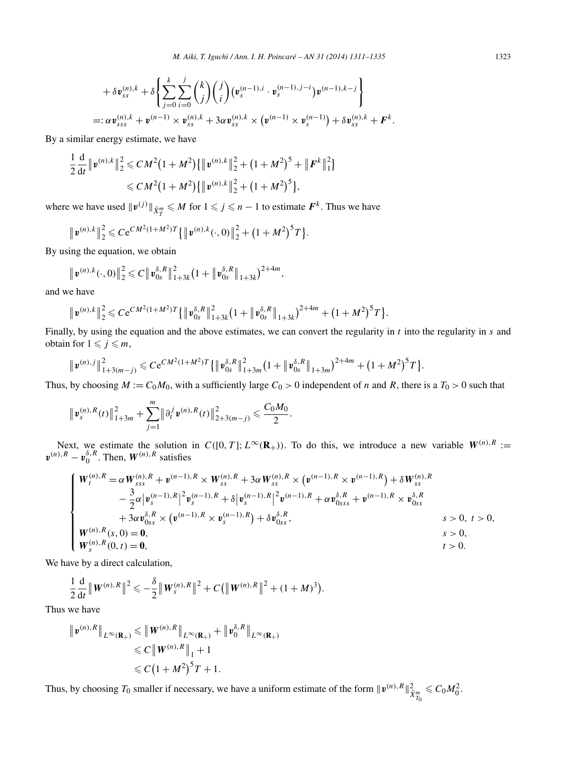$$
\begin{aligned}
&+\delta \boldsymbol{v}_{ss}^{(n),k} + \delta \left\{ \sum_{j=0}^{k} \sum_{i=0}^{j} \binom{k}{j} \binom{j}{i} \left( \boldsymbol{v}_s^{(n-1),i} \cdot \boldsymbol{v}_s^{(n-1),j-i} \right) \boldsymbol{v}^{(n-1),k-j} \right\} \\
&=: \alpha \boldsymbol{v}_{sss}^{(n),k} + \boldsymbol{v}^{(n-1)} \times \boldsymbol{v}_{ss}^{(n),k} + 3\alpha \boldsymbol{v}_{ss}^{(n),k} \times \left( \boldsymbol{v}^{(n-1)} \times \boldsymbol{v}_s^{(n-1)} \right) + \delta \boldsymbol{v}_{ss}^{(n),k} + \boldsymbol{F}^k.
\end{aligned}
$$

By a similar energy estimate, we have

$$
\begin{aligned}
\frac{1}{2} \frac{\mathrm{d}}{\mathrm{d}t} \left\| \boldsymbol{v}^{(n),k} \right\|_2^2 &\leqslant CM^2 \left(1 + M^2\right) \left\{ \left\| \boldsymbol{v}^{(n),k} \right\|_2^2 + \left(1 + M^2\right)^5 + \left\| \boldsymbol{F}^k \right\|_1^2 \right\} \\
&\leqslant CM^2 \left(1 + M^2\right) \left\{ \left\| \boldsymbol{v}^{(n),k} \right\|_2^2 + \left(1 + M^2\right)^5 \right\},
\end{aligned}
$$

where we have used $\|\boldsymbol{v}^{(j)}\|_{\tilde{X}_T^m} \leqslant M$ for $1 \leqslant j \leqslant n-1$ to estimate $\boldsymbol{F}^k$. Thus we have

$$
\left\| \boldsymbol{v}^{(n),k} \right\|_2^2 \leqslant C \mathrm{e}^{CM^2(1+M^2)T} \left\{ \left\| \boldsymbol{v}^{(n),k}(\cdot, 0) \right\|_2^2 + \left(1 + M^2\right)^5 T \right\}.
$$

By using the equation, we obtain

$$
\left\| \boldsymbol{v}^{(n),k}(\cdot, 0) \right\|_2^2 \leqslant C \left\| \boldsymbol{v}_{0s}^{\delta,R} \right\|_{1+3k}^2 \left(1 + \left\| \boldsymbol{v}_{0s}^{\delta,R} \right\|_{1+3k}\right)^{2+4m},
$$

and we have

$$
\left\| \boldsymbol{v}^{(n),k} \right\|_2^2 \leqslant C \mathrm{e}^{CM^2(1+M^2)T} \left\{ \left\| \boldsymbol{v}_{0s}^{\delta,R} \right\|_{1+3k}^2 \left(1 + \left\| \boldsymbol{v}_{0s}^{\delta,R} \right\|_{1+3k}\right)^{2+4m} + \left(1 + M^2\right)^5 T \right\}.
$$

Finally, by using the equation and the above estimates, we can convert the regularity in $t$ into the regularity in $s$ and obtain for $1 \leqslant j \leqslant m$,

$$
\left\| \boldsymbol{v}^{(n),j} \right\|_{1+3(m-j)}^2 \leqslant C \mathrm{e}^{CM^2(1+M^2)T} \left\{ \left\| \boldsymbol{v}_{0s}^{\delta,R} \right\|_{1+3m}^2 \left(1 + \left\| \boldsymbol{v}_{0s}^{\delta,R} \right\|_{1+3m}\right)^{2+4m} + \left(1 + M^2\right)^5 T \right\}.
$$

Thus, by choosing $M := C_0 M_0$, with a sufficiently large $C_0 > 0$ independent of $n$ and $R$, there is a $T_0 > 0$ such that

$$
\left\| \boldsymbol{v}_s^{(n),R}(t) \right\|_{1+3m}^2 + \sum_{j=1}^{m} \left\| \partial_t^j \boldsymbol{v}^{(n),R}(t) \right\|_{2+3(m-j)}^2 \leqslant \frac{C_0 M_0}{2}.
$$

Next, we estimate the solution in $C([0,T]; L^\infty(\mathbf{R}_+))$. To do this, we introduce a new variable $\boldsymbol{W}^{(n),R} := \boldsymbol{v}^{(n),R} - \boldsymbol{v}_0^{\delta,R}$. Then, $\boldsymbol{W}^{(n),R}$ satisfies

$$
\begin{cases}
\boldsymbol{W}_t^{(n),R} = \alpha \boldsymbol{W}_{sss}^{(n),R} + \boldsymbol{v}^{(n-1),R} \times \boldsymbol{W}_{ss}^{(n),R} + 3\alpha \boldsymbol{W}_{ss}^{(n),R} \times \left( \boldsymbol{v}^{(n-1),R} \times \boldsymbol{v}^{(n-1),R} \right) + \delta \boldsymbol{W}_{ss}^{(n),R} \\
\qquad - \dfrac{3}{2} \alpha \left| \boldsymbol{v}_s^{(n-1),R} \right|^2 \boldsymbol{v}_s^{(n-1),R} + \delta \left| \boldsymbol{v}_s^{(n-1),R} \right|^2 \boldsymbol{v}^{(n-1),R} + \alpha \boldsymbol{v}_{0sss}^{\delta,R} + \boldsymbol{v}^{(n-1),R} \times \boldsymbol{v}_{0ss}^{\delta,R} \\
\qquad + 3\alpha \boldsymbol{v}_{0ss}^{\delta,R} \times \left( \boldsymbol{v}^{(n-1),R} \times \boldsymbol{v}_s^{(n-1),R} \right) + \delta \boldsymbol{v}_{0ss}^{\delta,R}, & s > 0,\ t > 0, \\
\boldsymbol{W}^{(n),R}(s, 0) = \boldsymbol{0}, & s > 0, \\
\boldsymbol{W}_s^{(n),R}(0, t) = \boldsymbol{0}, & t > 0.
\end{cases}
$$

We have by a direct calculation,

$$
\frac{1}{2} \frac{\mathrm{d}}{\mathrm{d}t} \left\| \boldsymbol{W}^{(n),R} \right\|^2 \leqslant -\frac{\delta}{2} \left\| \boldsymbol{W}_s^{(n),R} \right\|^2 + C \left( \left\| \boldsymbol{W}^{(n),R} \right\|^2 + (1 + M)^3 \right).
$$

Thus we have

$$
\begin{aligned}
\left\| \boldsymbol{v}^{(n),R} \right\|_{L^\infty(\mathbf{R}_+)} &\leqslant \left\| \boldsymbol{W}^{(n),R} \right\|_{L^\infty(\mathbf{R}_+)} + \left\| \boldsymbol{v}_0^{\delta,R} \right\|_{L^\infty(\mathbf{R}_+)} \\
&\leqslant C \left\| \boldsymbol{W}^{(n),R} \right\|_1 + 1 \\
&\leqslant C \left(1 + M^2\right)^5 T + 1.
\end{aligned}
$$

Thus, by choosing $T_0$ smaller if necessary, we have a uniform estimate of the form $\|\boldsymbol{v}^{(n),R}\|_{\tilde{X}_{T_0}^m}^2 \leqslant C_0 M_0^2$.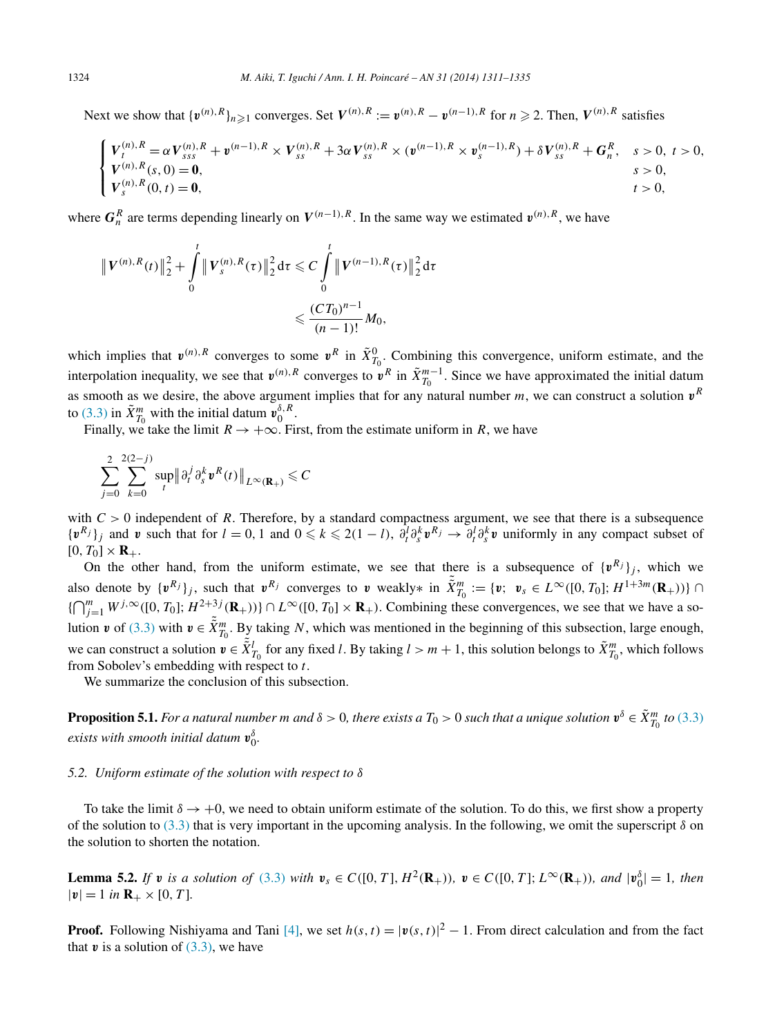Next we show that $\{\boldsymbol{v}^{(n),R}\}_{n\geqslant 1}$ converges. Set $\boldsymbol{V}^{(n),R} := \boldsymbol{v}^{(n),R} - \boldsymbol{v}^{(n-1),R}$ for $n \geqslant 2$. Then, $\boldsymbol{V}^{(n),R}$ satisfies

$$
\begin{cases}
\boldsymbol{V}_t^{(n),R} = \alpha \boldsymbol{V}_{sss}^{(n),R} + \boldsymbol{v}^{(n-1),R} \times \boldsymbol{V}_{ss}^{(n),R} + 3\alpha \boldsymbol{V}_{ss}^{(n),R} \times (\boldsymbol{v}^{(n-1),R} \times \boldsymbol{v}_s^{(n-1),R}) + \delta \boldsymbol{V}_{ss}^{(n),R} + \boldsymbol{G}_n^R, & s>0,\ t>0, \\
\boldsymbol{V}^{(n),R}(s,0) = \boldsymbol{0}, & s>0, \\
\boldsymbol{V}_s^{(n),R}(0,t) = \boldsymbol{0}, & t>0,
\end{cases}
$$

where $\boldsymbol{G}_n^R$ are terms depending linearly on $\boldsymbol{V}^{(n-1),R}$. In the same way we estimated $\boldsymbol{v}^{(n),R}$, we have

$$
\begin{aligned}
\big\|\boldsymbol{V}^{(n),R}(t)\big\|_2^2 + \int_0^t \big\|\boldsymbol{V}_s^{(n),R}(\tau)\big\|_2^2 \,\mathrm{d}\tau &\leqslant C\int_0^t \big\|\boldsymbol{V}^{(n-1),R}(\tau)\big\|_2^2 \,\mathrm{d}\tau \\
&\leqslant \frac{(CT_0)^{n-1}}{(n-1)!} M_0,
\end{aligned}
$$

which implies that $\boldsymbol{v}^{(n),R}$ converges to some $\boldsymbol{v}^R$ in $\tilde{X}_{T_0}^0$. Combining this convergence, uniform estimate, and the interpolation inequality, we see that $\boldsymbol{v}^{(n),R}$ converges to $\boldsymbol{v}^R$ in $\tilde{X}_{T_0}^{m-1}$. Since we have approximated the initial datum as smooth as we desire, the above argument implies that for any natural number $m$, we can construct a solution $\boldsymbol{v}^R$ to (3.3) in $\tilde{X}_{T_0}^m$ with the initial datum $\boldsymbol{v}_0^{\delta,R}$.

Finally, we take the limit $R \to +\infty$. First, from the estimate uniform in $R$, we have

$$
\sum_{j=0}^{2}\sum_{k=0}^{2(2-j)} \sup_t \big\|\partial_t^j \partial_s^k \boldsymbol{v}^R(t)\big\|_{L^\infty(\mathbf{R}_+)} \leqslant C
$$

with $C>0$ independent of $R$. Therefore, by a standard compactness argument, we see that there is a subsequence $\{\boldsymbol{v}^{R_j}\}_j$ and $\boldsymbol{v}$ such that for $l=0,1$ and $0\leqslant k\leqslant 2(1-l)$, $\partial_t^l\partial_s^k\boldsymbol{v}^{R_j} \to \partial_t^l\partial_s^k\boldsymbol{v}$ uniformly in any compact subset of $[0,T_0]\times\mathbf{R}_+$.

On the other hand, from the uniform estimate, we see that there is a subsequence of $\{\boldsymbol{v}^{R_j}\}_j$, which we also denote by $\{\boldsymbol{v}^{R_j}\}_j$, such that $\boldsymbol{v}^{R_j}$ converges to $\boldsymbol{v}$ weakly$*$ in $\tilde{\tilde{X}}_{T_0}^m := \{\boldsymbol{v};\ \boldsymbol{v}_s \in L^\infty([0,T_0]; H^{1+3m}(\mathbf{R}_+))\} \cap \{\bigcap_{j=1}^m W^{j,\infty}([0,T_0]; H^{2+3j}(\mathbf{R}_+))\} \cap L^\infty([0,T_0]\times\mathbf{R}_+)$. Combining these convergences, we see that we have a solution $\boldsymbol{v}$ of (3.3) with $\boldsymbol{v} \in \tilde{\tilde{X}}_{T_0}^m$. By taking $N$, which was mentioned in the beginning of this subsection, large enough, we can construct a solution $\boldsymbol{v} \in \tilde{\tilde{X}}_{T_0}^l$ for any fixed $l$. By taking $l > m+1$, this solution belongs to $\tilde{X}_{T_0}^m$, which follows from Sobolev's embedding with respect to $t$.

We summarize the conclusion of this subsection.

**Proposition 5.1.** *For a natural number $m$ and $\delta > 0$, there exists a $T_0 > 0$ such that a unique solution $\boldsymbol{v}^\delta \in \tilde{X}_{T_0}^m$ to (3.3) exists with smooth initial datum $\boldsymbol{v}_0^\delta$.*

### 5.2. Uniform estimate of the solution with respect to $\delta$

To take the limit $\delta \to +0$, we need to obtain uniform estimate of the solution. To do this, we first show a property of the solution to (3.3) that is very important in the upcoming analysis. In the following, we omit the superscript $\delta$ on the solution to shorten the notation.

**Lemma 5.2.** *If $\boldsymbol{v}$ is a solution of (3.3) with $\boldsymbol{v}_s \in C([0,T], H^2(\mathbf{R}_+))$, $\boldsymbol{v} \in C([0,T]; L^\infty(\mathbf{R}_+))$, and $|\boldsymbol{v}_0^\delta| = 1$, then $|\boldsymbol{v}| = 1$ in $\mathbf{R}_+ \times [0,T]$.*

**Proof.** Following Nishiyama and Tani [4], we set $h(s,t) = |\boldsymbol{v}(s,t)|^2 - 1$. From direct calculation and from the fact that $\boldsymbol{v}$ is a solution of (3.3), we have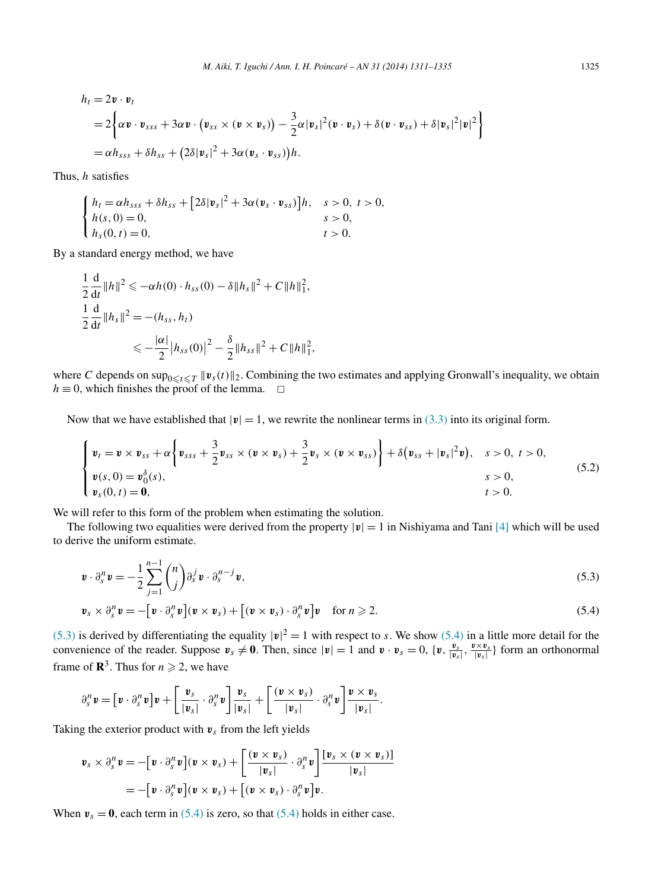$$
\begin{aligned}
h_t &= 2\boldsymbol{v} \cdot \boldsymbol{v}_t \\
&= 2\left\{\alpha \boldsymbol{v} \cdot \boldsymbol{v}_{sss} + 3\alpha \boldsymbol{v} \cdot \big(\boldsymbol{v}_{ss} \times (\boldsymbol{v} \times \boldsymbol{v}_s)\big) - \frac{3}{2}\alpha |\boldsymbol{v}_s|^2 (\boldsymbol{v} \cdot \boldsymbol{v}_s) + \delta(\boldsymbol{v} \cdot \boldsymbol{v}_{ss}) + \delta |\boldsymbol{v}_s|^2 |\boldsymbol{v}|^2\right\} \\
&= \alpha h_{sss} + \delta h_{ss} + \big(2\delta |\boldsymbol{v}_s|^2 + 3\alpha(\boldsymbol{v}_s \cdot \boldsymbol{v}_{ss})\big) h.
\end{aligned}
$$

Thus, $h$ satisfies

$$
\begin{cases}
h_t = \alpha h_{sss} + \delta h_{ss} + \big[2\delta |\boldsymbol{v}_s|^2 + 3\alpha(\boldsymbol{v}_s \cdot \boldsymbol{v}_{ss})\big] h, & s > 0,\ t > 0, \\
h(s, 0) = 0, & s > 0, \\
h_s(0, t) = 0, & t > 0.
\end{cases}
$$

By a standard energy method, we have

$$
\begin{aligned}
\frac{1}{2}\frac{\mathrm{d}}{\mathrm{d}t}\|h\|^2 &\leqslant -\alpha h(0) \cdot h_{ss}(0) - \delta \|h_s\|^2 + C\|h\|_1^2, \\
\frac{1}{2}\frac{\mathrm{d}}{\mathrm{d}t}\|h_s\|^2 &= -(h_{ss}, h_t) \\
&\leqslant -\frac{|\alpha|}{2}\big|h_{ss}(0)\big|^2 - \frac{\delta}{2}\|h_{ss}\|^2 + C\|h\|_1^2,
\end{aligned}
$$

where $C$ depends on $\sup_{0 \leqslant t \leqslant T} \|\boldsymbol{v}_s(t)\|_2$. Combining the two estimates and applying Gronwall's inequality, we obtain $h \equiv 0$, which finishes the proof of the lemma. $\square$

Now that we have established that $|\boldsymbol{v}| = 1$, we rewrite the nonlinear terms in (3.3) into its original form.

$$
\begin{cases}
\boldsymbol{v}_t = \boldsymbol{v} \times \boldsymbol{v}_{ss} + \alpha\left\{\boldsymbol{v}_{sss} + \dfrac{3}{2}\boldsymbol{v}_{ss} \times (\boldsymbol{v} \times \boldsymbol{v}_s) + \dfrac{3}{2}\boldsymbol{v}_s \times (\boldsymbol{v} \times \boldsymbol{v}_{ss})\right\} + \delta\big(\boldsymbol{v}_{ss} + |\boldsymbol{v}_s|^2 \boldsymbol{v}\big), & s > 0,\ t > 0, \\
\boldsymbol{v}(s, 0) = \boldsymbol{v}_0^\delta(s), & s > 0, \\
\boldsymbol{v}_s(0, t) = \boldsymbol{0}, & t > 0.
\end{cases}
\tag{5.2}
$$

We will refer to this form of the problem when estimating the solution.

The following two equalities were derived from the property $|\boldsymbol{v}| = 1$ in Nishiyama and Tani [4] which will be used to derive the uniform estimate.

$$
\boldsymbol{v} \cdot \partial_s^n \boldsymbol{v} = -\frac{1}{2}\sum_{j=1}^{n-1}\binom{n}{j}\partial_s^j \boldsymbol{v} \cdot \partial_s^{n-j}\boldsymbol{v},
\tag{5.3}
$$

$$
\boldsymbol{v}_s \times \partial_s^n \boldsymbol{v} = -\big[\boldsymbol{v} \cdot \partial_s^n \boldsymbol{v}\big](\boldsymbol{v} \times \boldsymbol{v}_s) + \big[(\boldsymbol{v} \times \boldsymbol{v}_s) \cdot \partial_s^n \boldsymbol{v}\big]\boldsymbol{v} \quad \text{for } n \geqslant 2.
\tag{5.4}
$$

(5.3) is derived by differentiating the equality $|\boldsymbol{v}|^2 = 1$ with respect to $s$. We show (5.4) in a little more detail for the convenience of the reader. Suppose $\boldsymbol{v}_s \neq \boldsymbol{0}$. Then, since $|\boldsymbol{v}| = 1$ and $\boldsymbol{v} \cdot \boldsymbol{v}_s = 0$, $\{\boldsymbol{v}, \frac{\boldsymbol{v}_s}{|\boldsymbol{v}_s|}, \frac{\boldsymbol{v} \times \boldsymbol{v}_s}{|\boldsymbol{v}_s|}\}$ form an orthonormal frame of $\mathbf{R}^3$. Thus for $n \geqslant 2$, we have

$$
\partial_s^n \boldsymbol{v} = \big[\boldsymbol{v} \cdot \partial_s^n \boldsymbol{v}\big]\boldsymbol{v} + \left[\frac{\boldsymbol{v}_s}{|\boldsymbol{v}_s|} \cdot \partial_s^n \boldsymbol{v}\right]\frac{\boldsymbol{v}_s}{|\boldsymbol{v}_s|} + \left[\frac{(\boldsymbol{v} \times \boldsymbol{v}_s)}{|\boldsymbol{v}_s|} \cdot \partial_s^n \boldsymbol{v}\right]\frac{\boldsymbol{v} \times \boldsymbol{v}_s}{|\boldsymbol{v}_s|}.
$$

Taking the exterior product with $\boldsymbol{v}_s$ from the left yields

$$
\begin{aligned}
\boldsymbol{v}_s \times \partial_s^n \boldsymbol{v} &= -\big[\boldsymbol{v} \cdot \partial_s^n \boldsymbol{v}\big](\boldsymbol{v} \times \boldsymbol{v}_s) + \left[\frac{(\boldsymbol{v} \times \boldsymbol{v}_s)}{|\boldsymbol{v}_s|} \cdot \partial_s^n \boldsymbol{v}\right]\frac{[\boldsymbol{v}_s \times (\boldsymbol{v} \times \boldsymbol{v}_s)]}{|\boldsymbol{v}_s|} \\
&= -\big[\boldsymbol{v} \cdot \partial_s^n \boldsymbol{v}\big](\boldsymbol{v} \times \boldsymbol{v}_s) + \big[(\boldsymbol{v} \times \boldsymbol{v}_s) \cdot \partial_s^n \boldsymbol{v}\big]\boldsymbol{v}.
\end{aligned}
$$

When $\boldsymbol{v}_s = \boldsymbol{0}$, each term in (5.4) is zero, so that (5.4) holds in either case.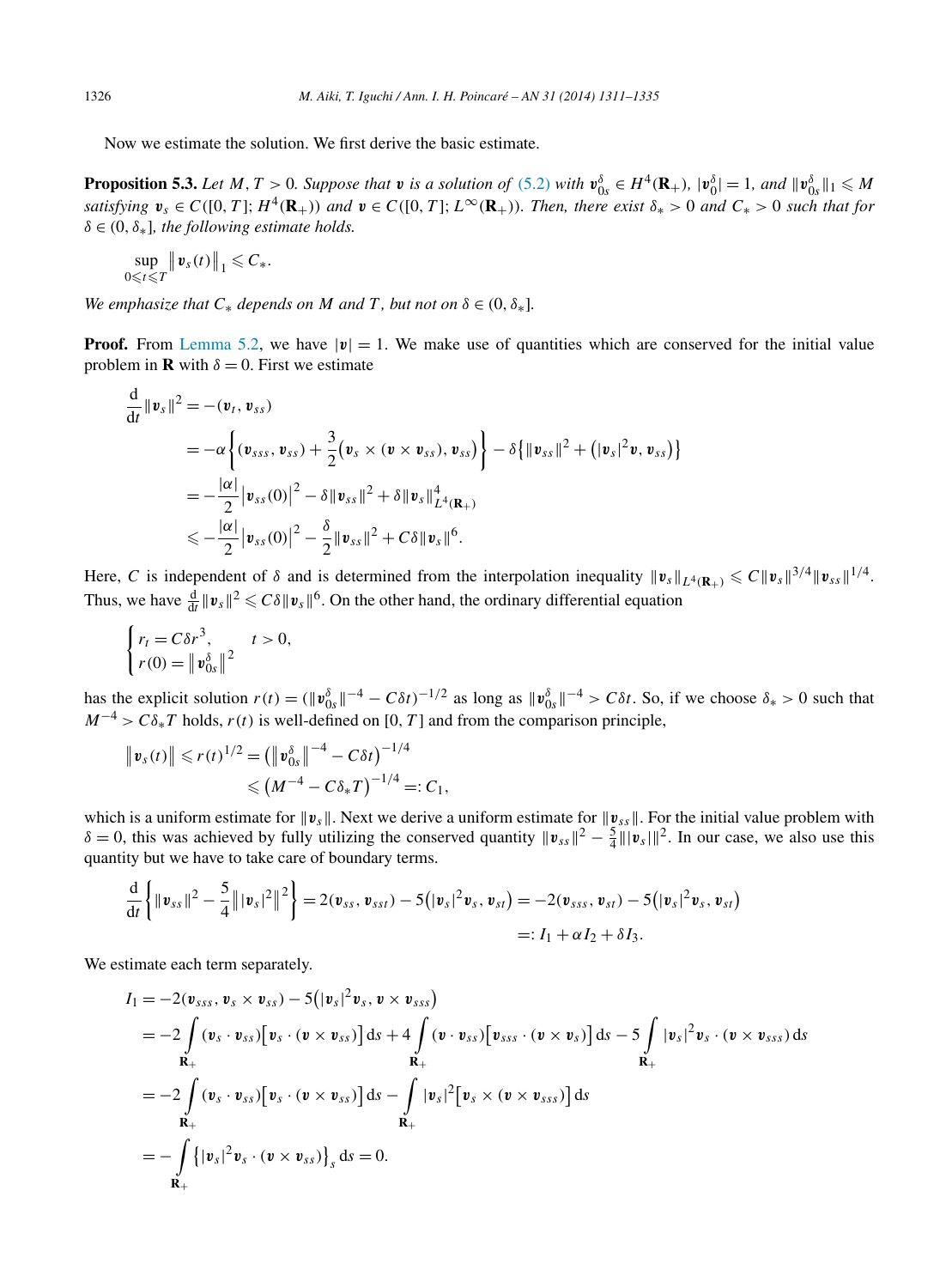Now we estimate the solution. We first derive the basic estimate.

**Proposition 5.3.** *Let $M, T > 0$. Suppose that $\boldsymbol{v}$ is a solution of (5.2) with $\boldsymbol{v}_{0s}^{\delta} \in H^4(\mathbf{R}_+)$, $|\boldsymbol{v}_0^{\delta}| = 1$, and $\|\boldsymbol{v}_{0s}^{\delta}\|_1 \leqslant M$ satisfying $\boldsymbol{v}_s \in C([0,T]; H^4(\mathbf{R}_+))$ and $\boldsymbol{v} \in C([0,T]; L^{\infty}(\mathbf{R}_+))$. Then, there exist $\delta_* > 0$ and $C_* > 0$ such that for $\delta \in (0, \delta_*]$, the following estimate holds.*

$$\sup_{0 \leqslant t \leqslant T} \big\| \boldsymbol{v}_s(t) \big\|_1 \leqslant C_*.$$

*We emphasize that $C_*$ depends on $M$ and $T$, but not on $\delta \in (0, \delta_*]$.*

**Proof.** From Lemma 5.2, we have $|\boldsymbol{v}| = 1$. We make use of quantities which are conserved for the initial value problem in $\mathbf{R}$ with $\delta = 0$. First we estimate

$$\begin{aligned}
\frac{\mathrm{d}}{\mathrm{d}t} \|\boldsymbol{v}_s\|^2 &= -(\boldsymbol{v}_t, \boldsymbol{v}_{ss}) \\
&= -\alpha \left\{ (\boldsymbol{v}_{sss}, \boldsymbol{v}_{ss}) + \frac{3}{2} \big(\boldsymbol{v}_s \times (\boldsymbol{v} \times \boldsymbol{v}_{ss}), \boldsymbol{v}_{ss}\big) \right\} - \delta \big\{ \|\boldsymbol{v}_{ss}\|^2 + \big(|\boldsymbol{v}_s|^2 \boldsymbol{v}, \boldsymbol{v}_{ss}\big) \big\} \\
&= -\frac{|\alpha|}{2} \big|\boldsymbol{v}_{ss}(0)\big|^2 - \delta \|\boldsymbol{v}_{ss}\|^2 + \delta \|\boldsymbol{v}_s\|_{L^4(\mathbf{R}_+)}^4 \\
&\leqslant -\frac{|\alpha|}{2} \big|\boldsymbol{v}_{ss}(0)\big|^2 - \frac{\delta}{2} \|\boldsymbol{v}_{ss}\|^2 + C\delta \|\boldsymbol{v}_s\|^6.
\end{aligned}$$

Here, $C$ is independent of $\delta$ and is determined from the interpolation inequality $\|\boldsymbol{v}_s\|_{L^4(\mathbf{R}_+)} \leqslant C \|\boldsymbol{v}_s\|^{3/4} \|\boldsymbol{v}_{ss}\|^{1/4}$. Thus, we have $\frac{\mathrm{d}}{\mathrm{d}t} \|\boldsymbol{v}_s\|^2 \leqslant C\delta \|\boldsymbol{v}_s\|^6$. On the other hand, the ordinary differential equation

$$\begin{cases} r_t = C\delta r^3, & t > 0, \\ r(0) = \big\|\boldsymbol{v}_{0s}^{\delta}\big\|^2 \end{cases}$$

has the explicit solution $r(t) = (\|\boldsymbol{v}_{0s}^{\delta}\|^{-4} - C\delta t)^{-1/2}$ as long as $\|\boldsymbol{v}_{0s}^{\delta}\|^{-4} > C\delta t$. So, if we choose $\delta_* > 0$ such that $M^{-4} > C\delta_* T$ holds, $r(t)$ is well-defined on $[0,T]$ and from the comparison principle,

$$\begin{aligned}
\big\|\boldsymbol{v}_s(t)\big\| \leqslant r(t)^{1/2} &= \big(\big\|\boldsymbol{v}_{0s}^{\delta}\big\|^{-4} - C\delta t\big)^{-1/4} \\
&\leqslant \big(M^{-4} - C\delta_* T\big)^{-1/4} =: C_1,
\end{aligned}$$

which is a uniform estimate for $\|\boldsymbol{v}_s\|$. Next we derive a uniform estimate for $\|\boldsymbol{v}_{ss}\|$. For the initial value problem with $\delta = 0$, this was achieved by fully utilizing the conserved quantity $\|\boldsymbol{v}_{ss}\|^2 - \frac{5}{4}\||\boldsymbol{v}_s|\|^2$. In our case, we also use this quantity but we have to take care of boundary terms.

$$\begin{aligned}
\frac{\mathrm{d}}{\mathrm{d}t} \left\{ \|\boldsymbol{v}_{ss}\|^2 - \frac{5}{4} \big\||\boldsymbol{v}_s|^2\big\|^2 \right\} &= 2(\boldsymbol{v}_{ss}, \boldsymbol{v}_{sst}) - 5\big(|\boldsymbol{v}_s|^2 \boldsymbol{v}_s, \boldsymbol{v}_{st}\big) = -2(\boldsymbol{v}_{sss}, \boldsymbol{v}_{st}) - 5\big(|\boldsymbol{v}_s|^2 \boldsymbol{v}_s, \boldsymbol{v}_{st}\big) \\
&=: I_1 + \alpha I_2 + \delta I_3.
\end{aligned}$$

We estimate each term separately.

$$\begin{aligned}
I_1 &= -2(\boldsymbol{v}_{sss}, \boldsymbol{v}_s \times \boldsymbol{v}_{ss}) - 5\big(|\boldsymbol{v}_s|^2 \boldsymbol{v}_s, \boldsymbol{v} \times \boldsymbol{v}_{sss}\big) \\
&= -2 \int_{\mathbf{R}_+} (\boldsymbol{v}_s \cdot \boldsymbol{v}_{ss}) \big[\boldsymbol{v}_s \cdot (\boldsymbol{v} \times \boldsymbol{v}_{ss})\big] \, \mathrm{d}s + 4 \int_{\mathbf{R}_+} (\boldsymbol{v} \cdot \boldsymbol{v}_{ss}) \big[\boldsymbol{v}_{sss} \cdot (\boldsymbol{v} \times \boldsymbol{v}_s)\big] \, \mathrm{d}s - 5 \int_{\mathbf{R}_+} |\boldsymbol{v}_s|^2 \boldsymbol{v}_s \cdot (\boldsymbol{v} \times \boldsymbol{v}_{sss}) \, \mathrm{d}s \\
&= -2 \int_{\mathbf{R}_+} (\boldsymbol{v}_s \cdot \boldsymbol{v}_{ss}) \big[\boldsymbol{v}_s \cdot (\boldsymbol{v} \times \boldsymbol{v}_{ss})\big] \, \mathrm{d}s - \int_{\mathbf{R}_+} |\boldsymbol{v}_s|^2 \big[\boldsymbol{v}_s \times (\boldsymbol{v} \times \boldsymbol{v}_{sss})\big] \, \mathrm{d}s \\
&= -\int_{\mathbf{R}_+} \big\{ |\boldsymbol{v}_s|^2 \boldsymbol{v}_s \cdot (\boldsymbol{v} \times \boldsymbol{v}_{ss}) \big\}_s \, \mathrm{d}s = 0.
\end{aligned}$$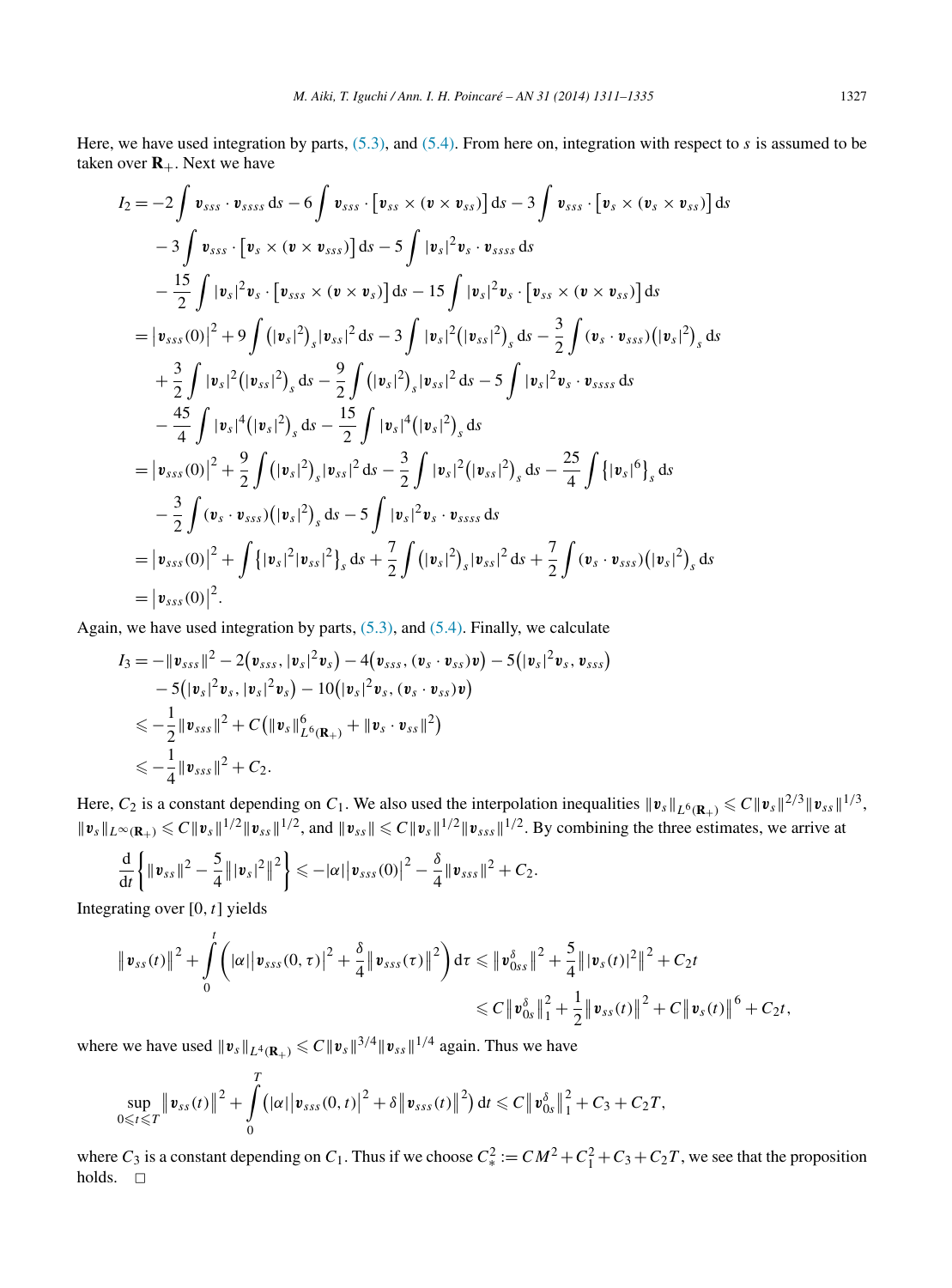Here, we have used integration by parts, (5.3), and (5.4). From here on, integration with respect to $s$ is assumed to be taken over $\mathbf{R}_+$. Next we have

$$
\begin{aligned}
I_2 &= -2\int \boldsymbol{v}_{sss}\cdot\boldsymbol{v}_{ssss}\,\mathrm{d}s - 6\int \boldsymbol{v}_{sss}\cdot\big[\boldsymbol{v}_{ss}\times(\boldsymbol{v}\times\boldsymbol{v}_{ss})\big]\,\mathrm{d}s - 3\int \boldsymbol{v}_{sss}\cdot\big[\boldsymbol{v}_{s}\times(\boldsymbol{v}_s\times\boldsymbol{v}_{ss})\big]\,\mathrm{d}s \\
&\quad - 3\int \boldsymbol{v}_{sss}\cdot\big[\boldsymbol{v}_{s}\times(\boldsymbol{v}\times\boldsymbol{v}_{sss})\big]\,\mathrm{d}s - 5\int |\boldsymbol{v}_s|^2\boldsymbol{v}_s\cdot\boldsymbol{v}_{ssss}\,\mathrm{d}s \\
&\quad - \frac{15}{2}\int |\boldsymbol{v}_s|^2\boldsymbol{v}_s\cdot\big[\boldsymbol{v}_{sss}\times(\boldsymbol{v}\times\boldsymbol{v}_{s})\big]\,\mathrm{d}s - 15\int |\boldsymbol{v}_s|^2\boldsymbol{v}_s\cdot\big[\boldsymbol{v}_{ss}\times(\boldsymbol{v}\times\boldsymbol{v}_{ss})\big]\,\mathrm{d}s \\
&= \big|\boldsymbol{v}_{sss}(0)\big|^2 + 9\int \big(|\boldsymbol{v}_s|^2\big)_s|\boldsymbol{v}_{ss}|^2\,\mathrm{d}s - 3\int |\boldsymbol{v}_s|^2\big(|\boldsymbol{v}_{ss}|^2\big)_s\,\mathrm{d}s - \frac{3}{2}\int (\boldsymbol{v}_s\cdot\boldsymbol{v}_{sss})\big(|\boldsymbol{v}_s|^2\big)_s\,\mathrm{d}s \\
&\quad + \frac{3}{2}\int |\boldsymbol{v}_s|^2\big(|\boldsymbol{v}_{ss}|^2\big)_s\,\mathrm{d}s - \frac{9}{2}\int \big(|\boldsymbol{v}_s|^2\big)_s|\boldsymbol{v}_{ss}|^2\,\mathrm{d}s - 5\int |\boldsymbol{v}_s|^2\boldsymbol{v}_s\cdot\boldsymbol{v}_{ssss}\,\mathrm{d}s \\
&\quad - \frac{45}{4}\int |\boldsymbol{v}_s|^4\big(|\boldsymbol{v}_s|^2\big)_s\,\mathrm{d}s - \frac{15}{2}\int |\boldsymbol{v}_s|^4\big(|\boldsymbol{v}_s|^2\big)_s\,\mathrm{d}s \\
&= \big|\boldsymbol{v}_{sss}(0)\big|^2 + \frac{9}{2}\int \big(|\boldsymbol{v}_s|^2\big)_s|\boldsymbol{v}_{ss}|^2\,\mathrm{d}s - \frac{3}{2}\int |\boldsymbol{v}_s|^2\big(|\boldsymbol{v}_{ss}|^2\big)_s\,\mathrm{d}s - \frac{25}{4}\int \big\{|\boldsymbol{v}_s|^6\big\}_s\,\mathrm{d}s \\
&\quad - \frac{3}{2}\int (\boldsymbol{v}_s\cdot\boldsymbol{v}_{sss})\big(|\boldsymbol{v}_s|^2\big)_s\,\mathrm{d}s - 5\int |\boldsymbol{v}_s|^2\boldsymbol{v}_s\cdot\boldsymbol{v}_{ssss}\,\mathrm{d}s \\
&= \big|\boldsymbol{v}_{sss}(0)\big|^2 + \int \big\{|\boldsymbol{v}_s|^2|\boldsymbol{v}_{ss}|^2\big\}_s\,\mathrm{d}s + \frac{7}{2}\int \big(|\boldsymbol{v}_s|^2\big)_s|\boldsymbol{v}_{ss}|^2\,\mathrm{d}s + \frac{7}{2}\int (\boldsymbol{v}_s\cdot\boldsymbol{v}_{sss})\big(|\boldsymbol{v}_s|^2\big)_s\,\mathrm{d}s \\
&= \big|\boldsymbol{v}_{sss}(0)\big|^2.
\end{aligned}
$$

Again, we have used integration by parts, (5.3), and (5.4). Finally, we calculate

$$
\begin{aligned}
I_3 &= -\|\boldsymbol{v}_{sss}\|^2 - 2\big(\boldsymbol{v}_{sss}, |\boldsymbol{v}_s|^2\boldsymbol{v}_s\big) - 4\big(\boldsymbol{v}_{sss}, (\boldsymbol{v}_s\cdot\boldsymbol{v}_{ss})\boldsymbol{v}\big) - 5\big(|\boldsymbol{v}_s|^2\boldsymbol{v}_s, \boldsymbol{v}_{sss}\big) \\
&\quad - 5\big(|\boldsymbol{v}_s|^2\boldsymbol{v}_s, |\boldsymbol{v}_s|^2\boldsymbol{v}_s\big) - 10\big(|\boldsymbol{v}_s|^2\boldsymbol{v}_s, (\boldsymbol{v}_s\cdot\boldsymbol{v}_{ss})\boldsymbol{v}\big) \\
&\leqslant -\frac{1}{2}\|\boldsymbol{v}_{sss}\|^2 + C\big(\|\boldsymbol{v}_s\|^6_{L^6(\mathbf{R}_+)} + \|\boldsymbol{v}_s\cdot\boldsymbol{v}_{ss}\|^2\big) \\
&\leqslant -\frac{1}{4}\|\boldsymbol{v}_{sss}\|^2 + C_2.
\end{aligned}
$$

Here, $C_2$ is a constant depending on $C_1$. We also used the interpolation inequalities $\|\boldsymbol{v}_s\|_{L^6(\mathbf{R}_+)} \leqslant C\|\boldsymbol{v}_s\|^{2/3}\|\boldsymbol{v}_{ss}\|^{1/3}$, $\|\boldsymbol{v}_s\|_{L^\infty(\mathbf{R}_+)} \leqslant C\|\boldsymbol{v}_s\|^{1/2}\|\boldsymbol{v}_{ss}\|^{1/2}$, and $\|\boldsymbol{v}_{ss}\| \leqslant C\|\boldsymbol{v}_s\|^{1/2}\|\boldsymbol{v}_{sss}\|^{1/2}$. By combining the three estimates, we arrive at

$$
\frac{\mathrm{d}}{\mathrm{d}t}\left\{\|\boldsymbol{v}_{ss}\|^2 - \frac{5}{4}\big\||\boldsymbol{v}_s|^2\big\|^2\right\} \leqslant -|\alpha|\big|\boldsymbol{v}_{sss}(0)\big|^2 - \frac{\delta}{4}\|\boldsymbol{v}_{sss}\|^2 + C_2.
$$

Integrating over $[0,t]$ yields

$$
\begin{aligned}
\big\|\boldsymbol{v}_{ss}(t)\big\|^2 + \int_0^t \left(|\alpha|\big|\boldsymbol{v}_{sss}(0,\tau)\big|^2 + \frac{\delta}{4}\big\|\boldsymbol{v}_{sss}(\tau)\big\|^2\right)\mathrm{d}\tau &\leqslant \big\|\boldsymbol{v}^\delta_{0ss}\big\|^2 + \frac{5}{4}\big\||\boldsymbol{v}_s(t)|^2\big\|^2 + C_2 t \\
&\leqslant C\big\|\boldsymbol{v}^\delta_{0s}\big\|_1^2 + \frac{1}{2}\big\|\boldsymbol{v}_{ss}(t)\big\|^2 + C\big\|\boldsymbol{v}_s(t)\big\|^6 + C_2 t,
\end{aligned}
$$

where we have used $\|\boldsymbol{v}_s\|_{L^4(\mathbf{R}_+)} \leqslant C\|\boldsymbol{v}_s\|^{3/4}\|\boldsymbol{v}_{ss}\|^{1/4}$ again. Thus we have

$$
\sup_{0\leqslant t\leqslant T}\big\|\boldsymbol{v}_{ss}(t)\big\|^2 + \int_0^T \big(|\alpha|\big|\boldsymbol{v}_{sss}(0,t)\big|^2 + \delta\big\|\boldsymbol{v}_{sss}(t)\big\|^2\big)\,\mathrm{d}t \leqslant C\big\|\boldsymbol{v}^\delta_{0s}\big\|_1^2 + C_3 + C_2 T,
$$

where $C_3$ is a constant depending on $C_1$. Thus if we choose $C_*^2 := CM^2 + C_1^2 + C_3 + C_2 T$, we see that the proposition holds. □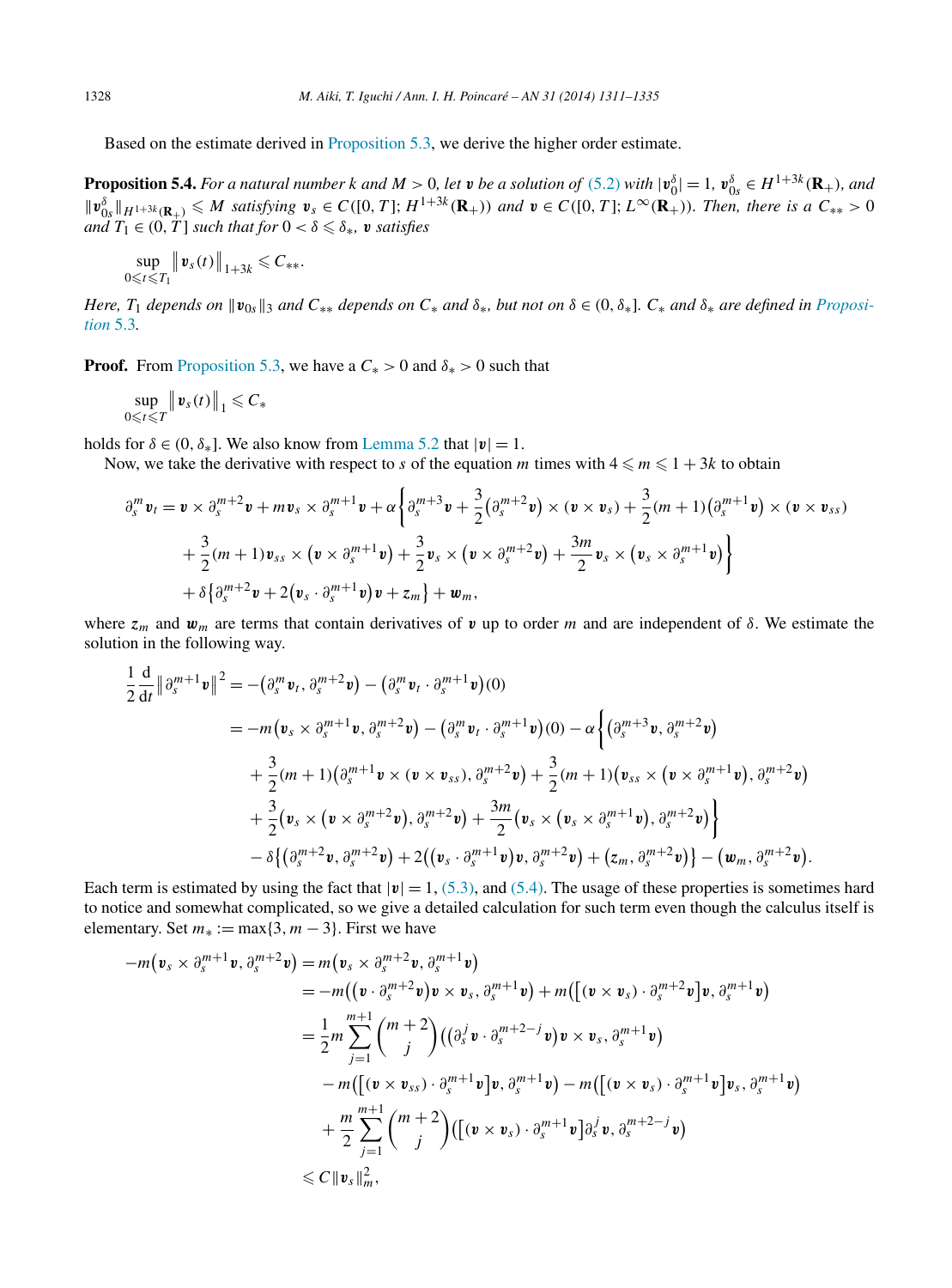Based on the estimate derived in Proposition 5.3, we derive the higher order estimate.

**Proposition 5.4.** *For a natural number $k$ and $M > 0$, let $\boldsymbol{v}$ be a solution of (5.2) with $|\boldsymbol{v}_0^\delta| = 1$, $\boldsymbol{v}_{0s}^\delta \in H^{1+3k}(\mathbf{R}_+)$, and $\|\boldsymbol{v}_{0s}^\delta\|_{H^{1+3k}(\mathbf{R}_+)} \leqslant M$ satisfying $\boldsymbol{v}_s \in C([0,T]; H^{1+3k}(\mathbf{R}_+))$ and $\boldsymbol{v} \in C([0,T]; L^\infty(\mathbf{R}_+))$. Then, there is a $C_{**} > 0$ and $T_1 \in (0,T]$ such that for $0 < \delta \leqslant \delta_*$, $\boldsymbol{v}$ satisfies*

$$\sup_{0 \leqslant t \leqslant T_1} \|\boldsymbol{v}_s(t)\|_{1+3k} \leqslant C_{**}.$$

*Here, $T_1$ depends on $\|\boldsymbol{v}_{0s}\|_3$ and $C_{**}$ depends on $C_*$ and $\delta_*$, but not on $\delta \in (0, \delta_*]$. $C_*$ and $\delta_*$ are defined in Proposition 5.3.*

**Proof.** From Proposition 5.3, we have a $C_* > 0$ and $\delta_* > 0$ such that

$$\sup_{0 \leqslant t \leqslant T} \|\boldsymbol{v}_s(t)\|_1 \leqslant C_*$$

holds for $\delta \in (0, \delta_*]$. We also know from Lemma 5.2 that $|\boldsymbol{v}| = 1$.

Now, we take the derivative with respect to $s$ of the equation $m$ times with $4 \leqslant m \leqslant 1 + 3k$ to obtain

$$\begin{aligned}
\partial_s^m \boldsymbol{v}_t &= \boldsymbol{v} \times \partial_s^{m+2}\boldsymbol{v} + m\boldsymbol{v}_s \times \partial_s^{m+1}\boldsymbol{v} + \alpha\bigg\{\partial_s^{m+3}\boldsymbol{v} + \frac{3}{2}\big(\partial_s^{m+2}\boldsymbol{v}\big) \times (\boldsymbol{v} \times \boldsymbol{v}_s) + \frac{3}{2}(m+1)\big(\partial_s^{m+1}\boldsymbol{v}\big) \times (\boldsymbol{v} \times \boldsymbol{v}_{ss}) \\
&\quad + \frac{3}{2}(m+1)\boldsymbol{v}_{ss} \times \big(\boldsymbol{v} \times \partial_s^{m+1}\boldsymbol{v}\big) + \frac{3}{2}\boldsymbol{v}_s \times \big(\boldsymbol{v} \times \partial_s^{m+2}\boldsymbol{v}\big) + \frac{3m}{2}\boldsymbol{v}_s \times \big(\boldsymbol{v}_s \times \partial_s^{m+1}\boldsymbol{v}\big)\bigg\} \\
&\quad + \delta\big\{\partial_s^{m+2}\boldsymbol{v} + 2\big(\boldsymbol{v}_s \cdot \partial_s^{m+1}\boldsymbol{v}\big)\boldsymbol{v} + \boldsymbol{z}_m\big\} + \boldsymbol{w}_m,
\end{aligned}$$

where $\boldsymbol{z}_m$ and $\boldsymbol{w}_m$ are terms that contain derivatives of $\boldsymbol{v}$ up to order $m$ and are independent of $\delta$. We estimate the solution in the following way.

$$\begin{aligned}
\frac{1}{2}\frac{\mathrm{d}}{\mathrm{d}t}\big\|\partial_s^{m+1}\boldsymbol{v}\big\|^2 &= -\big(\partial_s^m \boldsymbol{v}_t, \partial_s^{m+2}\boldsymbol{v}\big) - \big(\partial_s^m \boldsymbol{v}_t \cdot \partial_s^{m+1}\boldsymbol{v}\big)(0) \\
&= -m\big(\boldsymbol{v}_s \times \partial_s^{m+1}\boldsymbol{v}, \partial_s^{m+2}\boldsymbol{v}\big) - \big(\partial_s^m \boldsymbol{v}_t \cdot \partial_s^{m+1}\boldsymbol{v}\big)(0) - \alpha\bigg\{\big(\partial_s^{m+3}\boldsymbol{v}, \partial_s^{m+2}\boldsymbol{v}\big) \\
&\quad + \frac{3}{2}(m+1)\big(\partial_s^{m+1}\boldsymbol{v} \times (\boldsymbol{v} \times \boldsymbol{v}_{ss}), \partial_s^{m+2}\boldsymbol{v}\big) + \frac{3}{2}(m+1)\big(\boldsymbol{v}_{ss} \times \big(\boldsymbol{v} \times \partial_s^{m+1}\boldsymbol{v}\big), \partial_s^{m+2}\boldsymbol{v}\big) \\
&\quad + \frac{3}{2}\big(\boldsymbol{v}_s \times \big(\boldsymbol{v} \times \partial_s^{m+2}\boldsymbol{v}\big), \partial_s^{m+2}\boldsymbol{v}\big) + \frac{3m}{2}\big(\boldsymbol{v}_s \times \big(\boldsymbol{v}_s \times \partial_s^{m+1}\boldsymbol{v}\big), \partial_s^{m+2}\boldsymbol{v}\big)\bigg\} \\
&\quad - \delta\big\{\big(\partial_s^{m+2}\boldsymbol{v}, \partial_s^{m+2}\boldsymbol{v}\big) + 2\big(\big(\boldsymbol{v}_s \cdot \partial_s^{m+1}\boldsymbol{v}\big)\boldsymbol{v}, \partial_s^{m+2}\boldsymbol{v}\big) + \big(\boldsymbol{z}_m, \partial_s^{m+2}\boldsymbol{v}\big)\big\} - \big(\boldsymbol{w}_m, \partial_s^{m+2}\boldsymbol{v}\big).
\end{aligned}$$

Each term is estimated by using the fact that $|\boldsymbol{v}| = 1$, (5.3), and (5.4). The usage of these properties is sometimes hard to notice and somewhat complicated, so we give a detailed calculation for such term even though the calculus itself is elementary. Set $m_* := \max\{3, m-3\}$. First we have

$$\begin{aligned}
-m\big(\boldsymbol{v}_s \times \partial_s^{m+1}\boldsymbol{v}, \partial_s^{m+2}\boldsymbol{v}\big) &= m\big(\boldsymbol{v}_s \times \partial_s^{m+2}\boldsymbol{v}, \partial_s^{m+1}\boldsymbol{v}\big) \\
&= -m\big(\big(\boldsymbol{v} \cdot \partial_s^{m+2}\boldsymbol{v}\big)\boldsymbol{v} \times \boldsymbol{v}_s, \partial_s^{m+1}\boldsymbol{v}\big) + m\big(\big[(\boldsymbol{v} \times \boldsymbol{v}_s) \cdot \partial_s^{m+2}\boldsymbol{v}\big]\boldsymbol{v}, \partial_s^{m+1}\boldsymbol{v}\big) \\
&= \frac{1}{2}m\sum_{j=1}^{m+1}\binom{m+2}{j}\big(\big(\partial_s^j\boldsymbol{v} \cdot \partial_s^{m+2-j}\boldsymbol{v}\big)\boldsymbol{v} \times \boldsymbol{v}_s, \partial_s^{m+1}\boldsymbol{v}\big) \\
&\quad - m\big(\big[(\boldsymbol{v} \times \boldsymbol{v}_{ss}) \cdot \partial_s^{m+1}\boldsymbol{v}\big]\boldsymbol{v}, \partial_s^{m+1}\boldsymbol{v}\big) - m\big(\big[(\boldsymbol{v} \times \boldsymbol{v}_s) \cdot \partial_s^{m+1}\boldsymbol{v}\big]\boldsymbol{v}_s, \partial_s^{m+1}\boldsymbol{v}\big) \\
&\quad + \frac{m}{2}\sum_{j=1}^{m+1}\binom{m+2}{j}\big(\big[(\boldsymbol{v} \times \boldsymbol{v}_s) \cdot \partial_s^{m+1}\boldsymbol{v}\big]\partial_s^j\boldsymbol{v}, \partial_s^{m+2-j}\boldsymbol{v}\big) \\
&\leqslant C\|\boldsymbol{v}_s\|_m^2,
\end{aligned}$$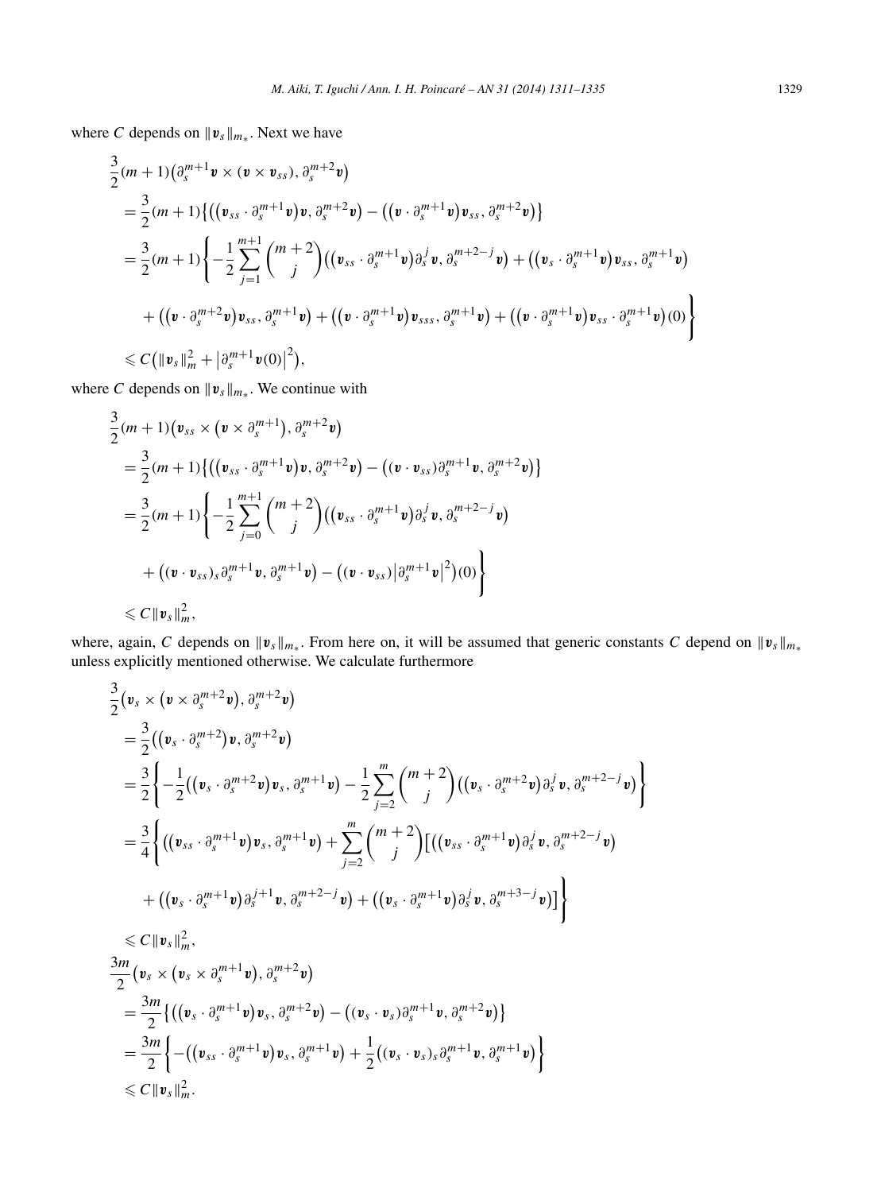where $C$ depends on $\|\boldsymbol{v}_s\|_{m_*}$. Next we have

$$
\begin{aligned}
&\frac{3}{2}(m+1)\big(\partial_s^{m+1}\boldsymbol{v}\times(\boldsymbol{v}\times\boldsymbol{v}_{ss}),\partial_s^{m+2}\boldsymbol{v}\big)\\
&=\frac{3}{2}(m+1)\big\{\big(\big(\boldsymbol{v}_{ss}\cdot\partial_s^{m+1}\boldsymbol{v}\big)\boldsymbol{v},\partial_s^{m+2}\boldsymbol{v}\big)-\big(\big(\boldsymbol{v}\cdot\partial_s^{m+1}\boldsymbol{v}\big)\boldsymbol{v}_{ss},\partial_s^{m+2}\boldsymbol{v}\big)\big\}\\
&=\frac{3}{2}(m+1)\Bigg\{-\frac{1}{2}\sum_{j=1}^{m+1}\binom{m+2}{j}\big(\big(\boldsymbol{v}_{ss}\cdot\partial_s^{m+1}\boldsymbol{v}\big)\partial_s^j\boldsymbol{v},\partial_s^{m+2-j}\boldsymbol{v}\big)+\big(\big(\boldsymbol{v}_s\cdot\partial_s^{m+1}\boldsymbol{v}\big)\boldsymbol{v}_{ss},\partial_s^{m+1}\boldsymbol{v}\big)\\
&\quad+\big(\big(\boldsymbol{v}\cdot\partial_s^{m+2}\boldsymbol{v}\big)\boldsymbol{v}_{ss},\partial_s^{m+1}\boldsymbol{v}\big)+\big(\big(\boldsymbol{v}\cdot\partial_s^{m+1}\boldsymbol{v}\big)\boldsymbol{v}_{sss},\partial_s^{m+1}\boldsymbol{v}\big)+\big(\big(\boldsymbol{v}\cdot\partial_s^{m+1}\boldsymbol{v}\big)\boldsymbol{v}_{ss}\cdot\partial_s^{m+1}\boldsymbol{v}\big)(0)\Bigg\}\\
&\leqslant C\big(\|\boldsymbol{v}_s\|_m^2+\big|\partial_s^{m+1}\boldsymbol{v}(0)\big|^2\big),
\end{aligned}
$$

where $C$ depends on $\|\boldsymbol{v}_s\|_{m_*}$. We continue with

$$
\begin{aligned}
&\frac{3}{2}(m+1)\big(\boldsymbol{v}_{ss}\times\big(\boldsymbol{v}\times\partial_s^{m+1}\big),\partial_s^{m+2}\boldsymbol{v}\big)\\
&=\frac{3}{2}(m+1)\big\{\big(\big(\boldsymbol{v}_{ss}\cdot\partial_s^{m+1}\boldsymbol{v}\big)\boldsymbol{v},\partial_s^{m+2}\boldsymbol{v}\big)-\big((\boldsymbol{v}\cdot\boldsymbol{v}_{ss})\partial_s^{m+1}\boldsymbol{v},\partial_s^{m+2}\boldsymbol{v}\big)\big\}\\
&=\frac{3}{2}(m+1)\Bigg\{-\frac{1}{2}\sum_{j=0}^{m+1}\binom{m+2}{j}\big(\big(\boldsymbol{v}_{ss}\cdot\partial_s^{m+1}\boldsymbol{v}\big)\partial_s^j\boldsymbol{v},\partial_s^{m+2-j}\boldsymbol{v}\big)\\
&\quad+\big((\boldsymbol{v}\cdot\boldsymbol{v}_{ss})_s\partial_s^{m+1}\boldsymbol{v},\partial_s^{m+1}\boldsymbol{v}\big)-\big((\boldsymbol{v}\cdot\boldsymbol{v}_{ss})\big|\partial_s^{m+1}\boldsymbol{v}\big|^2\big)(0)\Bigg\}\\
&\leqslant C\|\boldsymbol{v}_s\|_m^2,
\end{aligned}
$$

where, again, $C$ depends on $\|\boldsymbol{v}_s\|_{m_*}$. From here on, it will be assumed that generic constants $C$ depend on $\|\boldsymbol{v}_s\|_{m_*}$ unless explicitly mentioned otherwise. We calculate furthermore

$$
\begin{aligned}
&\frac{3}{2}\big(\boldsymbol{v}_s\times\big(\boldsymbol{v}\times\partial_s^{m+2}\boldsymbol{v}\big),\partial_s^{m+2}\boldsymbol{v}\big)\\
&=\frac{3}{2}\big(\big(\boldsymbol{v}_s\cdot\partial_s^{m+2}\big)\boldsymbol{v},\partial_s^{m+2}\boldsymbol{v}\big)\\
&=\frac{3}{2}\Bigg\{-\frac{1}{2}\big(\big(\boldsymbol{v}_s\cdot\partial_s^{m+2}\boldsymbol{v}\big)\boldsymbol{v}_s,\partial_s^{m+1}\boldsymbol{v}\big)-\frac{1}{2}\sum_{j=2}^{m}\binom{m+2}{j}\big(\big(\boldsymbol{v}_s\cdot\partial_s^{m+2}\boldsymbol{v}\big)\partial_s^j\boldsymbol{v},\partial_s^{m+2-j}\boldsymbol{v}\big)\Bigg\}\\
&=\frac{3}{4}\Bigg\{\big(\big(\boldsymbol{v}_{ss}\cdot\partial_s^{m+1}\boldsymbol{v}\big)\boldsymbol{v}_s,\partial_s^{m+1}\boldsymbol{v}\big)+\sum_{j=2}^{m}\binom{m+2}{j}\big[\big(\big(\boldsymbol{v}_{ss}\cdot\partial_s^{m+1}\boldsymbol{v}\big)\partial_s^j\boldsymbol{v},\partial_s^{m+2-j}\boldsymbol{v}\big)\\
&\quad+\big(\big(\boldsymbol{v}_s\cdot\partial_s^{m+1}\boldsymbol{v}\big)\partial_s^{j+1}\boldsymbol{v},\partial_s^{m+2-j}\boldsymbol{v}\big)+\big(\big(\boldsymbol{v}_s\cdot\partial_s^{m+1}\boldsymbol{v}\big)\partial_s^j\boldsymbol{v},\partial_s^{m+3-j}\boldsymbol{v}\big)\big]\Bigg\}\\
&\leqslant C\|\boldsymbol{v}_s\|_m^2,
\end{aligned}
$$

$$
\begin{aligned}
&\frac{3m}{2}\big(\boldsymbol{v}_s\times\big(\boldsymbol{v}_s\times\partial_s^{m+1}\boldsymbol{v}\big),\partial_s^{m+2}\boldsymbol{v}\big)\\
&=\frac{3m}{2}\big\{\big(\big(\boldsymbol{v}_s\cdot\partial_s^{m+1}\boldsymbol{v}\big)\boldsymbol{v}_s,\partial_s^{m+2}\boldsymbol{v}\big)-\big((\boldsymbol{v}_s\cdot\boldsymbol{v}_s)\partial_s^{m+1}\boldsymbol{v},\partial_s^{m+2}\boldsymbol{v}\big)\big\}\\
&=\frac{3m}{2}\Bigg\{-\big(\big(\boldsymbol{v}_{ss}\cdot\partial_s^{m+1}\boldsymbol{v}\big)\boldsymbol{v}_s,\partial_s^{m+1}\boldsymbol{v}\big)+\frac{1}{2}\big((\boldsymbol{v}_s\cdot\boldsymbol{v}_s)_s\partial_s^{m+1}\boldsymbol{v},\partial_s^{m+1}\boldsymbol{v}\big)\Bigg\}\\
&\leqslant C\|\boldsymbol{v}_s\|_m^2.
\end{aligned}
$$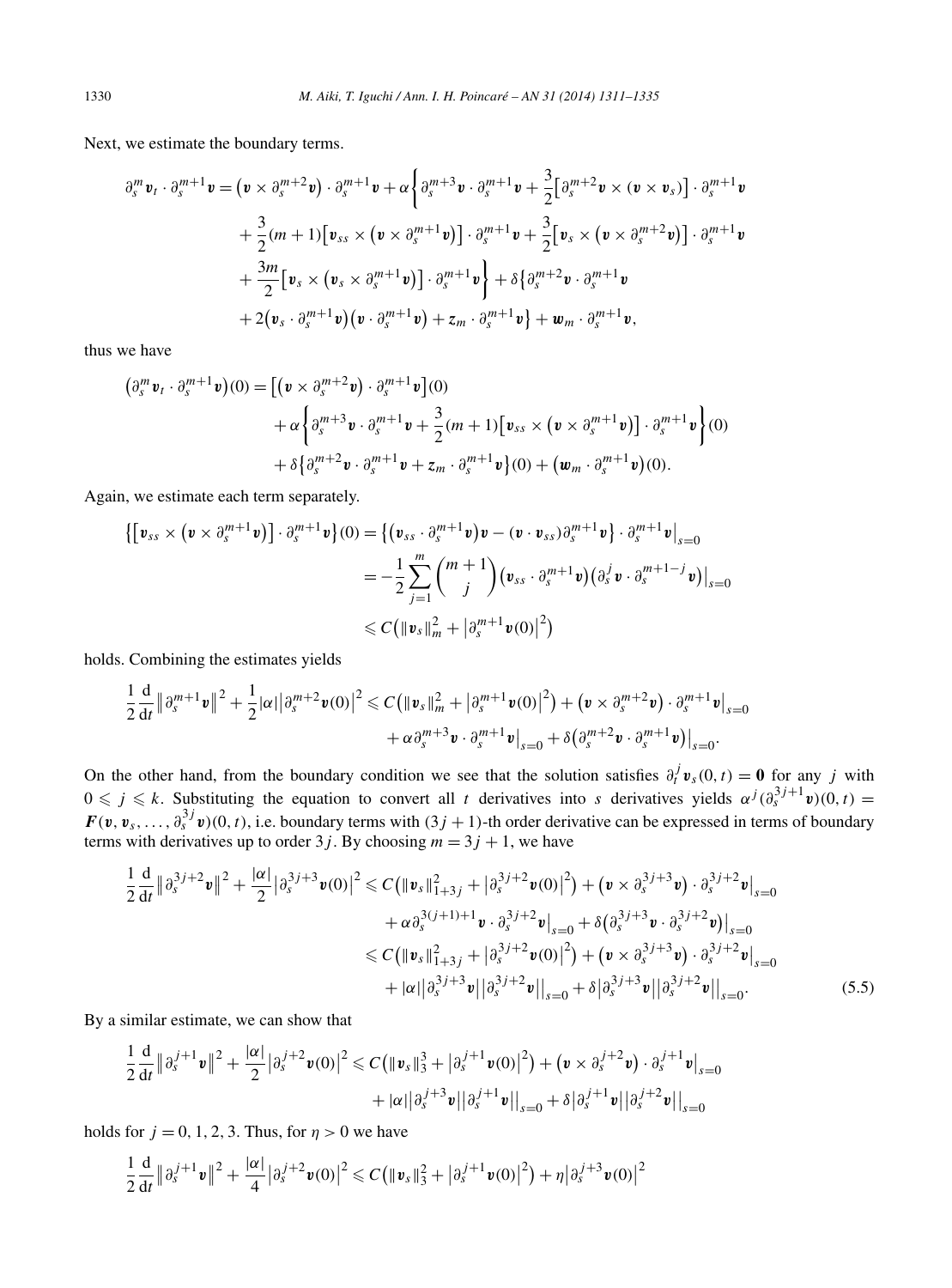Next, we estimate the boundary terms.

$$
\begin{aligned}
\partial_s^m \boldsymbol{v}_t \cdot \partial_s^{m+1}\boldsymbol{v} = {} & \big(\boldsymbol{v}\times \partial_s^{m+2}\boldsymbol{v}\big)\cdot \partial_s^{m+1}\boldsymbol{v} + \alpha\Bigg\{\partial_s^{m+3}\boldsymbol{v}\cdot \partial_s^{m+1}\boldsymbol{v} + \frac{3}{2}\big[\partial_s^{m+2}\boldsymbol{v}\times(\boldsymbol{v}\times \boldsymbol{v}_s)\big]\cdot \partial_s^{m+1}\boldsymbol{v} \\
& + \frac{3}{2}(m+1)\big[\boldsymbol{v}_{ss}\times\big(\boldsymbol{v}\times \partial_s^{m+1}\boldsymbol{v}\big)\big]\cdot \partial_s^{m+1}\boldsymbol{v} + \frac{3}{2}\big[\boldsymbol{v}_s\times\big(\boldsymbol{v}\times \partial_s^{m+2}\boldsymbol{v}\big)\big]\cdot \partial_s^{m+1}\boldsymbol{v} \\
& + \frac{3m}{2}\big[\boldsymbol{v}_s\times\big(\boldsymbol{v}_s\times \partial_s^{m+1}\boldsymbol{v}\big)\big]\cdot \partial_s^{m+1}\boldsymbol{v}\Bigg\} + \delta\big\{\partial_s^{m+2}\boldsymbol{v}\cdot \partial_s^{m+1}\boldsymbol{v} \\
& + 2\big(\boldsymbol{v}_s\cdot \partial_s^{m+1}\boldsymbol{v}\big)\big(\boldsymbol{v}\cdot \partial_s^{m+1}\boldsymbol{v}\big) + \boldsymbol{z}_m\cdot \partial_s^{m+1}\boldsymbol{v}\big\} + \boldsymbol{w}_m\cdot \partial_s^{m+1}\boldsymbol{v},
\end{aligned}
$$

thus we have

$$
\begin{aligned}
\big(\partial_s^m \boldsymbol{v}_t\cdot \partial_s^{m+1}\boldsymbol{v}\big)(0) = {} & \big[\big(\boldsymbol{v}\times \partial_s^{m+2}\boldsymbol{v}\big)\cdot \partial_s^{m+1}\boldsymbol{v}\big](0) \\
& + \alpha\Bigg\{\partial_s^{m+3}\boldsymbol{v}\cdot \partial_s^{m+1}\boldsymbol{v} + \frac{3}{2}(m+1)\big[\boldsymbol{v}_{ss}\times\big(\boldsymbol{v}\times \partial_s^{m+1}\boldsymbol{v}\big)\big]\cdot \partial_s^{m+1}\boldsymbol{v}\Bigg\}(0) \\
& + \delta\big\{\partial_s^{m+2}\boldsymbol{v}\cdot \partial_s^{m+1}\boldsymbol{v} + \boldsymbol{z}_m\cdot \partial_s^{m+1}\boldsymbol{v}\big\}(0) + \big(\boldsymbol{w}_m\cdot \partial_s^{m+1}\boldsymbol{v}\big)(0).
\end{aligned}
$$

Again, we estimate each term separately.

$$
\begin{aligned}
\big\{\big[\boldsymbol{v}_{ss}\times\big(\boldsymbol{v}\times \partial_s^{m+1}\boldsymbol{v}\big)\big]\cdot \partial_s^{m+1}\boldsymbol{v}\big\}(0) &= \big\{\big(\boldsymbol{v}_{ss}\cdot \partial_s^{m+1}\boldsymbol{v}\big)\boldsymbol{v} - (\boldsymbol{v}\cdot \boldsymbol{v}_{ss})\partial_s^{m+1}\boldsymbol{v}\big\}\cdot \partial_s^{m+1}\boldsymbol{v}\big|_{s=0} \\
&= -\frac{1}{2}\sum_{j=1}^{m}\binom{m+1}{j}\big(\boldsymbol{v}_{ss}\cdot \partial_s^{m+1}\boldsymbol{v}\big)\big(\partial_s^j \boldsymbol{v}\cdot \partial_s^{m+1-j}\boldsymbol{v}\big)\big|_{s=0} \\
&\leqslant C\big(\|\boldsymbol{v}_s\|_m^2 + \big|\partial_s^{m+1}\boldsymbol{v}(0)\big|^2\big)
\end{aligned}
$$

holds. Combining the estimates yields

$$
\begin{aligned}
\frac{1}{2}\frac{\mathrm{d}}{\mathrm{d}t}\big\|\partial_s^{m+1}\boldsymbol{v}\big\|^2 + \frac{1}{2}|\alpha|\big|\partial_s^{m+2}\boldsymbol{v}(0)\big|^2 \leqslant {} & C\big(\|\boldsymbol{v}_s\|_m^2 + \big|\partial_s^{m+1}\boldsymbol{v}(0)\big|^2\big) + \big(\boldsymbol{v}\times \partial_s^{m+2}\boldsymbol{v}\big)\cdot \partial_s^{m+1}\boldsymbol{v}\big|_{s=0} \\
& + \alpha\,\partial_s^{m+3}\boldsymbol{v}\cdot \partial_s^{m+1}\boldsymbol{v}\big|_{s=0} + \delta\big(\partial_s^{m+2}\boldsymbol{v}\cdot \partial_s^{m+1}\boldsymbol{v}\big)\big|_{s=0}.
\end{aligned}
$$

On the other hand, from the boundary condition we see that the solution satisfies $\partial_t^j \boldsymbol{v}_s(0,t) = \boldsymbol{0}$ for any $j$ with $0 \leqslant j \leqslant k$. Substituting the equation to convert all $t$ derivatives into $s$ derivatives yields $\alpha^j(\partial_s^{3j+1}\boldsymbol{v})(0,t) = \boldsymbol{F}(\boldsymbol{v}, \boldsymbol{v}_s, \ldots, \partial_s^{3j}\boldsymbol{v})(0,t)$, i.e. boundary terms with $(3j+1)$-th order derivative can be expressed in terms of boundary terms with derivatives up to order $3j$. By choosing $m = 3j+1$, we have

$$
\begin{aligned}
\frac{1}{2}\frac{\mathrm{d}}{\mathrm{d}t}\big\|\partial_s^{3j+2}\boldsymbol{v}\big\|^2 + \frac{|\alpha|}{2}\big|\partial_s^{3j+3}\boldsymbol{v}(0)\big|^2 \leqslant {} & C\big(\|\boldsymbol{v}_s\|_{1+3j}^2 + \big|\partial_s^{3j+2}\boldsymbol{v}(0)\big|^2\big) + \big(\boldsymbol{v}\times \partial_s^{3j+3}\boldsymbol{v}\big)\cdot \partial_s^{3j+2}\boldsymbol{v}\big|_{s=0} \\
& + \alpha\,\partial_s^{3(j+1)+1}\boldsymbol{v}\cdot \partial_s^{3j+2}\boldsymbol{v}\big|_{s=0} + \delta\big(\partial_s^{3j+3}\boldsymbol{v}\cdot \partial_s^{3j+2}\boldsymbol{v}\big)\big|_{s=0} \\
\leqslant {} & C\big(\|\boldsymbol{v}_s\|_{1+3j}^2 + \big|\partial_s^{3j+2}\boldsymbol{v}(0)\big|^2\big) + \big(\boldsymbol{v}\times \partial_s^{3j+3}\boldsymbol{v}\big)\cdot \partial_s^{3j+2}\boldsymbol{v}\big|_{s=0} \\
& + |\alpha|\big|\partial_s^{3j+3}\boldsymbol{v}\big|\big|\partial_s^{3j+2}\boldsymbol{v}\big|\big|_{s=0} + \delta\big|\partial_s^{3j+3}\boldsymbol{v}\big|\big|\partial_s^{3j+2}\boldsymbol{v}\big|\big|_{s=0}.
\end{aligned}
\tag{5.5}
$$

By a similar estimate, we can show that

$$
\begin{aligned}
\frac{1}{2}\frac{\mathrm{d}}{\mathrm{d}t}\big\|\partial_s^{j+1}\boldsymbol{v}\big\|^2 + \frac{|\alpha|}{2}\big|\partial_s^{j+2}\boldsymbol{v}(0)\big|^2 \leqslant {} & C\big(\|\boldsymbol{v}_s\|_3^3 + \big|\partial_s^{j+1}\boldsymbol{v}(0)\big|^2\big) + \big(\boldsymbol{v}\times \partial_s^{j+2}\boldsymbol{v}\big)\cdot \partial_s^{j+1}\boldsymbol{v}\big|_{s=0} \\
& + |\alpha|\big|\partial_s^{j+3}\boldsymbol{v}\big|\big|\partial_s^{j+1}\boldsymbol{v}\big|\big|_{s=0} + \delta\big|\partial_s^{j+1}\boldsymbol{v}\big|\big|\partial_s^{j+2}\boldsymbol{v}\big|\big|_{s=0}
\end{aligned}
$$

holds for $j = 0, 1, 2, 3$. Thus, for $\eta > 0$ we have

$$
\frac{1}{2}\frac{\mathrm{d}}{\mathrm{d}t}\big\|\partial_s^{j+1}\boldsymbol{v}\big\|^2 + \frac{|\alpha|}{4}\big|\partial_s^{j+2}\boldsymbol{v}(0)\big|^2 \leqslant C\big(\|\boldsymbol{v}_s\|_3^2 + \big|\partial_s^{j+1}\boldsymbol{v}(0)\big|^2\big) + \eta\big|\partial_s^{j+3}\boldsymbol{v}(0)\big|^2
$$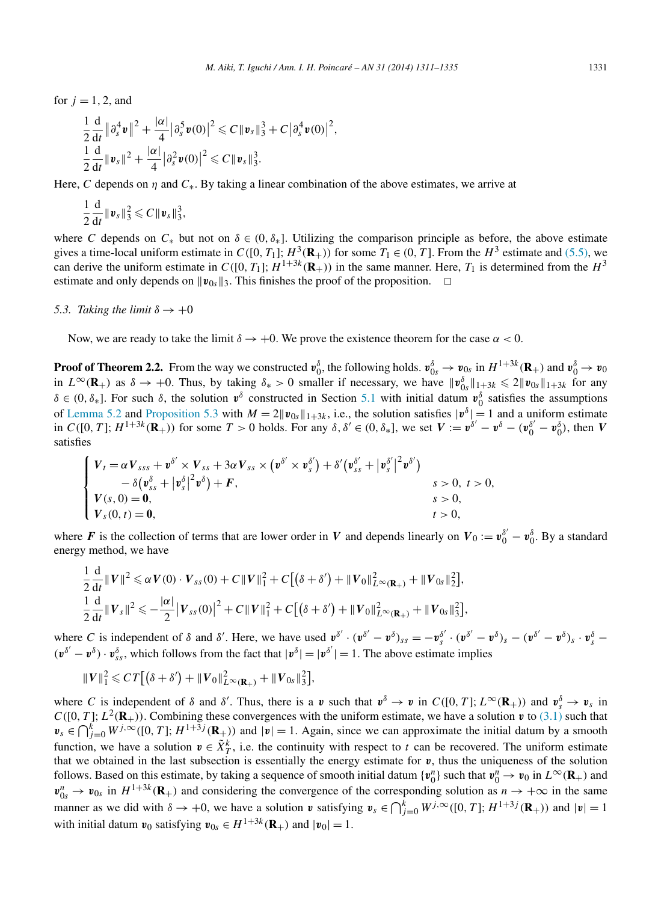for $j = 1, 2$, and

$$\frac{1}{2}\frac{\mathrm{d}}{\mathrm{d}t}\left\|\partial_s^4 \boldsymbol{v}\right\|^2 + \frac{|\alpha|}{4}\left|\partial_s^5 \boldsymbol{v}(0)\right|^2 \leqslant C\|\boldsymbol{v}_s\|_3^3 + C\left|\partial_s^4 \boldsymbol{v}(0)\right|^2,$$

$$\frac{1}{2}\frac{\mathrm{d}}{\mathrm{d}t}\|\boldsymbol{v}_s\|^2 + \frac{|\alpha|}{4}\left|\partial_s^2 \boldsymbol{v}(0)\right|^2 \leqslant C\|\boldsymbol{v}_s\|_3^3.$$

Here, $C$ depends on $\eta$ and $C_*$. By taking a linear combination of the above estimates, we arrive at

$$\frac{1}{2}\frac{\mathrm{d}}{\mathrm{d}t}\|\boldsymbol{v}_s\|_3^2 \leqslant C\|\boldsymbol{v}_s\|_3^3,$$

where $C$ depends on $C_*$ but not on $\delta \in (0, \delta_*]$. Utilizing the comparison principle as before, the above estimate gives a time-local uniform estimate in $C([0, T_1]; H^3(\mathbf{R}_+))$ for some $T_1 \in (0, T]$. From the $H^3$ estimate and (5.5), we can derive the uniform estimate in $C([0, T_1]; H^{1+3k}(\mathbf{R}_+))$ in the same manner. Here, $T_1$ is determined from the $H^3$ estimate and only depends on $\|\boldsymbol{v}_{0s}\|_3$. This finishes the proof of the proposition. $\square$

### 5.3. Taking the limit $\delta \to +0$

Now, we are ready to take the limit $\delta \to +0$. We prove the existence theorem for the case $\alpha < 0$.

**Proof of Theorem 2.2.** From the way we constructed $\boldsymbol{v}_0^\delta$, the following holds. $\boldsymbol{v}_{0s}^\delta \to \boldsymbol{v}_{0s}$ in $H^{1+3k}(\mathbf{R}_+)$ and $\boldsymbol{v}_0^\delta \to \boldsymbol{v}_0$ in $L^\infty(\mathbf{R}_+)$ as $\delta \to +0$. Thus, by taking $\delta_* > 0$ smaller if necessary, we have $\|\boldsymbol{v}_{0s}^\delta\|_{1+3k} \leqslant 2\|\boldsymbol{v}_{0s}\|_{1+3k}$ for any $\delta \in (0, \delta_*]$. For such $\delta$, the solution $\boldsymbol{v}^\delta$ constructed in Section 5.1 with initial datum $\boldsymbol{v}_0^\delta$ satisfies the assumptions of Lemma 5.2 and Proposition 5.3 with $M = 2\|\boldsymbol{v}_{0s}\|_{1+3k}$, i.e., the solution satisfies $|\boldsymbol{v}^\delta| = 1$ and a uniform estimate in $C([0, T]; H^{1+3k}(\mathbf{R}_+))$ for some $T > 0$ holds. For any $\delta, \delta' \in (0, \delta_*]$, we set $\boldsymbol{V} := \boldsymbol{v}^{\delta'} - \boldsymbol{v}^\delta - (\boldsymbol{v}_0^{\delta'} - \boldsymbol{v}_0^\delta)$, then $\boldsymbol{V}$ satisfies

$$\begin{cases} \boldsymbol{V}_t = \alpha \boldsymbol{V}_{sss} + \boldsymbol{v}^{\delta'} \times \boldsymbol{V}_{ss} + 3\alpha \boldsymbol{V}_{ss} \times \left(\boldsymbol{v}^{\delta'} \times \boldsymbol{v}_s^{\delta'}\right) + \delta'\left(\boldsymbol{v}_{ss}^{\delta'} + \left|\boldsymbol{v}_s^{\delta'}\right|^2 \boldsymbol{v}^{\delta'}\right) & \\ \qquad - \delta\left(\boldsymbol{v}_{ss}^\delta + \left|\boldsymbol{v}_s^\delta\right|^2 \boldsymbol{v}^\delta\right) + \boldsymbol{F}, & s > 0,\ t > 0, \\ \boldsymbol{V}(s, 0) = \boldsymbol{0}, & s > 0, \\ \boldsymbol{V}_s(0, t) = \boldsymbol{0}, & t > 0, \end{cases}$$

where $\boldsymbol{F}$ is the collection of terms that are lower order in $\boldsymbol{V}$ and depends linearly on $\boldsymbol{V}_0 := \boldsymbol{v}_0^{\delta'} - \boldsymbol{v}_0^\delta$. By a standard energy method, we have

$$\frac{1}{2}\frac{\mathrm{d}}{\mathrm{d}t}\|\boldsymbol{V}\|^2 \leqslant \alpha \boldsymbol{V}(0) \cdot \boldsymbol{V}_{ss}(0) + C\|\boldsymbol{V}\|_1^2 + C\left[\left(\delta + \delta'\right) + \|\boldsymbol{V}_0\|_{L^\infty(\mathbf{R}_+)}^2 + \|\boldsymbol{V}_{0s}\|_2^2\right],$$

$$\frac{1}{2}\frac{\mathrm{d}}{\mathrm{d}t}\|\boldsymbol{V}_s\|^2 \leqslant -\frac{|\alpha|}{2}\left|\boldsymbol{V}_{ss}(0)\right|^2 + C\|\boldsymbol{V}\|_1^2 + C\left[\left(\delta + \delta'\right) + \|\boldsymbol{V}_0\|_{L^\infty(\mathbf{R}_+)}^2 + \|\boldsymbol{V}_{0s}\|_3^2\right],$$

where $C$ is independent of $\delta$ and $\delta'$. Here, we have used $\boldsymbol{v}^{\delta'} \cdot (\boldsymbol{v}^{\delta'} - \boldsymbol{v}^\delta)_{ss} = -\boldsymbol{v}_s^{\delta'} \cdot (\boldsymbol{v}^{\delta'} - \boldsymbol{v}^\delta)_s - (\boldsymbol{v}^{\delta'} - \boldsymbol{v}^\delta)_s \cdot \boldsymbol{v}_s^\delta - (\boldsymbol{v}^{\delta'} - \boldsymbol{v}^\delta) \cdot \boldsymbol{v}_{ss}^\delta$, which follows from the fact that $|\boldsymbol{v}^\delta| = |\boldsymbol{v}^{\delta'}| = 1$. The above estimate implies

$$\|\boldsymbol{V}\|_1^2 \leqslant CT\left[\left(\delta + \delta'\right) + \|\boldsymbol{V}_0\|_{L^\infty(\mathbf{R}_+)}^2 + \|\boldsymbol{V}_{0s}\|_3^2\right],$$

where $C$ is independent of $\delta$ and $\delta'$. Thus, there is a $\boldsymbol{v}$ such that $\boldsymbol{v}^\delta \to \boldsymbol{v}$ in $C([0, T]; L^\infty(\mathbf{R}_+))$ and $\boldsymbol{v}_s^\delta \to \boldsymbol{v}_s$ in $C([0, T]; L^2(\mathbf{R}_+))$. Combining these convergences with the uniform estimate, we have a solution $\boldsymbol{v}$ to (3.1) such that $\boldsymbol{v}_s \in \bigcap_{j=0}^k W^{j,\infty}([0, T]; H^{1+3j}(\mathbf{R}_+))$ and $|\boldsymbol{v}| = 1$. Again, since we can approximate the initial datum by a smooth function, we have a solution $\boldsymbol{v} \in \tilde{X}_T^k$, i.e. the continuity with respect to $t$ can be recovered. The uniform estimate that we obtained in the last subsection is essentially the energy estimate for $\boldsymbol{v}$, thus the uniqueness of the solution follows. Based on this estimate, by taking a sequence of smooth initial datum $\{\boldsymbol{v}_0^n\}$ such that $\boldsymbol{v}_0^n \to \boldsymbol{v}_0$ in $L^\infty(\mathbf{R}_+)$ and $\boldsymbol{v}_{0s}^n \to \boldsymbol{v}_{0s}$ in $H^{1+3k}(\mathbf{R}_+)$ and considering the convergence of the corresponding solution as $n \to +\infty$ in the same manner as we did with $\delta \to +0$, we have a solution $\boldsymbol{v}$ satisfying $\boldsymbol{v}_s \in \bigcap_{j=0}^k W^{j,\infty}([0, T]; H^{1+3j}(\mathbf{R}_+))$ and $|\boldsymbol{v}| = 1$ with initial datum $\boldsymbol{v}_0$ satisfying $\boldsymbol{v}_{0s} \in H^{1+3k}(\mathbf{R}_+)$ and $|\boldsymbol{v}_0| = 1$.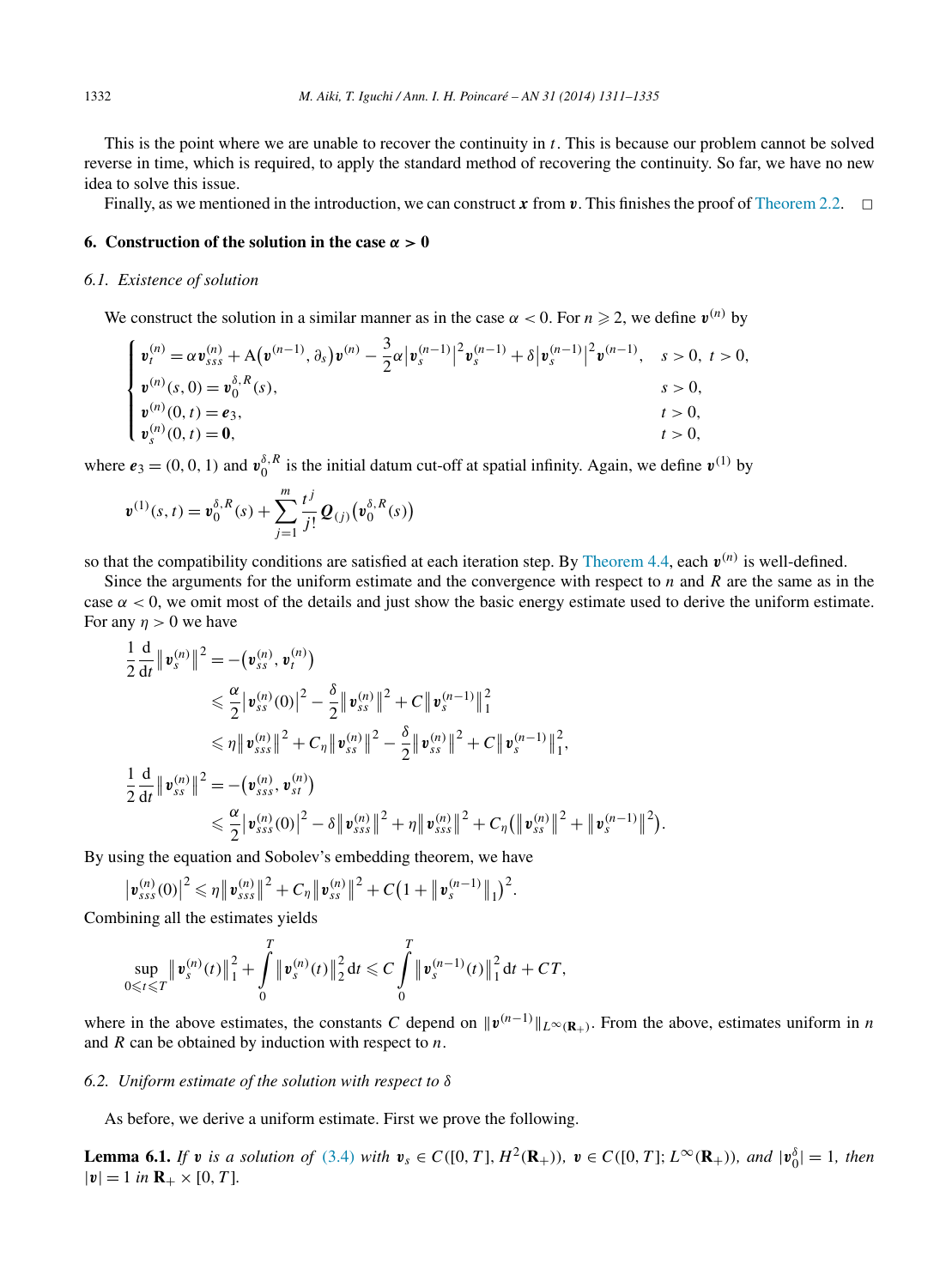This is the point where we are unable to recover the continuity in $t$. This is because our problem cannot be solved reverse in time, which is required, to apply the standard method of recovering the continuity. So far, we have no new idea to solve this issue.

Finally, as we mentioned in the introduction, we can construct $\boldsymbol{x}$ from $\boldsymbol{v}$. This finishes the proof of Theorem 2.2. $\square$

## 6. Construction of the solution in the case $\alpha > 0$

### 6.1. Existence of solution

We construct the solution in a similar manner as in the case $\alpha < 0$. For $n \geqslant 2$, we define $\boldsymbol{v}^{(n)}$ by

$$
\begin{cases}
\boldsymbol{v}_t^{(n)} = \alpha \boldsymbol{v}_{sss}^{(n)} + \mathrm{A}\big(\boldsymbol{v}^{(n-1)}, \partial_s\big)\boldsymbol{v}^{(n)} - \dfrac{3}{2}\alpha \big|\boldsymbol{v}_s^{(n-1)}\big|^2 \boldsymbol{v}_s^{(n-1)} + \delta \big|\boldsymbol{v}_s^{(n-1)}\big|^2 \boldsymbol{v}^{(n-1)}, & s > 0,\ t > 0, \\
\boldsymbol{v}^{(n)}(s, 0) = \boldsymbol{v}_0^{\delta, R}(s), & s > 0, \\
\boldsymbol{v}^{(n)}(0, t) = \boldsymbol{e}_3, & t > 0, \\
\boldsymbol{v}_s^{(n)}(0, t) = \boldsymbol{0}, & t > 0,
\end{cases}
$$

where $\boldsymbol{e}_3 = (0, 0, 1)$ and $\boldsymbol{v}_0^{\delta, R}$ is the initial datum cut-off at spatial infinity. Again, we define $\boldsymbol{v}^{(1)}$ by

$$
\boldsymbol{v}^{(1)}(s, t) = \boldsymbol{v}_0^{\delta, R}(s) + \sum_{j=1}^{m} \frac{t^j}{j!} \boldsymbol{Q}_{(j)}\big(\boldsymbol{v}_0^{\delta, R}(s)\big)
$$

so that the compatibility conditions are satisfied at each iteration step. By Theorem 4.4, each $\boldsymbol{v}^{(n)}$ is well-defined.

Since the arguments for the uniform estimate and the convergence with respect to $n$ and $R$ are the same as in the case $\alpha < 0$, we omit most of the details and just show the basic energy estimate used to derive the uniform estimate. For any $\eta > 0$ we have

$$
\begin{aligned}
\frac{1}{2}\frac{\mathrm{d}}{\mathrm{d}t}\big\|\boldsymbol{v}_s^{(n)}\big\|^2 &= -\big(\boldsymbol{v}_{ss}^{(n)}, \boldsymbol{v}_t^{(n)}\big) \\
&\leqslant \frac{\alpha}{2}\big|\boldsymbol{v}_{ss}^{(n)}(0)\big|^2 - \frac{\delta}{2}\big\|\boldsymbol{v}_{ss}^{(n)}\big\|^2 + C\big\|\boldsymbol{v}_s^{(n-1)}\big\|_1^2 \\
&\leqslant \eta\big\|\boldsymbol{v}_{sss}^{(n)}\big\|^2 + C_\eta\big\|\boldsymbol{v}_{ss}^{(n)}\big\|^2 - \frac{\delta}{2}\big\|\boldsymbol{v}_{ss}^{(n)}\big\|^2 + C\big\|\boldsymbol{v}_s^{(n-1)}\big\|_1^2, \\
\frac{1}{2}\frac{\mathrm{d}}{\mathrm{d}t}\big\|\boldsymbol{v}_{ss}^{(n)}\big\|^2 &= -\big(\boldsymbol{v}_{sss}^{(n)}, \boldsymbol{v}_{st}^{(n)}\big) \\
&\leqslant \frac{\alpha}{2}\big|\boldsymbol{v}_{sss}^{(n)}(0)\big|^2 - \delta\big\|\boldsymbol{v}_{sss}^{(n)}\big\|^2 + \eta\big\|\boldsymbol{v}_{sss}^{(n)}\big\|^2 + C_\eta\big(\big\|\boldsymbol{v}_{ss}^{(n)}\big\|^2 + \big\|\boldsymbol{v}_s^{(n-1)}\big\|^2\big).
\end{aligned}
$$

By using the equation and Sobolev's embedding theorem, we have

$$
\big|\boldsymbol{v}_{sss}^{(n)}(0)\big|^2 \leqslant \eta\big\|\boldsymbol{v}_{sss}^{(n)}\big\|^2 + C_\eta\big\|\boldsymbol{v}_{ss}^{(n)}\big\|^2 + C\big(1 + \big\|\boldsymbol{v}_s^{(n-1)}\big\|_1\big)^2.
$$

Combining all the estimates yields

$$
\sup_{0 \leqslant t \leqslant T}\big\|\boldsymbol{v}_s^{(n)}(t)\big\|_1^2 + \int_0^T \big\|\boldsymbol{v}_s^{(n)}(t)\big\|_2^2\,\mathrm{d}t \leqslant C\int_0^T \big\|\boldsymbol{v}_s^{(n-1)}(t)\big\|_1^2\,\mathrm{d}t + CT,
$$

where in the above estimates, the constants $C$ depend on $\|\boldsymbol{v}^{(n-1)}\|_{L^\infty(\mathbf{R}_+)}$. From the above, estimates uniform in $n$ and $R$ can be obtained by induction with respect to $n$.

### 6.2. Uniform estimate of the solution with respect to $\delta$

As before, we derive a uniform estimate. First we prove the following.

**Lemma 6.1.** *If $\boldsymbol{v}$ is a solution of (3.4) with $\boldsymbol{v}_s \in C([0, T], H^2(\mathbf{R}_+))$, $\boldsymbol{v} \in C([0, T]; L^\infty(\mathbf{R}_+))$, and $|\boldsymbol{v}_0^\delta| = 1$, then $|\boldsymbol{v}| = 1$ in $\mathbf{R}_+ \times [0, T]$.*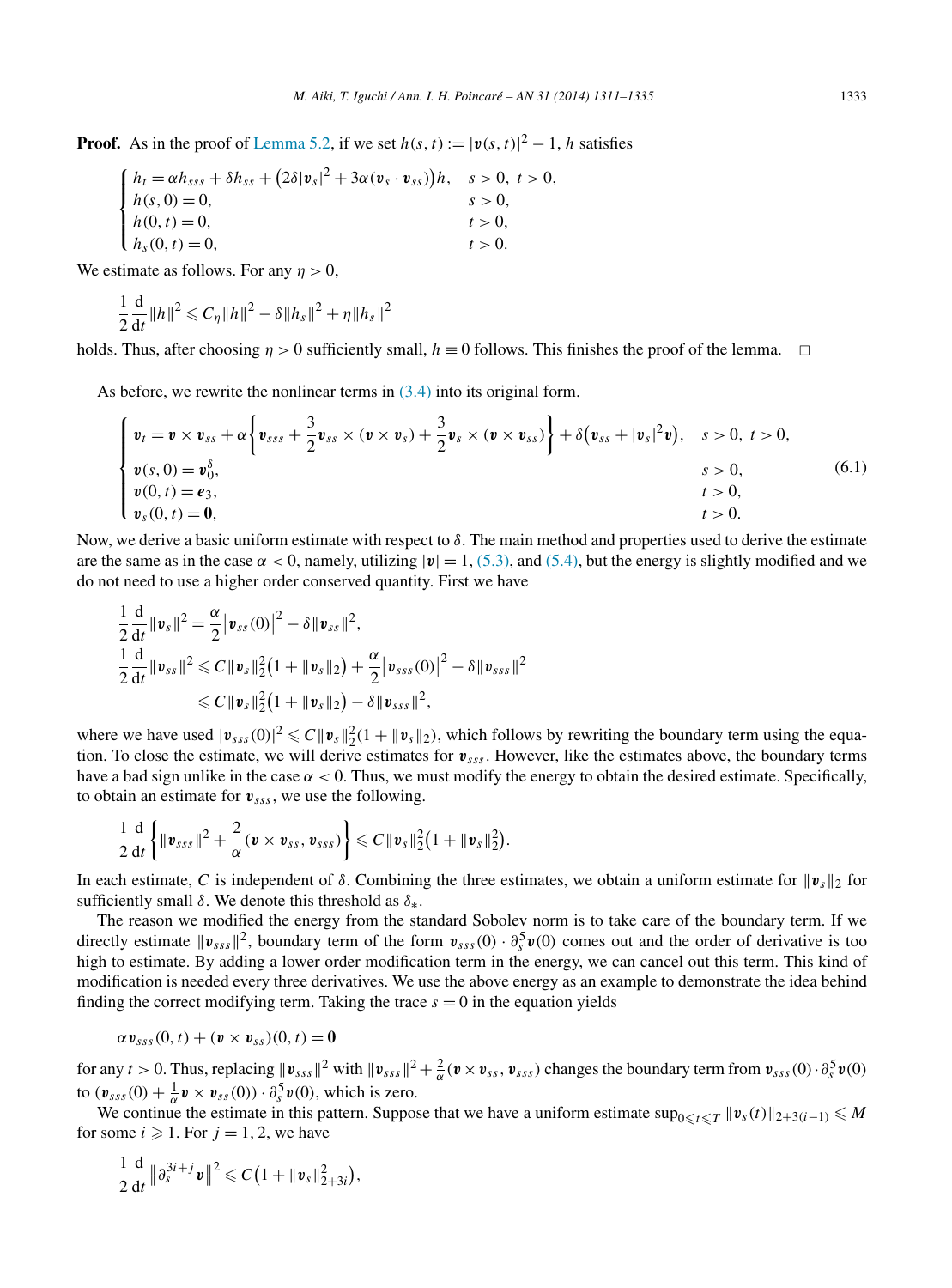**Proof.** As in the proof of Lemma 5.2, if we set $h(s,t) := |\boldsymbol{v}(s,t)|^2 - 1$, $h$ satisfies

$$
\begin{cases}
h_t = \alpha h_{sss} + \delta h_{ss} + \big(2\delta|\boldsymbol{v}_s|^2 + 3\alpha(\boldsymbol{v}_s \cdot \boldsymbol{v}_{ss})\big)h, & s>0,\ t>0,\\
h(s,0) = 0, & s>0,\\
h(0,t) = 0, & t>0,\\
h_s(0,t) = 0, & t>0.
\end{cases}
$$

We estimate as follows. For any $\eta > 0$,

$$
\frac{1}{2}\frac{\mathrm{d}}{\mathrm{d}t}\|h\|^2 \leqslant C_\eta \|h\|^2 - \delta\|h_s\|^2 + \eta\|h_s\|^2
$$

holds. Thus, after choosing $\eta > 0$ sufficiently small, $h \equiv 0$ follows. This finishes the proof of the lemma. $\square$

As before, we rewrite the nonlinear terms in (3.4) into its original form.

$$
\begin{cases}
\boldsymbol{v}_t = \boldsymbol{v} \times \boldsymbol{v}_{ss} + \alpha\Big\{\boldsymbol{v}_{sss} + \frac{3}{2}\boldsymbol{v}_{ss} \times (\boldsymbol{v} \times \boldsymbol{v}_s) + \frac{3}{2}\boldsymbol{v}_s \times (\boldsymbol{v} \times \boldsymbol{v}_{ss})\Big\} + \delta\big(\boldsymbol{v}_{ss} + |\boldsymbol{v}_s|^2\boldsymbol{v}\big), & s>0,\ t>0,\\
\boldsymbol{v}(s,0) = \boldsymbol{v}_0^\delta, & s>0,\\
\boldsymbol{v}(0,t) = \boldsymbol{e}_3, & t>0,\\
\boldsymbol{v}_s(0,t) = \boldsymbol{0}, & t>0.
\end{cases}
\tag{6.1}
$$

Now, we derive a basic uniform estimate with respect to $\delta$. The main method and properties used to derive the estimate are the same as in the case $\alpha < 0$, namely, utilizing $|\boldsymbol{v}| = 1$, (5.3), and (5.4), but the energy is slightly modified and we do not need to use a higher order conserved quantity. First we have

$$
\begin{aligned}
\frac{1}{2}\frac{\mathrm{d}}{\mathrm{d}t}\|\boldsymbol{v}_s\|^2 &= \frac{\alpha}{2}\big|\boldsymbol{v}_{ss}(0)\big|^2 - \delta\|\boldsymbol{v}_{ss}\|^2,\\
\frac{1}{2}\frac{\mathrm{d}}{\mathrm{d}t}\|\boldsymbol{v}_{ss}\|^2 &\leqslant C\|\boldsymbol{v}_s\|_2^2\big(1 + \|\boldsymbol{v}_s\|_2\big) + \frac{\alpha}{2}\big|\boldsymbol{v}_{sss}(0)\big|^2 - \delta\|\boldsymbol{v}_{sss}\|^2\\
&\leqslant C\|\boldsymbol{v}_s\|_2^2\big(1 + \|\boldsymbol{v}_s\|_2\big) - \delta\|\boldsymbol{v}_{sss}\|^2,
\end{aligned}
$$

where we have used $|\boldsymbol{v}_{sss}(0)|^2 \leqslant C\|\boldsymbol{v}_s\|_2^2(1 + \|\boldsymbol{v}_s\|_2)$, which follows by rewriting the boundary term using the equation. To close the estimate, we will derive estimates for $\boldsymbol{v}_{sss}$. However, like the estimates above, the boundary terms have a bad sign unlike in the case $\alpha < 0$. Thus, we must modify the energy to obtain the desired estimate. Specifically, to obtain an estimate for $\boldsymbol{v}_{sss}$, we use the following.

$$
\frac{1}{2}\frac{\mathrm{d}}{\mathrm{d}t}\Big\{\|\boldsymbol{v}_{sss}\|^2 + \frac{2}{\alpha}(\boldsymbol{v} \times \boldsymbol{v}_{ss}, \boldsymbol{v}_{sss})\Big\} \leqslant C\|\boldsymbol{v}_s\|_2^2\big(1 + \|\boldsymbol{v}_s\|_2^2\big).
$$

In each estimate, $C$ is independent of $\delta$. Combining the three estimates, we obtain a uniform estimate for $\|\boldsymbol{v}_s\|_2$ for sufficiently small $\delta$. We denote this threshold as $\delta_*$.

The reason we modified the energy from the standard Sobolev norm is to take care of the boundary term. If we directly estimate $\|\boldsymbol{v}_{sss}\|^2$, boundary term of the form $\boldsymbol{v}_{sss}(0) \cdot \partial_s^5\boldsymbol{v}(0)$ comes out and the order of derivative is too high to estimate. By adding a lower order modification term in the energy, we can cancel out this term. This kind of modification is needed every three derivatives. We use the above energy as an example to demonstrate the idea behind finding the correct modifying term. Taking the trace $s = 0$ in the equation yields

$$
\alpha\boldsymbol{v}_{sss}(0,t) + (\boldsymbol{v} \times \boldsymbol{v}_{ss})(0,t) = \boldsymbol{0}
$$

for any $t > 0$. Thus, replacing $\|\boldsymbol{v}_{sss}\|^2$ with $\|\boldsymbol{v}_{sss}\|^2 + \frac{2}{\alpha}(\boldsymbol{v} \times \boldsymbol{v}_{ss}, \boldsymbol{v}_{sss})$ changes the boundary term from $\boldsymbol{v}_{sss}(0) \cdot \partial_s^5\boldsymbol{v}(0)$ to $(\boldsymbol{v}_{sss}(0) + \frac{1}{\alpha}\boldsymbol{v} \times \boldsymbol{v}_{ss}(0)) \cdot \partial_s^5\boldsymbol{v}(0)$, which is zero.

We continue the estimate in this pattern. Suppose that we have a uniform estimate $\sup_{0 \leqslant t \leqslant T}\|\boldsymbol{v}_s(t)\|_{2+3(i-1)} \leqslant M$ for some $i \geqslant 1$. For $j = 1, 2$, we have

$$
\frac{1}{2}\frac{\mathrm{d}}{\mathrm{d}t}\big\|\partial_s^{3i+j}\boldsymbol{v}\big\|^2 \leqslant C\big(1 + \|\boldsymbol{v}_s\|_{2+3i}^2\big),
$$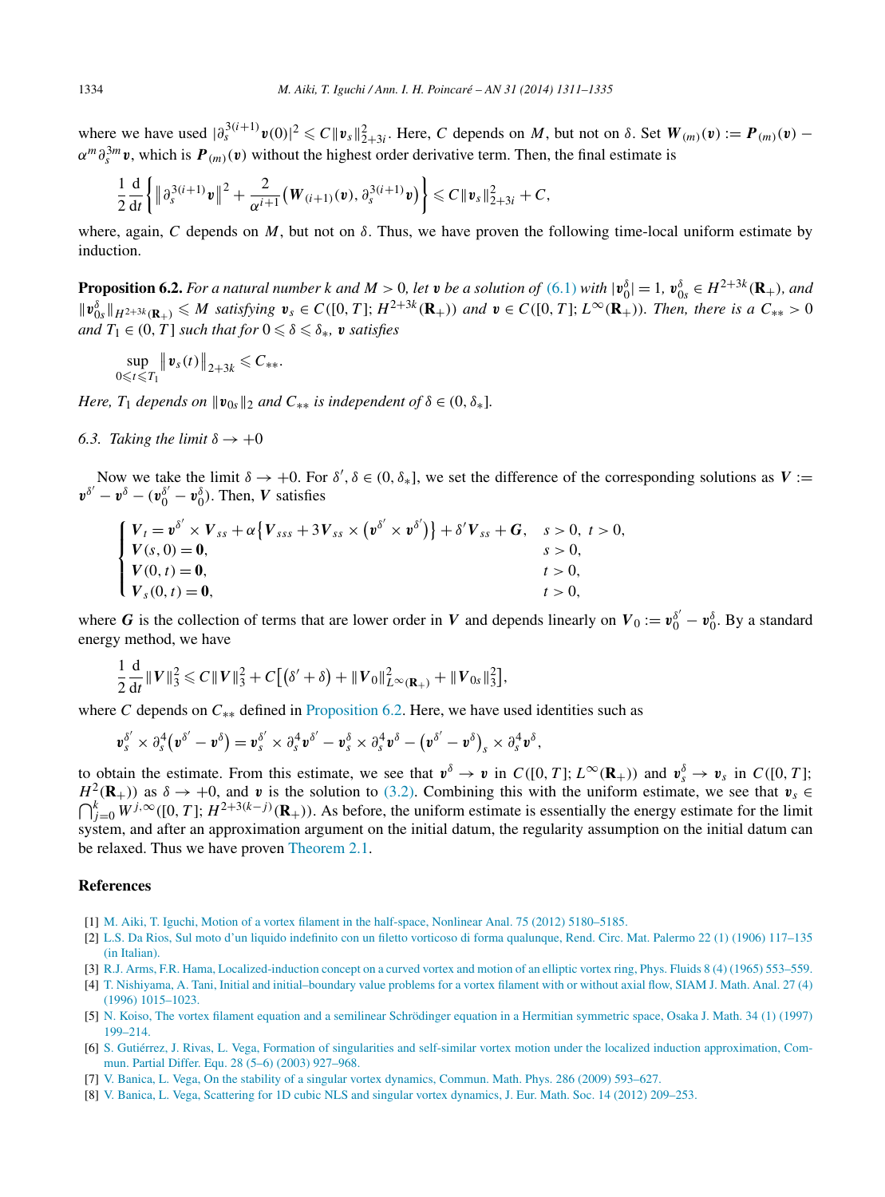where we have used $|\partial_s^{3(i+1)}\boldsymbol{v}(0)|^2 \leqslant C\|\boldsymbol{v}_s\|_{2+3i}^2$. Here, $C$ depends on $M$, but not on $\delta$. Set $\boldsymbol{W}_{(m)}(\boldsymbol{v}) := \boldsymbol{P}_{(m)}(\boldsymbol{v}) - \alpha^m\partial_s^{3m}\boldsymbol{v}$, which is $\boldsymbol{P}_{(m)}(\boldsymbol{v})$ without the highest order derivative term. Then, the final estimate is

$$\frac{1}{2}\frac{\mathrm{d}}{\mathrm{d}t}\left\{\left\|\partial_s^{3(i+1)}\boldsymbol{v}\right\|^2 + \frac{2}{\alpha^{i+1}}\left(\boldsymbol{W}_{(i+1)}(\boldsymbol{v}), \partial_s^{3(i+1)}\boldsymbol{v}\right)\right\} \leqslant C\|\boldsymbol{v}_s\|_{2+3i}^2 + C,$$

where, again, $C$ depends on $M$, but not on $\delta$. Thus, we have proven the following time-local uniform estimate by induction.

**Proposition 6.2.** *For a natural number $k$ and $M > 0$, let $\boldsymbol{v}$ be a solution of (6.1) with $|\boldsymbol{v}_0^\delta| = 1$, $\boldsymbol{v}_{0s}^\delta \in H^{2+3k}(\mathbf{R}_+)$, and $\|\boldsymbol{v}_{0s}^\delta\|_{H^{2+3k}(\mathbf{R}_+)} \leqslant M$ satisfying $\boldsymbol{v}_s \in C([0,T]; H^{2+3k}(\mathbf{R}_+))$ and $\boldsymbol{v} \in C([0,T]; L^\infty(\mathbf{R}_+))$. Then, there is a $C_{**} > 0$ and $T_1 \in (0,T]$ such that for $0 \leqslant \delta \leqslant \delta_*$, $\boldsymbol{v}$ satisfies*

$$\sup_{0\leqslant t\leqslant T_1}\left\|\boldsymbol{v}_s(t)\right\|_{2+3k} \leqslant C_{**}.$$

*Here, $T_1$ depends on $\|\boldsymbol{v}_{0s}\|_2$ and $C_{**}$ is independent of $\delta \in (0, \delta_*]$.*

### 6.3. Taking the limit $\delta \to +0$

Now we take the limit $\delta \to +0$. For $\delta', \delta \in (0, \delta_*]$, we set the difference of the corresponding solutions as $\boldsymbol{V} := \boldsymbol{v}^{\delta'} - \boldsymbol{v}^\delta - (\boldsymbol{v}_0^{\delta'} - \boldsymbol{v}_0^\delta)$. Then, $\boldsymbol{V}$ satisfies

$$\begin{cases} \boldsymbol{V}_t = \boldsymbol{v}^{\delta'} \times \boldsymbol{V}_{ss} + \alpha\left\{\boldsymbol{V}_{sss} + 3\boldsymbol{V}_{ss} \times \left(\boldsymbol{v}^{\delta'} \times \boldsymbol{v}^{\delta'}\right)\right\} + \delta'\boldsymbol{V}_{ss} + \boldsymbol{G}, & s > 0,\ t > 0, \\ \boldsymbol{V}(s,0) = \boldsymbol{0}, & s > 0, \\ \boldsymbol{V}(0,t) = \boldsymbol{0}, & t > 0, \\ \boldsymbol{V}_s(0,t) = \boldsymbol{0}, & t > 0, \end{cases}$$

where $\boldsymbol{G}$ is the collection of terms that are lower order in $\boldsymbol{V}$ and depends linearly on $\boldsymbol{V}_0 := \boldsymbol{v}_0^{\delta'} - \boldsymbol{v}_0^\delta$. By a standard energy method, we have

$$\frac{1}{2}\frac{\mathrm{d}}{\mathrm{d}t}\|\boldsymbol{V}\|_3^2 \leqslant C\|\boldsymbol{V}\|_3^2 + C\left[\left(\delta' + \delta\right) + \|\boldsymbol{V}_0\|_{L^\infty(\mathbf{R}_+)}^2 + \|\boldsymbol{V}_{0s}\|_3^2\right],$$

where $C$ depends on $C_{**}$ defined in Proposition 6.2. Here, we have used identities such as

$$\boldsymbol{v}_s^{\delta'} \times \partial_s^4\left(\boldsymbol{v}^{\delta'} - \boldsymbol{v}^\delta\right) = \boldsymbol{v}_s^{\delta'} \times \partial_s^4\boldsymbol{v}^{\delta'} - \boldsymbol{v}_s^\delta \times \partial_s^4\boldsymbol{v}^\delta - \left(\boldsymbol{v}^{\delta'} - \boldsymbol{v}^\delta\right)_s \times \partial_s^4\boldsymbol{v}^\delta,$$

to obtain the estimate. From this estimate, we see that $\boldsymbol{v}^\delta \to \boldsymbol{v}$ in $C([0,T]; L^\infty(\mathbf{R}_+))$ and $\boldsymbol{v}_s^\delta \to \boldsymbol{v}_s$ in $C([0,T]; H^2(\mathbf{R}_+))$ as $\delta \to +0$, and $\boldsymbol{v}$ is the solution to (3.2). Combining this with the uniform estimate, we see that $\boldsymbol{v}_s \in \bigcap_{j=0}^k W^{j,\infty}([0,T]; H^{2+3(k-j)}(\mathbf{R}_+))$. As before, the uniform estimate is essentially the energy estimate for the limit system, and after an approximation argument on the initial datum, the regularity assumption on the initial datum can be relaxed. Thus we have proven Theorem 2.1.

## References

[1] M. Aiki, T. Iguchi, Motion of a vortex filament in the half-space, Nonlinear Anal. 75 (2012) 5180–5185.

[2] L.S. Da Rios, Sul moto d'un liquido indefinito con un filetto vorticoso di forma qualunque, Rend. Circ. Mat. Palermo 22 (1) (1906) 117–135 (in Italian).

[3] R.J. Arms, F.R. Hama, Localized-induction concept on a curved vortex and motion of an elliptic vortex ring, Phys. Fluids 8 (4) (1965) 553–559.

[4] T. Nishiyama, A. Tani, Initial and initial–boundary value problems for a vortex filament with or without axial flow, SIAM J. Math. Anal. 27 (4) (1996) 1015–1023.

[5] N. Koiso, The vortex filament equation and a semilinear Schrödinger equation in a Hermitian symmetric space, Osaka J. Math. 34 (1) (1997) 199–214.

[6] S. Gutiérrez, J. Rivas, L. Vega, Formation of singularities and self-similar vortex motion under the localized induction approximation, Commun. Partial Differ. Equ. 28 (5–6) (2003) 927–968.

[7] V. Banica, L. Vega, On the stability of a singular vortex dynamics, Commun. Math. Phys. 286 (2009) 593–627.

[8] V. Banica, L. Vega, Scattering for 1D cubic NLS and singular vortex dynamics, J. Eur. Math. Soc. 14 (2012) 209–253.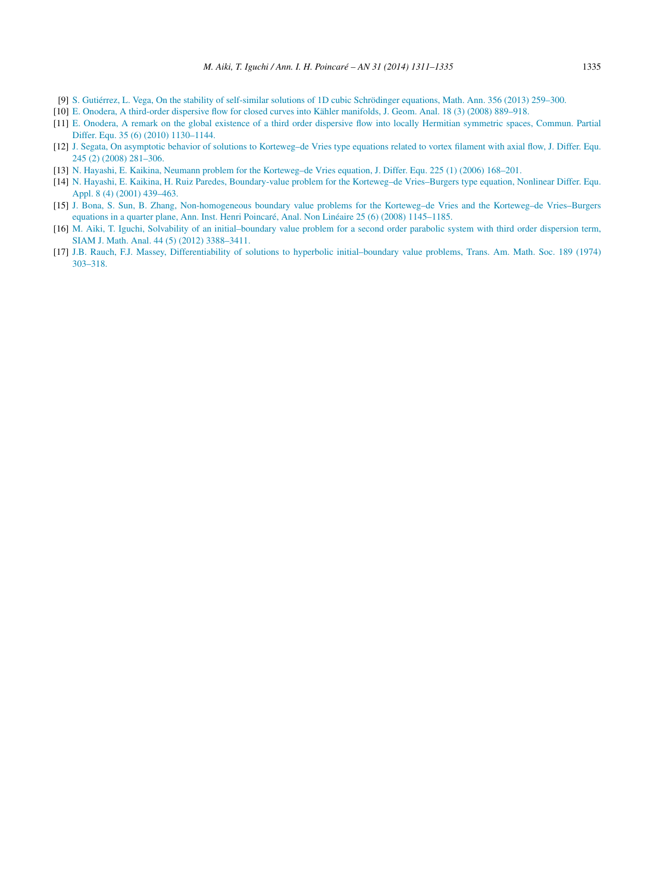[9] S. Gutiérrez, L. Vega, On the stability of self-similar solutions of 1D cubic Schrödinger equations, Math. Ann. 356 (2013) 259–300.
[10] E. Onodera, A third-order dispersive flow for closed curves into Kähler manifolds, J. Geom. Anal. 18 (3) (2008) 889–918.
[11] E. Onodera, A remark on the global existence of a third order dispersive flow into locally Hermitian symmetric spaces, Commun. Partial Differ. Equ. 35 (6) (2010) 1130–1144.
[12] J. Segata, On asymptotic behavior of solutions to Korteweg–de Vries type equations related to vortex filament with axial flow, J. Differ. Equ. 245 (2) (2008) 281–306.
[13] N. Hayashi, E. Kaikina, Neumann problem for the Korteweg–de Vries equation, J. Differ. Equ. 225 (1) (2006) 168–201.
[14] N. Hayashi, E. Kaikina, H. Ruiz Paredes, Boundary-value problem for the Korteweg–de Vries–Burgers type equation, Nonlinear Differ. Equ. Appl. 8 (4) (2001) 439–463.
[15] J. Bona, S. Sun, B. Zhang, Non-homogeneous boundary value problems for the Korteweg–de Vries and the Korteweg–de Vries–Burgers equations in a quarter plane, Ann. Inst. Henri Poincaré, Anal. Non Linéaire 25 (6) (2008) 1145–1185.
[16] M. Aiki, T. Iguchi, Solvability of an initial–boundary value problem for a second order parabolic system with third order dispersion term, SIAM J. Math. Anal. 44 (5) (2012) 3388–3411.
[17] J.B. Rauch, F.J. Massey, Differentiability of solutions to hyperbolic initial–boundary value problems, Trans. Am. Math. Soc. 189 (1974) 303–318.